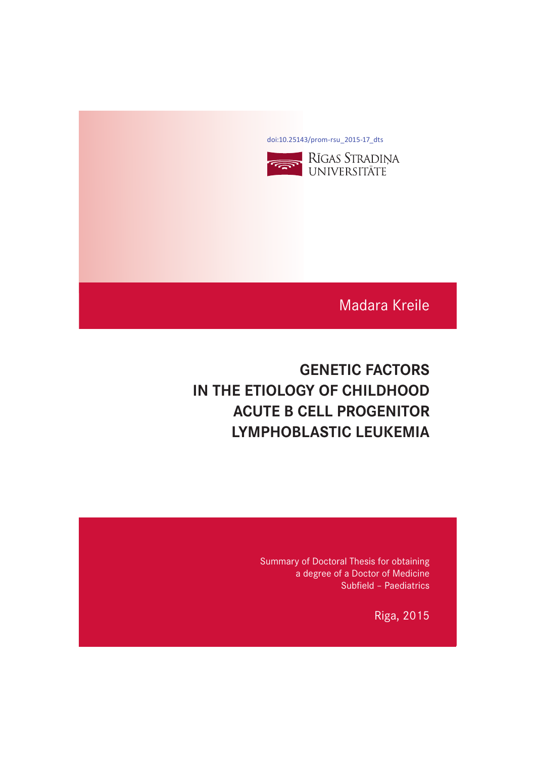doi:10.25143/prom-rsu_2015-17_dts

RĪGAS STRADIŅA UNIVERSITĀTE

Madara Kreile

# GENETIC FACTORS IN THE ETIOLOGY OF CHILDHOOD ACUTE B CELL PROGENITOR LYMPHOBLASTIC LEUKEMIA

Summary of Doctoral Thesis for obtaining a degree of a Doctor of Medicine
Subfield – Paediatrics

Riga, 2015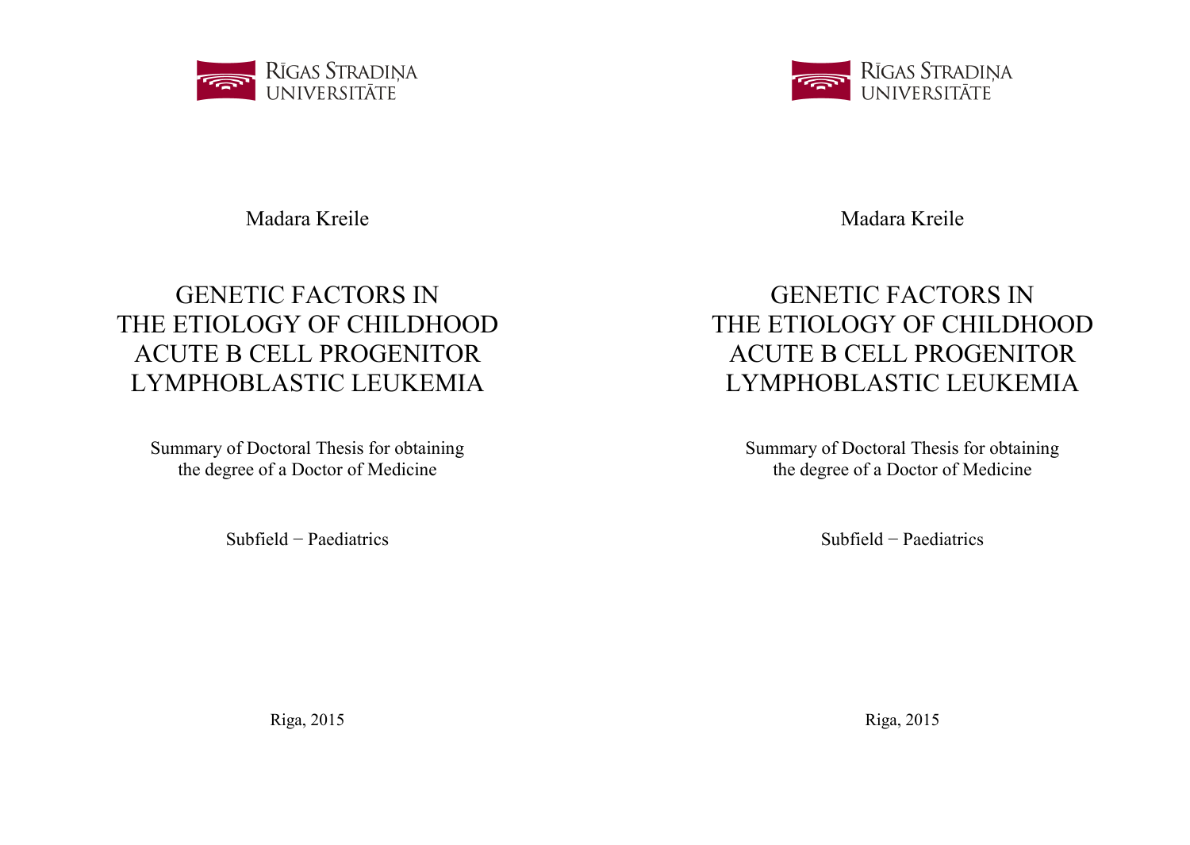RĪGAS STRADIŅA UNIVERSITĀTE

Madara Kreile

# GENETIC FACTORS IN THE ETIOLOGY OF CHILDHOOD ACUTE B CELL PROGENITOR LYMPHOBLASTIC LEUKEMIA

Summary of Doctoral Thesis for obtaining the degree of a Doctor of Medicine

Subfield − Paediatrics

Riga, 2015

RĪGAS STRADIŅA UNIVERSITĀTE

Madara Kreile

# GENETIC FACTORS IN THE ETIOLOGY OF CHILDHOOD ACUTE B CELL PROGENITOR LYMPHOBLASTIC LEUKEMIA

Summary of Doctoral Thesis for obtaining the degree of a Doctor of Medicine

Subfield − Paediatrics

Riga, 2015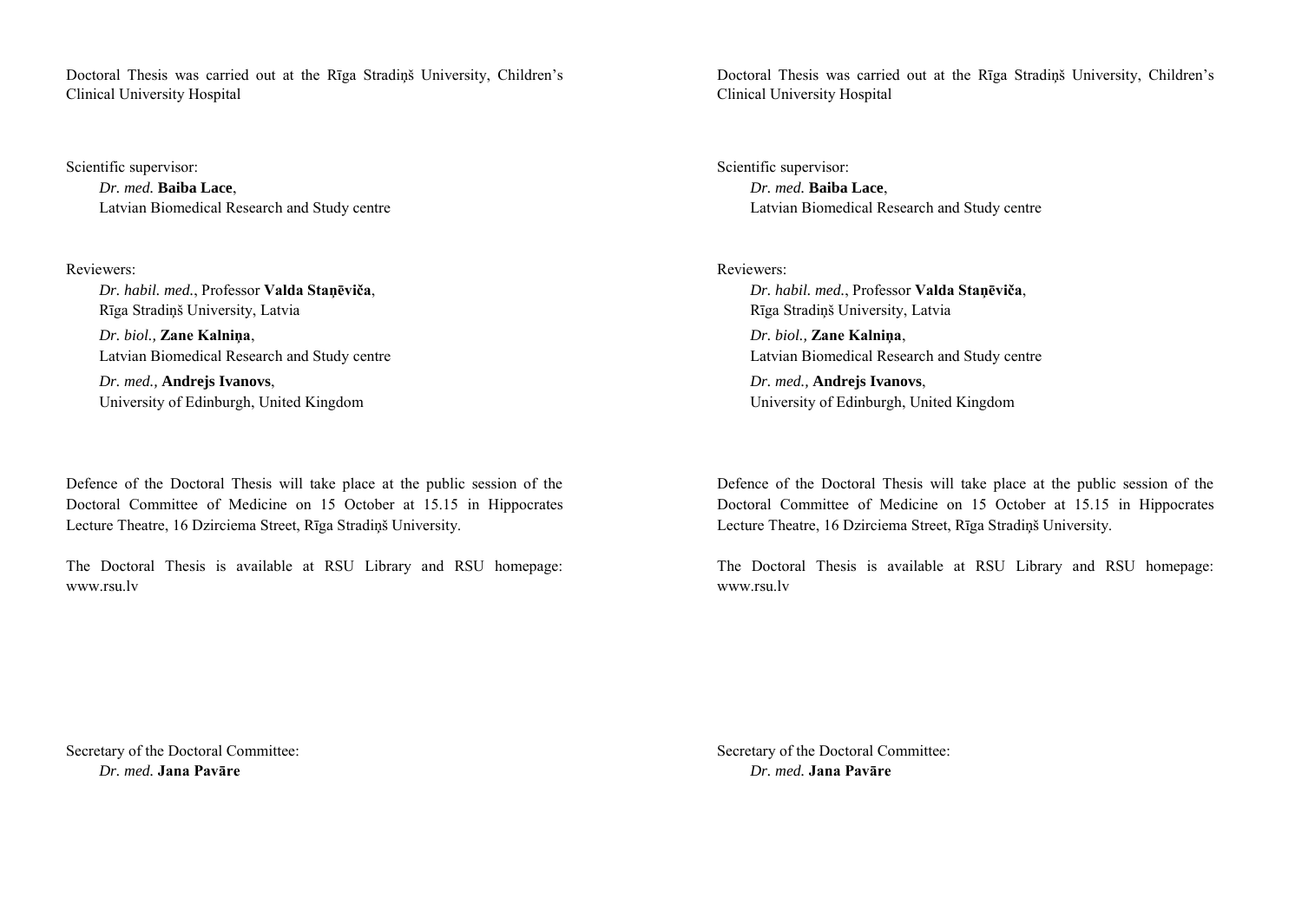Doctoral Thesis was carried out at the Rīga Stradiņš University, Children's Clinical University Hospital

Scientific supervisor:
*Dr. med.* **Baiba Lace**,
Latvian Biomedical Research and Study centre

Reviewers:
*Dr. habil. med.*, Professor **Valda Staņēviča**,
Rīga Stradiņš University, Latvia

*Dr. biol.,* **Zane Kalniņa**,
Latvian Biomedical Research and Study centre

*Dr. med.,* **Andrejs Ivanovs**,
University of Edinburgh, United Kingdom

Defence of the Doctoral Thesis will take place at the public session of the Doctoral Committee of Medicine on 15 October at 15.15 in Hippocrates Lecture Theatre, 16 Dzirciema Street, Rīga Stradiņš University.

The Doctoral Thesis is available at RSU Library and RSU homepage: www.rsu.lv

Secretary of the Doctoral Committee:
*Dr. med.* **Jana Pavāre**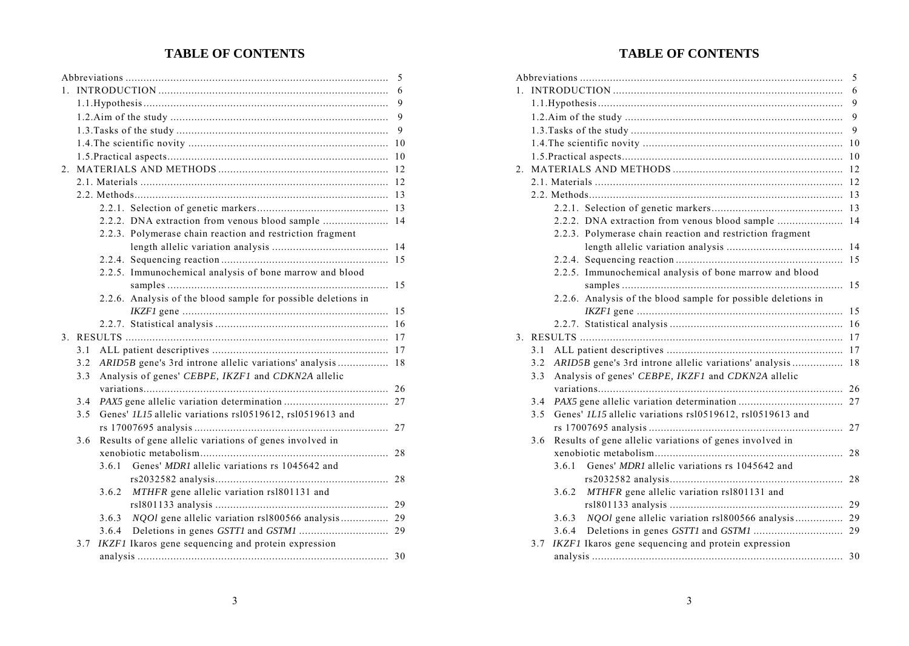# TABLE OF CONTENTS

Abbreviations ........................................................................................ 5
1. INTRODUCTION ............................................................................. 6
   1.1.Hypothesis .................................................................................. 9
   1.2.Aim of the study ......................................................................... 9
   1.3.Tasks of the study ....................................................................... 9
   1.4.The scientific novity ................................................................... 10
   1.5.Practical aspects .......................................................................... 10
2. MATERIALS AND METHODS ......................................................... 12
   2.1. Materials ................................................................................... 12
   2.2. Methods ..................................................................................... 13
      2.2.1. Selection of genetic markers ............................................ 13
      2.2.2. DNA extraction from venous blood sample ...................... 14
      2.2.3. Polymerase chain reaction and restriction fragment length allelic variation analysis ....................................... 14
      2.2.4. Sequencing reaction ......................................................... 15
      2.2.5. Immunochemical analysis of bone marrow and blood samples ........................................................................... 15
      2.2.6. Analysis of the blood sample for possible deletions in *IKZF1* gene ...................................................................... 15
      2.2.7. Statistical analysis ........................................................... 16
3. RESULTS ........................................................................................ 17
   3.1 ALL patient descriptives ........................................................... 17
   3.2 *ARID5B* gene's 3rd introne allelic variations' analysis ................. 18
   3.3 Analysis of genes' *CEBPE, IKZF1* and *CDKN2A* allelic variations .................................................................................. 26
   3.4 *PAX5* gene allelic variation determination ................................... 27
   3.5 Genes' *1L15* allelic variations rsl0519612, rsl0519613 and rs 17007695 analysis ................................................................. 27
   3.6 Results of gene allelic variations of genes involved in xenobiotic metabolism ............................................................... 28
      3.6.1 Genes' *MDR1* allelic variations rs 1045642 and rs2032582 analysis ........................................................... 28
      3.6.2 *MTHFR* gene allelic variation rsl801131 and rsl801133 analysis ........................................................... 29
      3.6.3 *NQOl* gene allelic variation rsl800566 analysis ................ 29
      3.6.4 Deletions in genes *GSTT1* and *GSTM1* .............................. 29
   3.7 *IKZF1* Ikaros gene sequencing and protein expression analysis .................................................................................... 30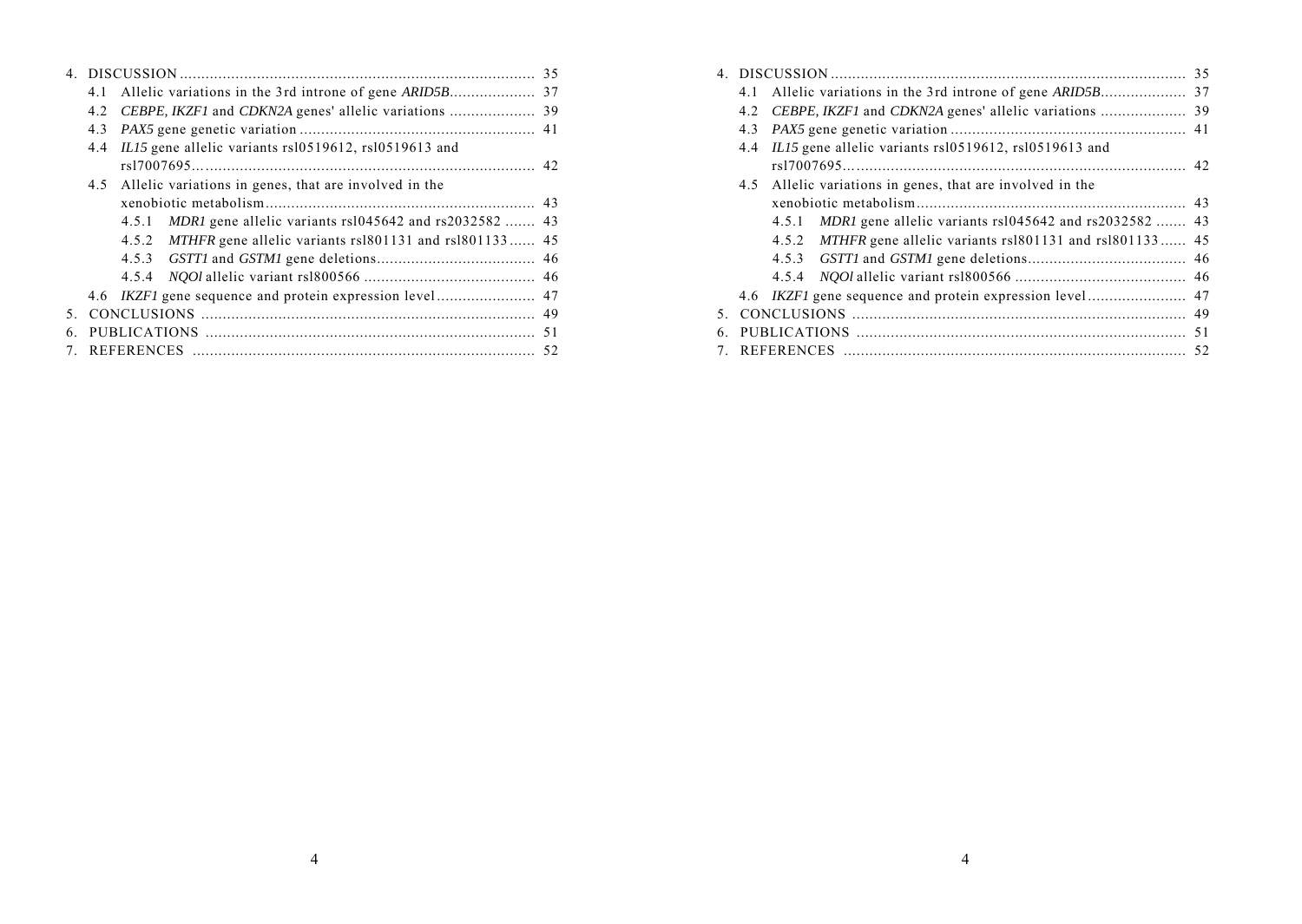4. DISCUSSION .................................................................................. 35
   - 4.1 Allelic variations in the 3rd introne of gene *ARID5B*.................... 37
   - 4.2 *CEBPE, IKZF1* and *CDKN2A* genes' allelic variations .................... 39
   - 4.3 *PAX5* gene genetic variation ....................................................... 41
   - 4.4 *IL15* gene allelic variants rsl0519612, rsl0519613 and rsl7007695................................................................................ 42
   - 4.5 Allelic variations in genes, that are involved in the xenobiotic metabolism............................................................... 43
     - 4.5.1 *MDR1* gene allelic variants rsl045642 and rs2032582 ....... 43
     - 4.5.2 *MTHFR* gene allelic variants rsl801131 and rsl801133...... 45
     - 4.5.3 *GSTT1* and *GSTM1* gene deletions..................................... 46
     - 4.5.4 *NQOl* allelic variant rsl800566 ........................................ 46
   - 4.6 *IKZF1* gene sequence and protein expression level....................... 47

5. CONCLUSIONS ............................................................................. 49

6. PUBLICATIONS ............................................................................ 51

7. REFERENCES ............................................................................... 52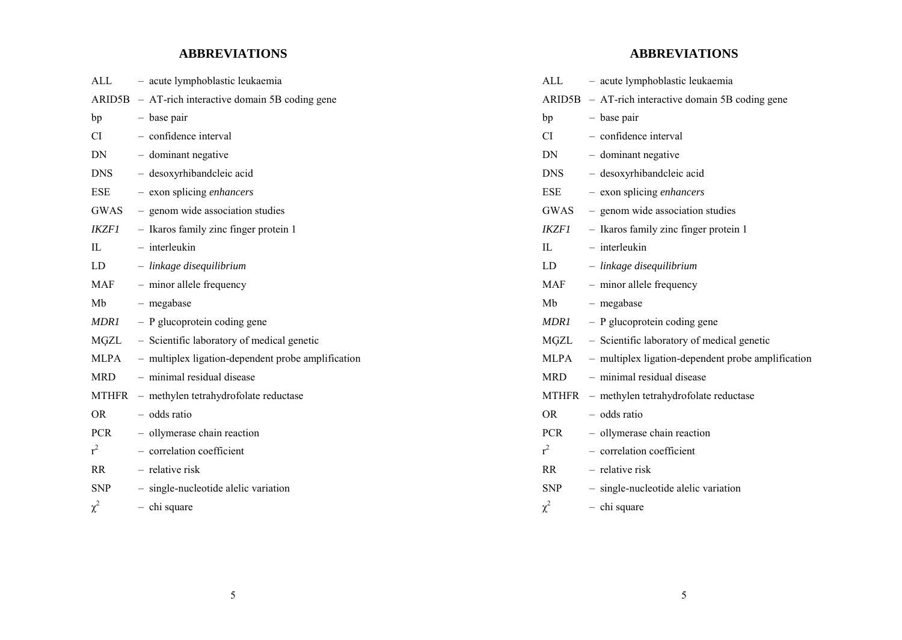## ABBREVIATIONS

ALL – acute lymphoblastic leukaemia
ARID5B – AT-rich interactive domain 5B coding gene
bp – base pair
CI – confidence interval
DN – dominant negative
DNS – desoxyrhibandcleic acid
ESE – exon splicing *enhancers*
GWAS – genom wide association studies
*IKZF1* – Ikaros family zinc finger protein 1
IL – interleukin
LD – *linkage disequilibrium*
MAF – minor allele frequency
Mb – megabase
*MDR1* – P glucoprotein coding gene
MĢZL – Scientific laboratory of medical genetic
MLPA – multiplex ligation-dependent probe amplification
MRD – minimal residual disease
MTHFR – methylen tetrahydrofolate reductase
OR – odds ratio
PCR – ollymerase chain reaction
$r^2$ – correlation coefficient
RR – relative risk
SNP – single-nucleotide alelic variation
$\chi^2$ – chi square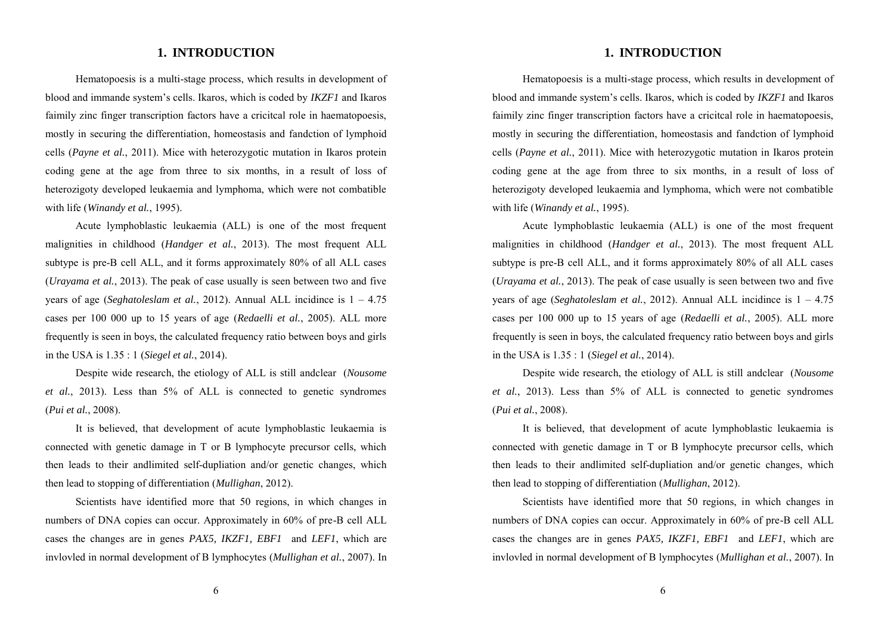# 1. INTRODUCTION

Hematopoesis is a multi-stage process, which results in development of blood and immande system's cells. Ikaros, which is coded by *IKZF1* and Ikaros faimily zinc finger transcription factors have a cricitcal role in haematopoesis, mostly in securing the differentiation, homeostasis and fandction of lymphoid cells (*Payne et al.*, 2011). Mice with heterozygotic mutation in Ikaros protein coding gene at the age from three to six months, in a result of loss of heterozigoty developed leukaemia and lymphoma, which were not combatible with life (*Winandy et al.*, 1995).

Acute lymphoblastic leukaemia (ALL) is one of the most frequent malignities in childhood (*Handger et al.*, 2013). The most frequent ALL subtype is pre-B cell ALL, and it forms approximately 80% of all ALL cases (*Urayama et al.*, 2013). The peak of case usually is seen between two and five years of age (*Seghatoleslam et al.*, 2012). Annual ALL incidince is 1 – 4.75 cases per 100 000 up to 15 years of age (*Redaelli et al.*, 2005). ALL more frequently is seen in boys, the calculated frequency ratio between boys and girls in the USA is 1.35 : 1 (*Siegel et al.*, 2014).

Despite wide research, the etiology of ALL is still andclear (*Nousome et al.*, 2013). Less than 5% of ALL is connected to genetic syndromes (*Pui et al.*, 2008).

It is believed, that development of acute lymphoblastic leukaemia is connected with genetic damage in T or B lymphocyte precursor cells, which then leads to their andlimited self-dupliation and/or genetic changes, which then lead to stopping of differentiation (*Mullighan*, 2012).

Scientists have identified more that 50 regions, in which changes in numbers of DNA copies can occur. Approximately in 60% of pre-B cell ALL cases the changes are in genes *PAX5, IKZF1, EBF1* and *LEF1*, which are invlovled in normal development of B lymphocytes (*Mullighan et al.*, 2007). In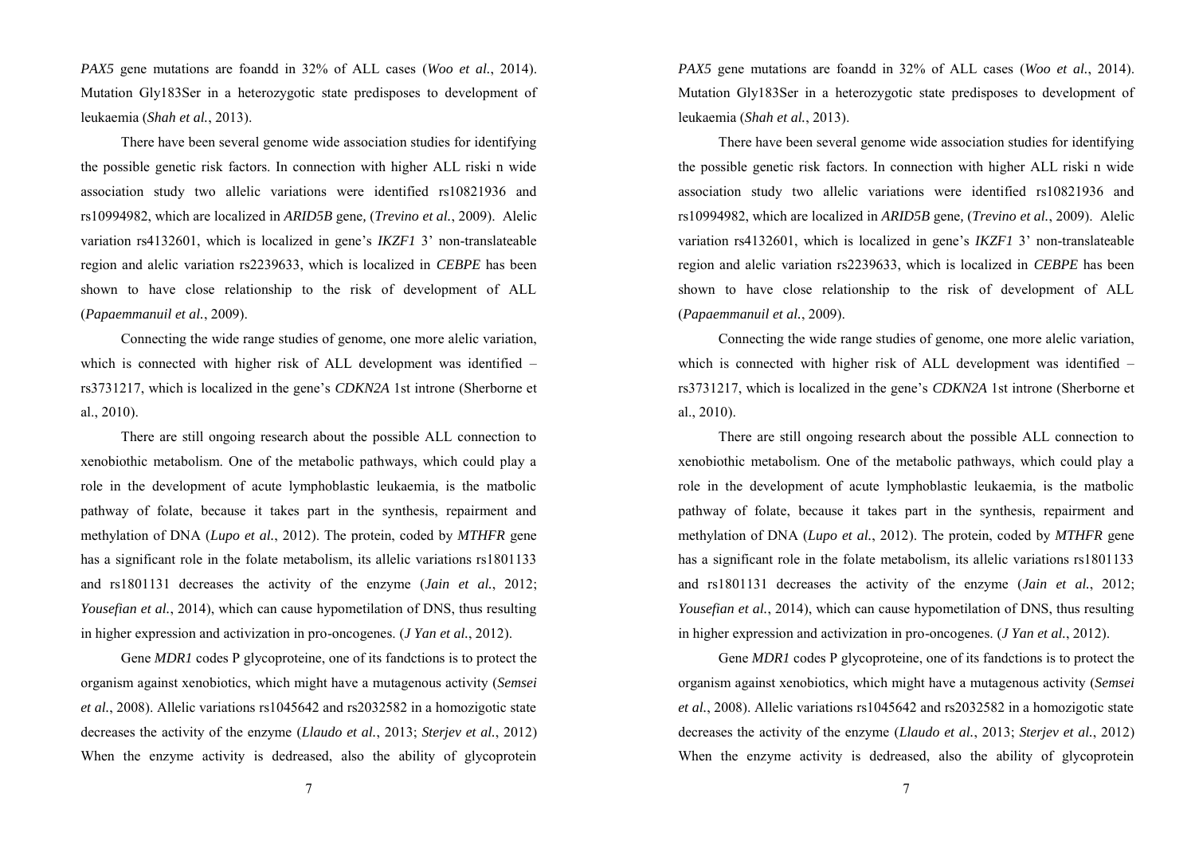*PAX5* gene mutations are foandd in 32% of ALL cases (*Woo et al.*, 2014). Mutation Gly183Ser in a heterozygotic state predisposes to development of leukaemia (*Shah et al.*, 2013).

There have been several genome wide association studies for identifying the possible genetic risk factors. In connection with higher ALL riski n wide association study two allelic variations were identified rs10821936 and rs10994982, which are localized in *ARID5B* gene, (*Trevino et al.*, 2009). Alelic variation rs4132601, which is localized in gene's *IKZF1* 3' non-translateable region and alelic variation rs2239633, which is localized in *CEBPE* has been shown to have close relationship to the risk of development of ALL (*Papaemmanuil et al.*, 2009).

Connecting the wide range studies of genome, one more alelic variation, which is connected with higher risk of ALL development was identified – rs3731217, which is localized in the gene's *CDKN2A* 1st introne (Sherborne et al., 2010).

There are still ongoing research about the possible ALL connection to xenobiothic metabolism. One of the metabolic pathways, which could play a role in the development of acute lymphoblastic leukaemia, is the matbolic pathway of folate, because it takes part in the synthesis, repairment and methylation of DNA (*Lupo et al.*, 2012). The protein, coded by *MTHFR* gene has a significant role in the folate metabolism, its allelic variations rs1801133 and rs1801131 decreases the activity of the enzyme (*Jain et al.*, 2012; *Yousefian et al.*, 2014), which can cause hypometilation of DNS, thus resulting in higher expression and activization in pro-oncogenes. (*J Yan et al.*, 2012).

Gene *MDR1* codes P glycoproteine, one of its fandctions is to protect the organism against xenobiotics, which might have a mutagenous activity (*Semsei et al.*, 2008). Allelic variations rs1045642 and rs2032582 in a homozigotic state decreases the activity of the enzyme (*Llaudo et al.*, 2013; *Sterjev et al.*, 2012) When the enzyme activity is dedreased, also the ability of glycoprotein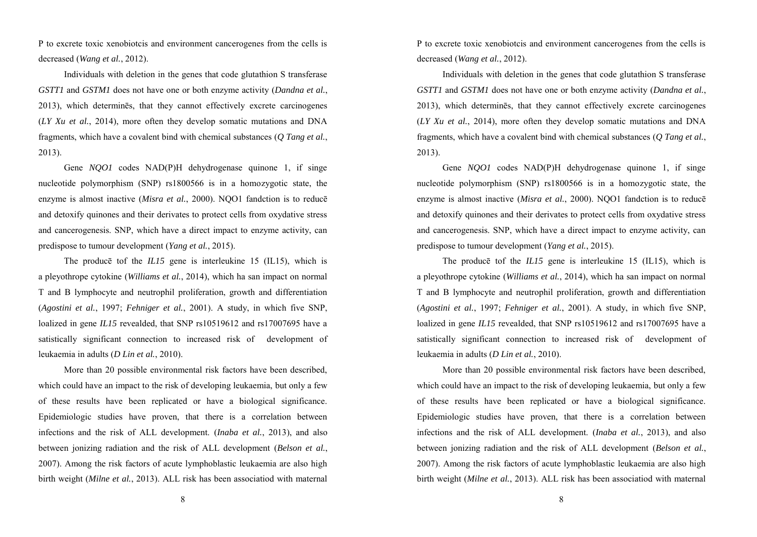P to excrete toxic xenobiotcis and environment cancerogenes from the cells is decreased (*Wang et al.*, 2012).

Individuals with deletion in the genes that code glutathion S transferase *GSTT1* and *GSTM1* does not have one or both enzyme activity (*Dandna et al.*, 2013), which determinēs, that they cannot effectively excrete carcinogenes (*LY Xu et al.*, 2014), more often they develop somatic mutations and DNA fragments, which have a covalent bind with chemical substances (*Q Tang et al.*, 2013).

Gene *NQO1* codes NAD(P)H dehydrogenase quinone 1, if singe nucleotide polymorphism (SNP) rs1800566 is in a homozygotic state, the enzyme is almost inactive (*Misra et al.*, 2000). NQO1 fandction is to reducē and detoxify quinones and their derivates to protect cells from oxydative stress and cancerogenesis. SNP, which have a direct impact to enzyme activity, can predispose to tumour development (*Yang et al.*, 2015).

The producē tof the *IL15* gene is interleukine 15 (IL15), which is a pleyothrope cytokine (*Williams et al.*, 2014), which ha san impact on normal T and B lymphocyte and neutrophil proliferation, growth and differentiation (*Agostini et al.*, 1997; *Fehniger et al.*, 2001). A study, in which five SNP, loalized in gene *IL15* revealded, that SNP rs10519612 and rs17007695 have a satistically significant connection to increased risk of development of leukaemia in adults (*D Lin et al.*, 2010).

More than 20 possible environmental risk factors have been described, which could have an impact to the risk of developing leukaemia, but only a few of these results have been replicated or have a biological significance. Epidemiologic studies have proven, that there is a correlation between infections and the risk of ALL development. (*Inaba et al.*, 2013), and also between jonizing radiation and the risk of ALL development (*Belson et al.*, 2007). Among the risk factors of acute lymphoblastic leukaemia are also high birth weight (*Milne et al.*, 2013). ALL risk has been associatiod with maternal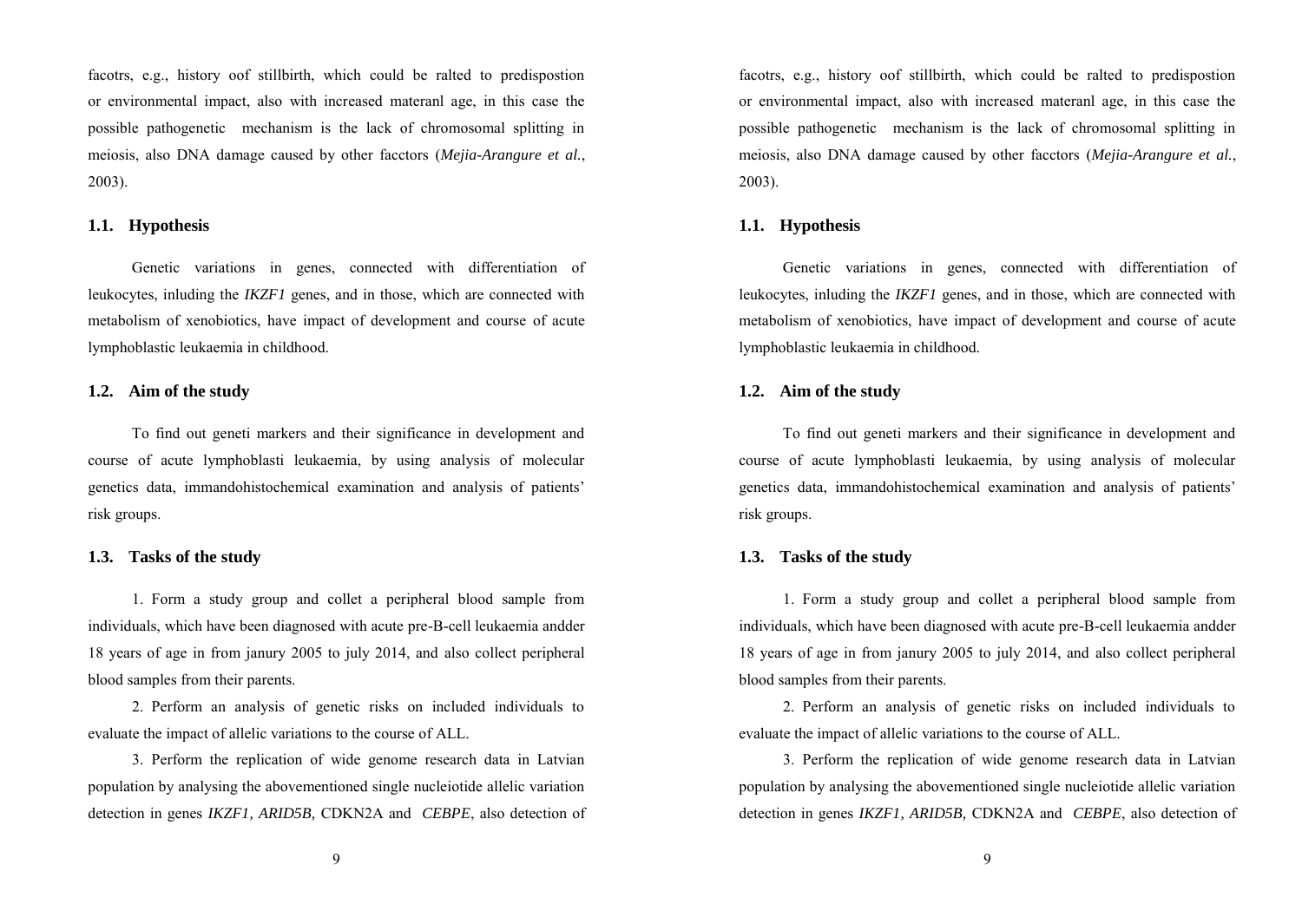facotrs, e.g., history oof stillbirth, which could be ralted to predispostion or environmental impact, also with increased materanl age, in this case the possible pathogenetic mechanism is the lack of chromosomal splitting in meiosis, also DNA damage caused by other facctors (*Mejia-Arangure et al.*, 2003).

## 1.1. Hypothesis

Genetic variations in genes, connected with differentiation of leukocytes, inluding the *IKZF1* genes, and in those, which are connected with metabolism of xenobiotics, have impact of development and course of acute lymphoblastic leukaemia in childhood.

## 1.2. Aim of the study

To find out geneti markers and their significance in development and course of acute lymphoblasti leukaemia, by using analysis of molecular genetics data, immandohistochemical examination and analysis of patients' risk groups.

## 1.3. Tasks of the study

1. Form a study group and collet a peripheral blood sample from individuals, which have been diagnosed with acute pre-B-cell leukaemia andder 18 years of age in from janury 2005 to july 2014, and also collect peripheral blood samples from their parents.

2. Perform an analysis of genetic risks on included individuals to evaluate the impact of allelic variations to the course of ALL.

3. Perform the replication of wide genome research data in Latvian population by analysing the abovementioned single nucleiotide allelic variation detection in genes *IKZF1, ARID5B,* CDKN2A and *CEBPE*, also detection of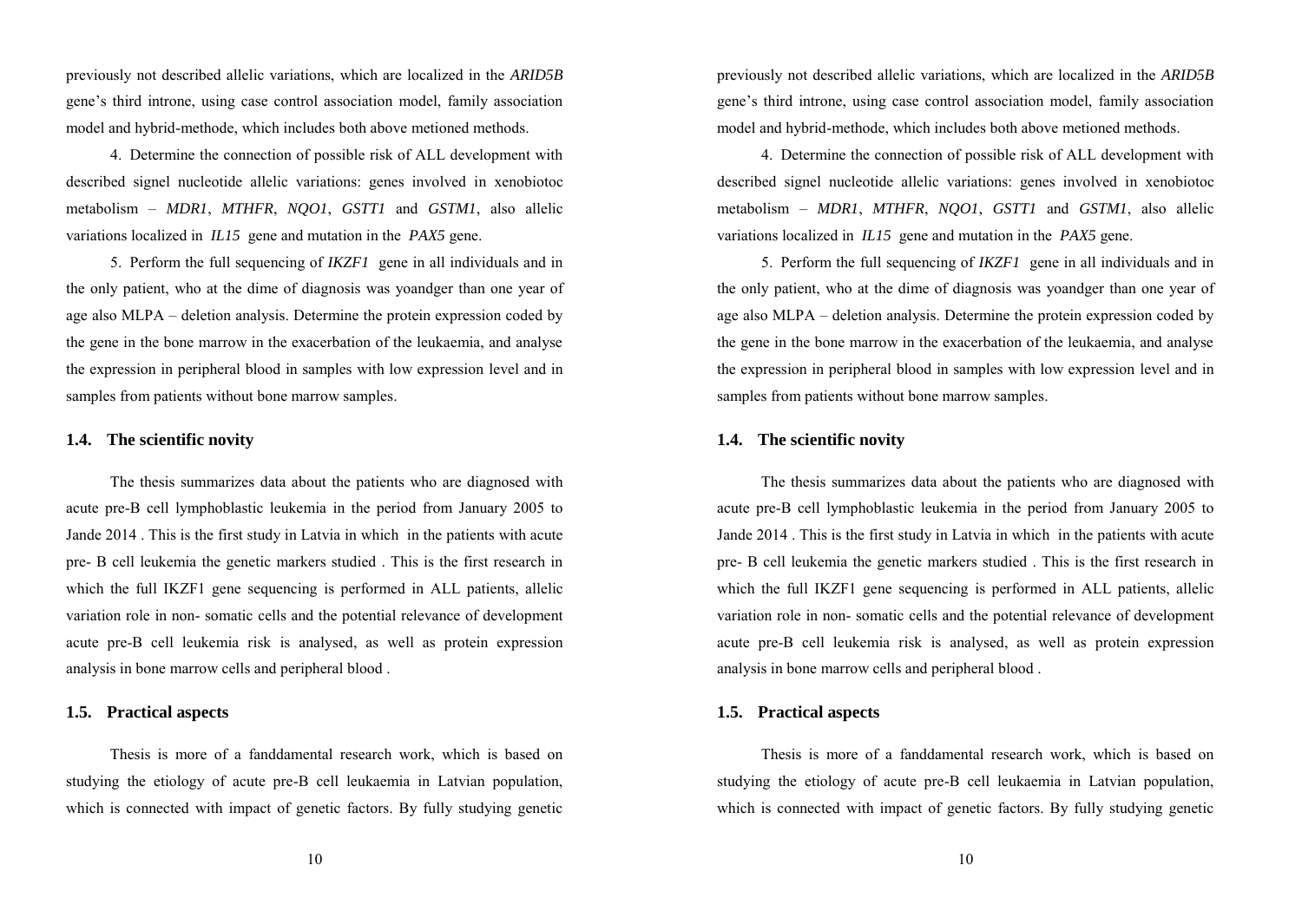previously not described allelic variations, which are localized in the *ARID5B* gene's third introne, using case control association model, family association model and hybrid-methode, which includes both above metioned methods.

4. Determine the connection of possible risk of ALL development with described signel nucleotide allelic variations: genes involved in xenobiotoc metabolism – *MDR1*, *MTHFR*, *NQO1*, *GSTT1* and *GSTM1*, also allelic variations localized in *IL15* gene and mutation in the *PAX5* gene.

5. Perform the full sequencing of *IKZF1* gene in all individuals and in the only patient, who at the dime of diagnosis was yoandger than one year of age also MLPA – deletion analysis. Determine the protein expression coded by the gene in the bone marrow in the exacerbation of the leukaemia, and analyse the expression in peripheral blood in samples with low expression level and in samples from patients without bone marrow samples.

## 1.4. The scientific novity

The thesis summarizes data about the patients who are diagnosed with acute pre-B cell lymphoblastic leukemia in the period from January 2005 to Jande 2014 . This is the first study in Latvia in which in the patients with acute pre- B cell leukemia the genetic markers studied . This is the first research in which the full IKZF1 gene sequencing is performed in ALL patients, allelic variation role in non- somatic cells and the potential relevance of development acute pre-B cell leukemia risk is analysed, as well as protein expression analysis in bone marrow cells and peripheral blood .

## 1.5. Practical aspects

Thesis is more of a fanddamental research work, which is based on studying the etiology of acute pre-B cell leukaemia in Latvian population, which is connected with impact of genetic factors. By fully studying genetic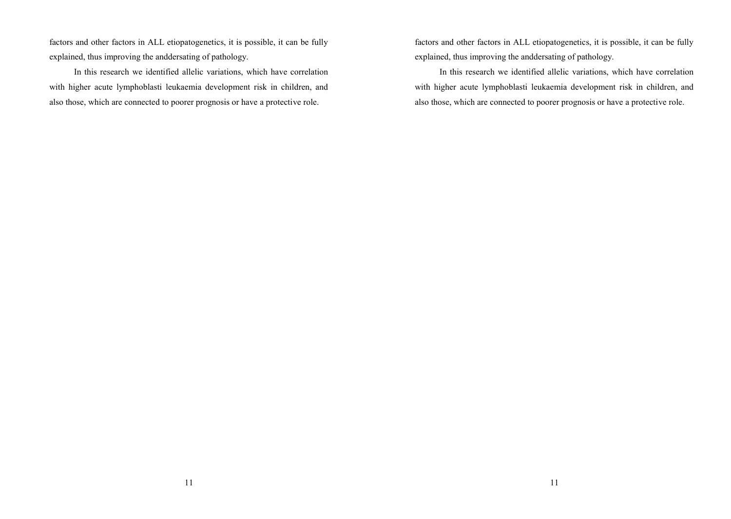factors and other factors in ALL etiopatogenetics, it is possible, it can be fully explained, thus improving the anddersating of pathology.

In this research we identified allelic variations, which have correlation with higher acute lymphoblasti leukaemia development risk in children, and also those, which are connected to poorer prognosis or have a protective role.

factors and other factors in ALL etiopatogenetics, it is possible, it can be fully explained, thus improving the anddersating of pathology.

In this research we identified allelic variations, which have correlation with higher acute lymphoblasti leukaemia development risk in children, and also those, which are connected to poorer prognosis or have a protective role.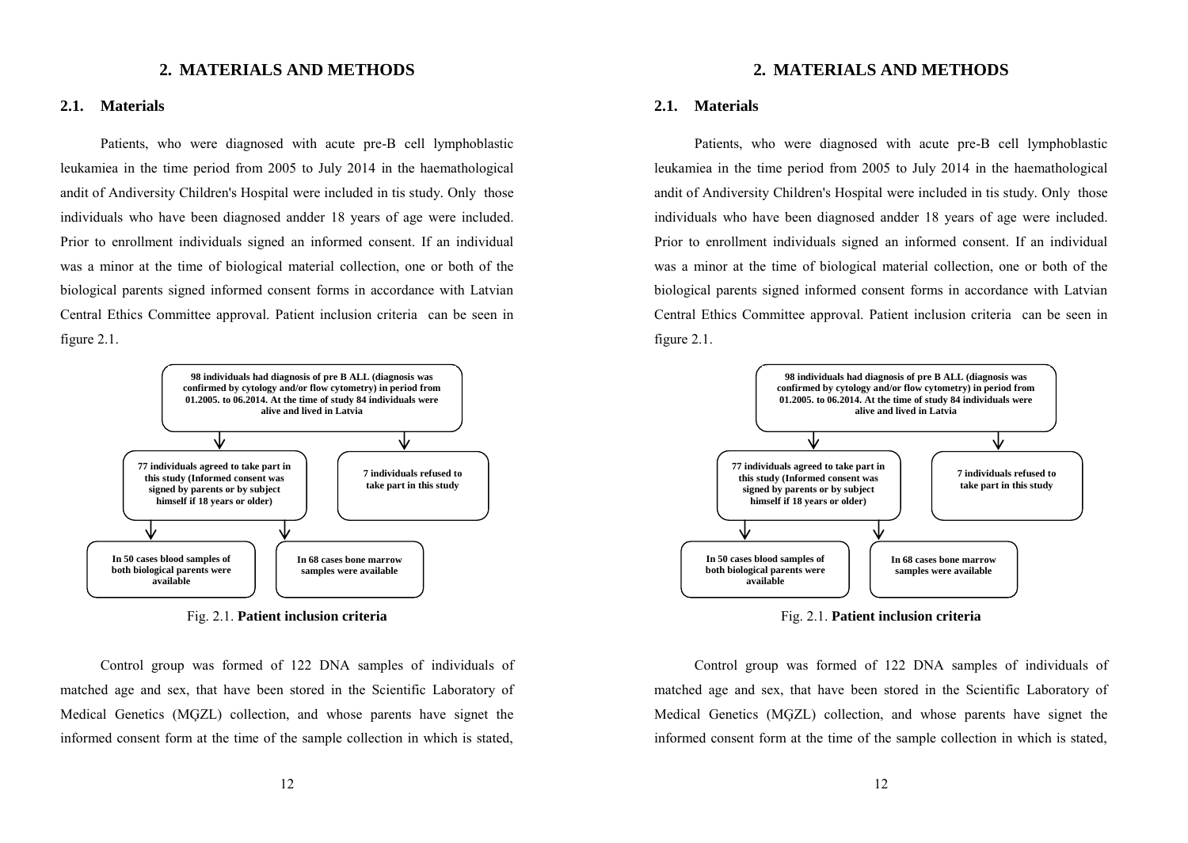# 2. MATERIALS AND METHODS

## 2.1. Materials

Patients, who were diagnosed with acute pre-B cell lymphoblastic leukamiea in the time period from 2005 to July 2014 in the haemathological andit of Andiversity Children's Hospital were included in tis study. Only those individuals who have been diagnosed andder 18 years of age were included. Prior to enrollment individuals signed an informed consent. If an individual was a minor at the time of biological material collection, one or both of the biological parents signed informed consent forms in accordance with Latvian Central Ethics Committee approval. Patient inclusion criteria can be seen in figure 2.1.

**98 individuals had diagnosis of pre B ALL (diagnosis was confirmed by cytology and/or flow cytometry) in period from 01.2005. to 06.2014. At the time of study 84 individuals were alive and lived in Latvia**

→ **77 individuals agreed to take part in this study (Informed consent was signed by parents or by subject himself if 18 years or older)**

- → **In 50 cases blood samples of both biological parents were available**
- → **In 68 cases bone marrow samples were available**

→ **7 individuals refused to take part in this study**

Fig. 2.1. **Patient inclusion criteria**

Control group was formed of 122 DNA samples of individuals of matched age and sex, that have been stored in the Scientific Laboratory of Medical Genetics (MĢZL) collection, and whose parents have signet the informed consent form at the time of the sample collection in which is stated,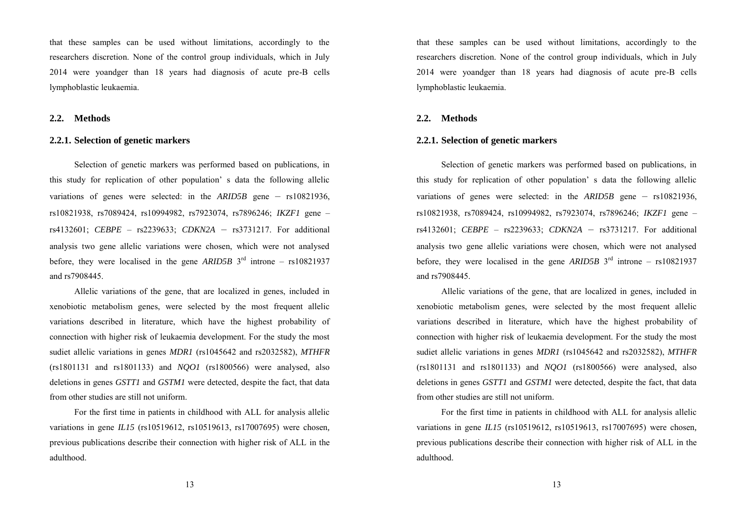that these samples can be used without limitations, accordingly to the researchers discretion. None of the control group individuals, which in July 2014 were yoandger than 18 years had diagnosis of acute pre-B cells lymphoblastic leukaemia.

## 2.2. Methods

### 2.2.1. Selection of genetic markers

Selection of genetic markers was performed based on publications, in this study for replication of other population' s data the following allelic variations of genes were selected: in the *ARID5B* gene – rs10821936, rs10821938, rs7089424, rs10994982, rs7923074, rs7896246; *IKZF1* gene – rs4132601; *CEBPE* – rs2239633; *CDKN2A* – rs3731217. For additional analysis two gene allelic variations were chosen, which were not analysed before, they were localised in the gene *ARID5B* 3rd introne – rs10821937 and rs7908445.

Allelic variations of the gene, that are localized in genes, included in xenobiotic metabolism genes, were selected by the most frequent allelic variations described in literature, which have the highest probability of connection with higher risk of leukaemia development. For the study the most sudiet allelic variations in genes *MDR1* (rs1045642 and rs2032582), *MTHFR* (rs1801131 and rs1801133) and *NQO1* (rs1800566) were analysed, also deletions in genes *GSTT1* and *GSTM1* were detected, despite the fact, that data from other studies are still not uniform.

For the first time in patients in childhood with ALL for analysis allelic variations in gene *IL15* (rs10519612, rs10519613, rs17007695) were chosen, previous publications describe their connection with higher risk of ALL in the adulthood.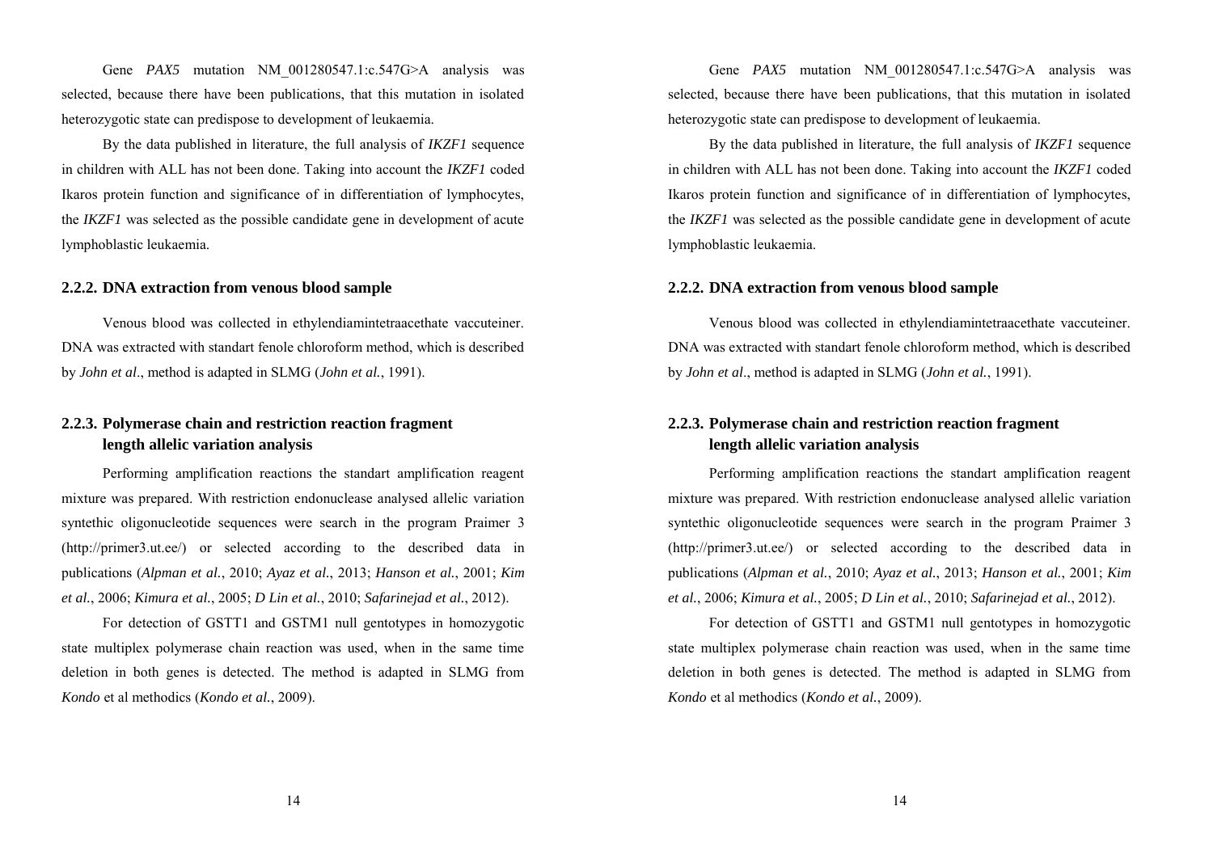Gene *PAX5* mutation NM_001280547.1:c.547G>A analysis was selected, because there have been publications, that this mutation in isolated heterozygotic state can predispose to development of leukaemia.

By the data published in literature, the full analysis of *IKZF1* sequence in children with ALL has not been done. Taking into account the *IKZF1* coded Ikaros protein function and significance of in differentiation of lymphocytes, the *IKZF1* was selected as the possible candidate gene in development of acute lymphoblastic leukaemia.

### 2.2.2. DNA extraction from venous blood sample

Venous blood was collected in ethylendiamintetraacethate vaccuteiner. DNA was extracted with standart fenole chloroform method, which is described by *John et al*., method is adapted in SLMG (*John et al.*, 1991).

### 2.2.3. Polymerase chain and restriction reaction fragment length allelic variation analysis

Performing amplification reactions the standart amplification reagent mixture was prepared. With restriction endonuclease analysed allelic variation synthethic oligonucleotide sequences were search in the program Praimer 3 (http://primer3.ut.ee/) or selected according to the described data in publications (*Alpman et al.*, 2010; *Ayaz et al.*, 2013; *Hanson et al.*, 2001; *Kim et al.*, 2006; *Kimura et al.*, 2005; *D Lin et al.*, 2010; *Safarinejad et al.*, 2012).

For detection of GSTT1 and GSTM1 null gentotypes in homozygotic state multiplex polymerase chain reaction was used, when in the same time deletion in both genes is detected. The method is adapted in SLMG from *Kondo* et al methodics (*Kondo et al.*, 2009).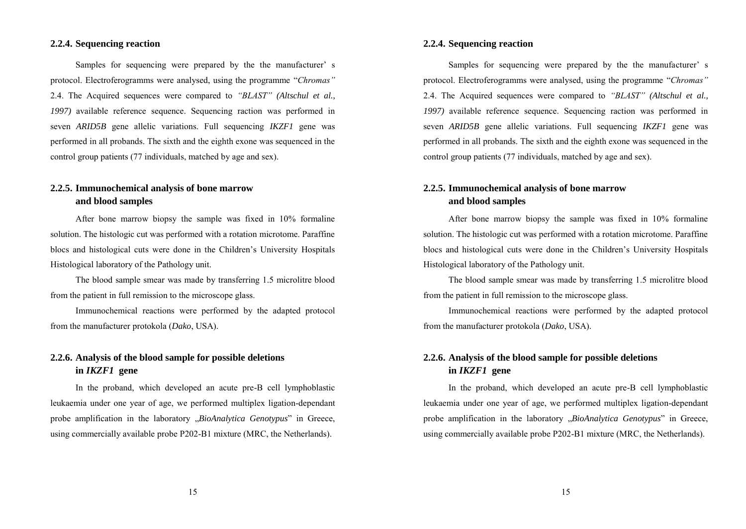### 2.2.4. Sequencing reaction

Samples for sequencing were prepared by the the manufacturer' s protocol. Electroferogramms were analysed, using the programme "*Chromas"* 2.4. The Acquired sequences were compared to *"BLAST" (Altschul et al., 1997)* available reference sequence. Sequencing raction was performed in seven *ARID5B* gene allelic variations. Full sequencing *IKZF1* gene was performed in all probands. The sixth and the eighth exone was sequenced in the control group patients (77 individuals, matched by age and sex).

### 2.2.5. Immunochemical analysis of bone marrow and blood samples

After bone marrow biopsy the sample was fixed in 10% formaline solution. The histologic cut was performed with a rotation microtome. Paraffine blocs and histological cuts were done in the Children's University Hospitals Histological laboratory of the Pathology unit.

The blood sample smear was made by transferring 1.5 microlitre blood from the patient in full remission to the microscope glass.

Immunochemical reactions were performed by the adapted protocol from the manufacturer protokola (*Dako*, USA).

### 2.2.6. Analysis of the blood sample for possible deletions in *IKZF1* gene

In the proband, which developed an acute pre-B cell lymphoblastic leukaemia under one year of age, we performed multiplex ligation-dependant probe amplification in the laboratory „*BioAnalytica Genotypus*" in Greece, using commercially available probe P202-B1 mixture (MRC, the Netherlands).

### 2.2.4. Sequencing reaction

Samples for sequencing were prepared by the the manufacturer' s protocol. Electroferogramms were analysed, using the programme "*Chromas"* 2.4. The Acquired sequences were compared to *"BLAST" (Altschul et al., 1997)* available reference sequence. Sequencing raction was performed in seven *ARID5B* gene allelic variations. Full sequencing *IKZF1* gene was performed in all probands. The sixth and the eighth exone was sequenced in the control group patients (77 individuals, matched by age and sex).

### 2.2.5. Immunochemical analysis of bone marrow and blood samples

After bone marrow biopsy the sample was fixed in 10% formaline solution. The histologic cut was performed with a rotation microtome. Paraffine blocs and histological cuts were done in the Children's University Hospitals Histological laboratory of the Pathology unit.

The blood sample smear was made by transferring 1.5 microlitre blood from the patient in full remission to the microscope glass.

Immunochemical reactions were performed by the adapted protocol from the manufacturer protokola (*Dako*, USA).

### 2.2.6. Analysis of the blood sample for possible deletions in *IKZF1* gene

In the proband, which developed an acute pre-B cell lymphoblastic leukaemia under one year of age, we performed multiplex ligation-dependant probe amplification in the laboratory „*BioAnalytica Genotypus*" in Greece, using commercially available probe P202-B1 mixture (MRC, the Netherlands).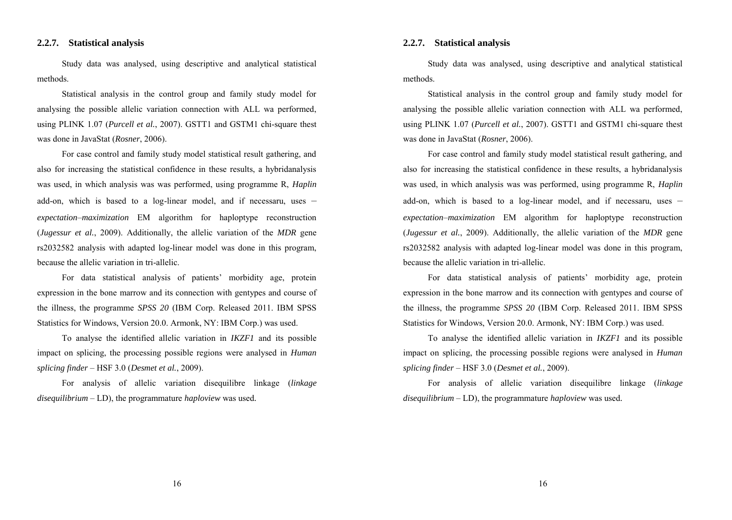### 2.2.7. Statistical analysis

Study data was analysed, using descriptive and analytical statistical methods.

Statistical analysis in the control group and family study model for analysing the possible allelic variation connection with ALL wa performed, using PLINK 1.07 (*Purcell et al.*, 2007). GSTT1 and GSTM1 chi-square thest was done in JavaStat (*Rosner*, 2006).

For case control and family study model statistical result gathering, and also for increasing the statistical confidence in these results, a hybridanalysis was used, in which analysis was was performed, using programme R, *Haplin* add-on, which is based to a log-linear model, and if necessaru, uses – *expectation–maximization* EM algorithm for haploptype reconstruction (*Jugessur et al.*, 2009). Additionally, the allelic variation of the *MDR* gene rs2032582 analysis with adapted log-linear model was done in this program, because the allelic variation in tri-allelic.

For data statistical analysis of patients' morbidity age, protein expression in the bone marrow and its connection with gentypes and course of the illness, the programme *SPSS 20* (IBM Corp. Released 2011. IBM SPSS Statistics for Windows, Version 20.0. Armonk, NY: IBM Corp.) was used.

To analyse the identified allelic variation in *IKZF1* and its possible impact on splicing, the processing possible regions were analysed in *Human splicing finder* – HSF 3.0 (*Desmet et al.*, 2009).

For analysis of allelic variation disequilibre linkage (*linkage disequilibrium* – LD), the programmature *haploview* was used.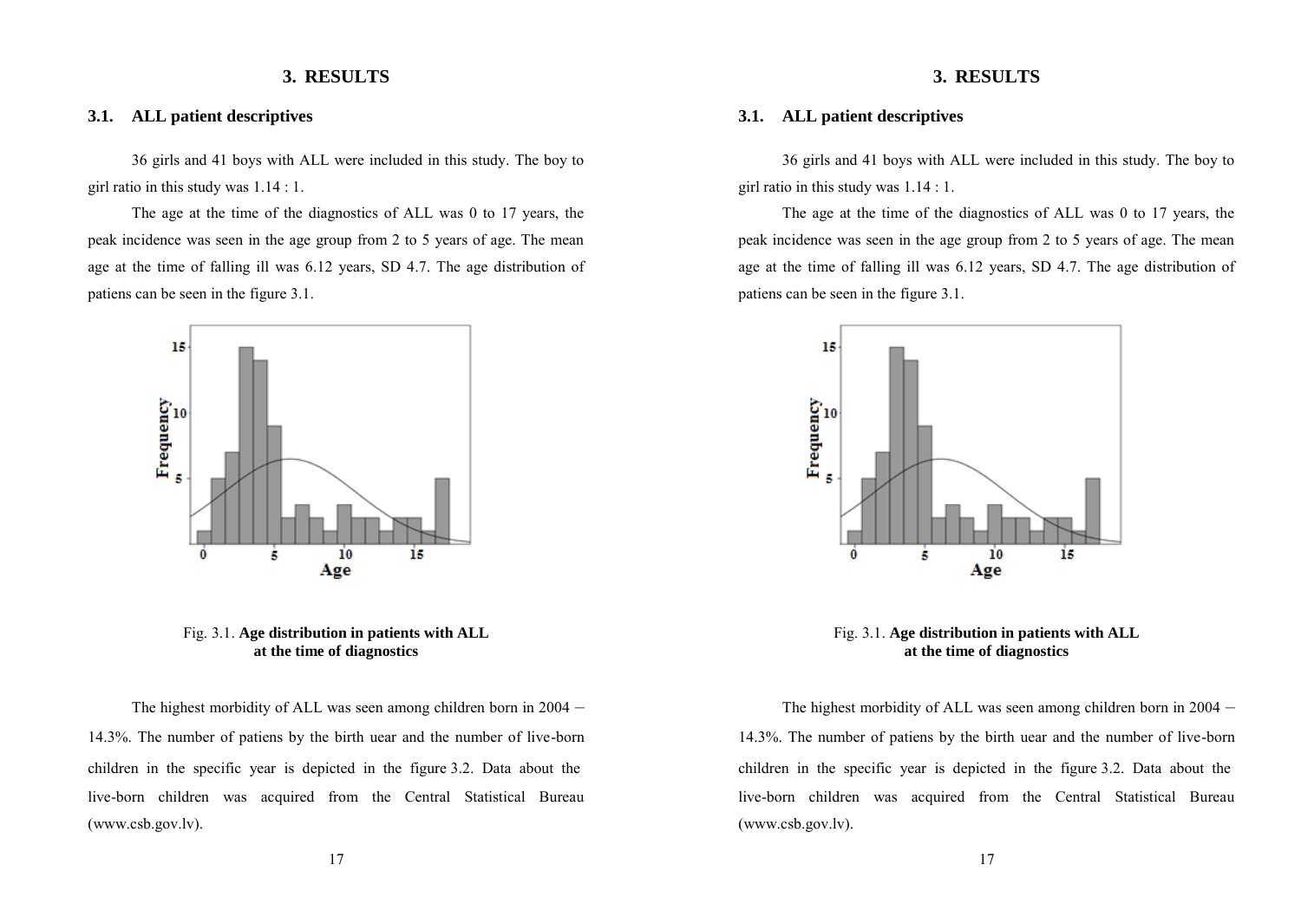# 3. RESULTS

## 3.1. ALL patient descriptives

36 girls and 41 boys with ALL were included in this study. The boy to girl ratio in this study was 1.14 : 1.

The age at the time of the diagnostics of ALL was 0 to 17 years, the peak incidence was seen in the age group from 2 to 5 years of age. The mean age at the time of falling ill was 6.12 years, SD 4.7. The age distribution of patiens can be seen in the figure 3.1.

Fig. 3.1. **Age distribution in patients with ALL at the time of diagnostics**

The highest morbidity of ALL was seen among children born in 2004 – 14.3%. The number of patiens by the birth uear and the number of live-born children in the specific year is depicted in the figure 3.2. Data about the live-born children was acquired from the Central Statistical Bureau (www.csb.gov.lv).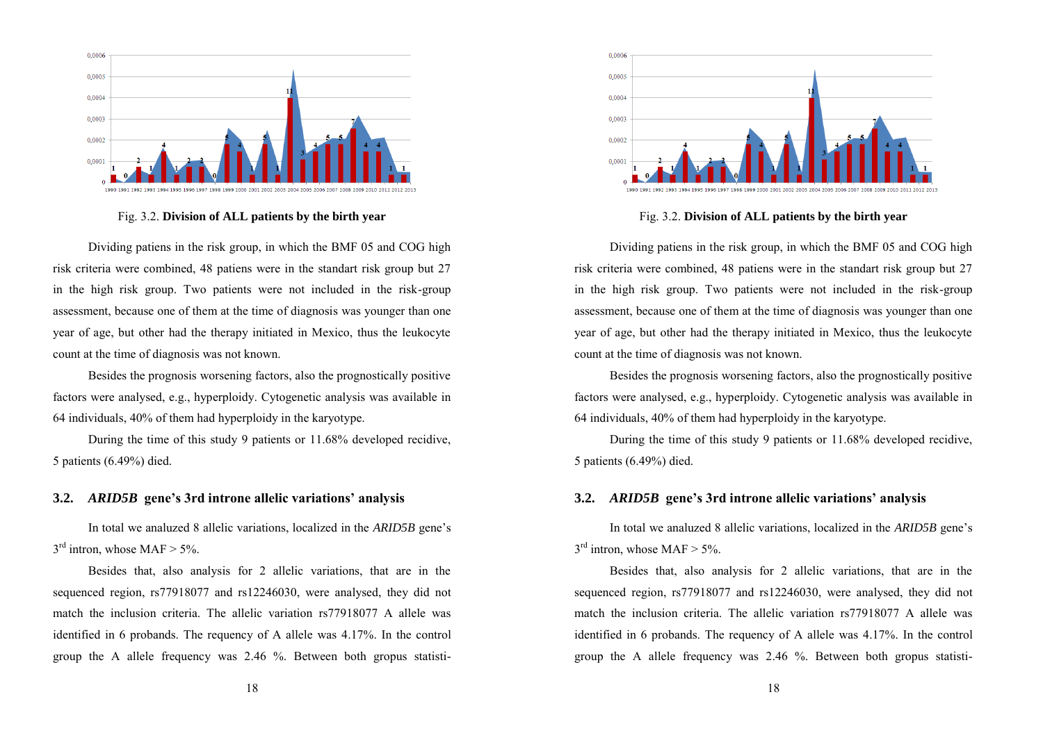Fig. 3.2. **Division of ALL patients by the birth year**

Dividing patiens in the risk group, in which the BMF 05 and COG high risk criteria were combined, 48 patiens were in the standart risk group but 27 in the high risk group. Two patients were not included in the risk-group assessment, because one of them at the time of diagnosis was younger than one year of age, but other had the therapy initiated in Mexico, thus the leukocyte count at the time of diagnosis was not known.

Besides the prognosis worsening factors, also the prognostically positive factors were analysed, e.g., hyperploidy. Cytogenetic analysis was available in 64 individuals, 40% of them had hyperploidy in the karyotype.

During the time of this study 9 patients or 11.68% developed recidive, 5 patients (6.49%) died.

## 3.2. *ARID5B* gene's 3rd introne allelic variations' analysis

In total we analuzed 8 allelic variations, localized in the *ARID5B* gene's 3rd intron, whose MAF > 5%.

Besides that, also analysis for 2 allelic variations, that are in the sequenced region, rs77918077 and rs12246030, were analysed, they did not match the inclusion criteria. The allelic variation rs77918077 A allele was identified in 6 probands. The requency of A allele was 4.17%. In the control group the A allele frequency was 2.46 %. Between both gropus statisti-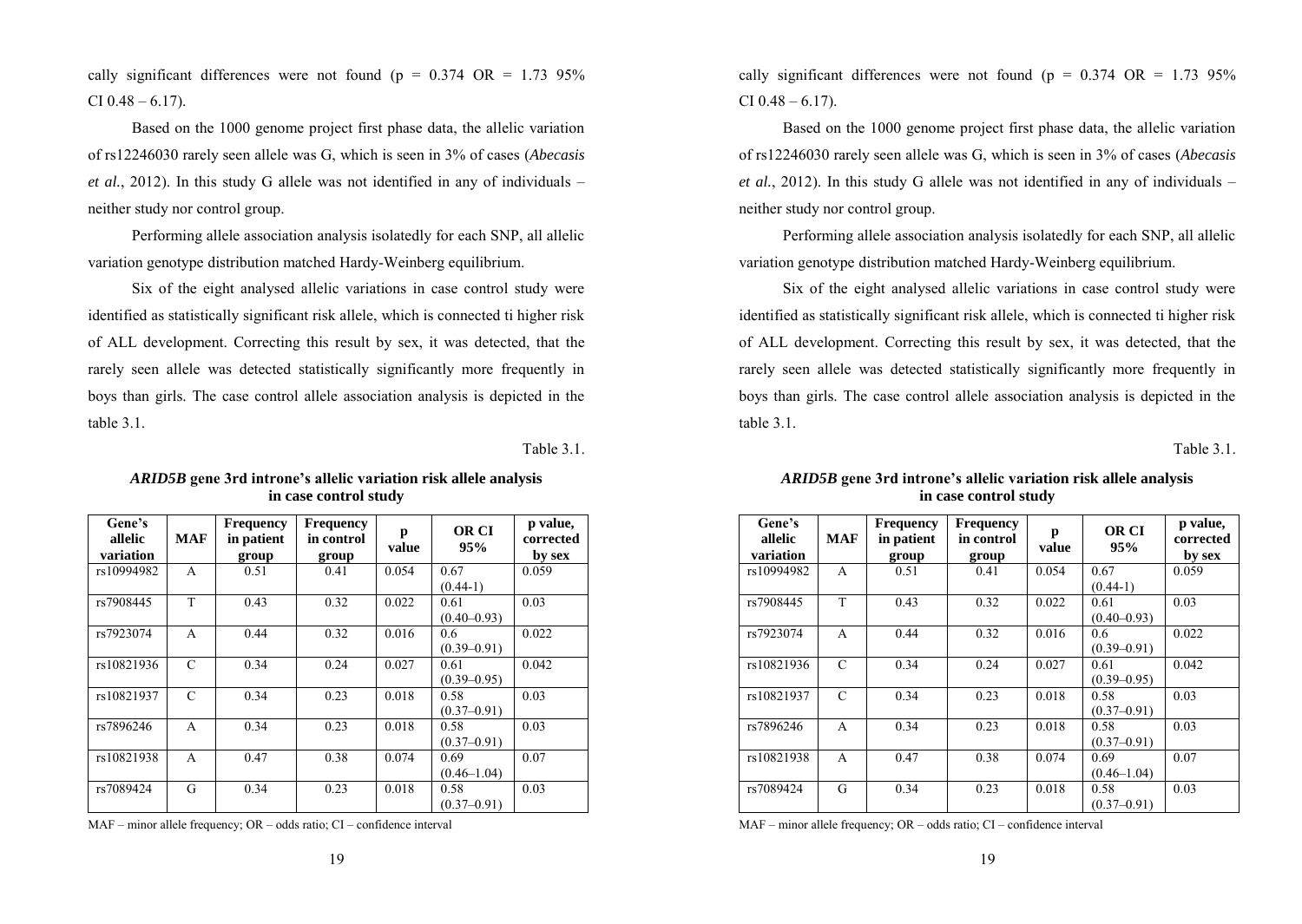cally significant differences were not found (p = 0.374 OR = 1.73 95% CI 0.48 – 6.17).

Based on the 1000 genome project first phase data, the allelic variation of rs12246030 rarely seen allele was G, which is seen in 3% of cases (*Abecasis et al.*, 2012). In this study G allele was not identified in any of individuals – neither study nor control group.

Performing allele association analysis isolatedly for each SNP, all allelic variation genotype distribution matched Hardy-Weinberg equilibrium.

Six of the eight analysed allelic variations in case control study were identified as statistically significant risk allele, which is connected ti higher risk of ALL development. Correcting this result by sex, it was detected, that the rarely seen allele was detected statistically significantly more frequently in boys than girls. The case control allele association analysis is depicted in the table 3.1.

Table 3.1.

***ARID5B* gene 3rd introne's allelic variation risk allele analysis in case control study**

| Gene's allelic variation | MAF | Frequency in patient group | Frequency in control group | p value | OR CI 95% | p value, corrected by sex |
|---|---|---|---|---|---|---|
| rs10994982 | A | 0.51 | 0.41 | 0.054 | 0.67 (0.44-1) | 0.059 |
| rs7908445 | T | 0.43 | 0.32 | 0.022 | 0.61 (0.40–0.93) | 0.03 |
| rs7923074 | A | 0.44 | 0.32 | 0.016 | 0.6 (0.39–0.91) | 0.022 |
| rs10821936 | C | 0.34 | 0.24 | 0.027 | 0.61 (0.39–0.95) | 0.042 |
| rs10821937 | C | 0.34 | 0.23 | 0.018 | 0.58 (0.37–0.91) | 0.03 |
| rs7896246 | A | 0.34 | 0.23 | 0.018 | 0.58 (0.37–0.91) | 0.03 |
| rs10821938 | A | 0.47 | 0.38 | 0.074 | 0.69 (0.46–1.04) | 0.07 |
| rs7089424 | G | 0.34 | 0.23 | 0.018 | 0.58 (0.37–0.91) | 0.03 |

MAF – minor allele frequency; OR – odds ratio; CI – confidence interval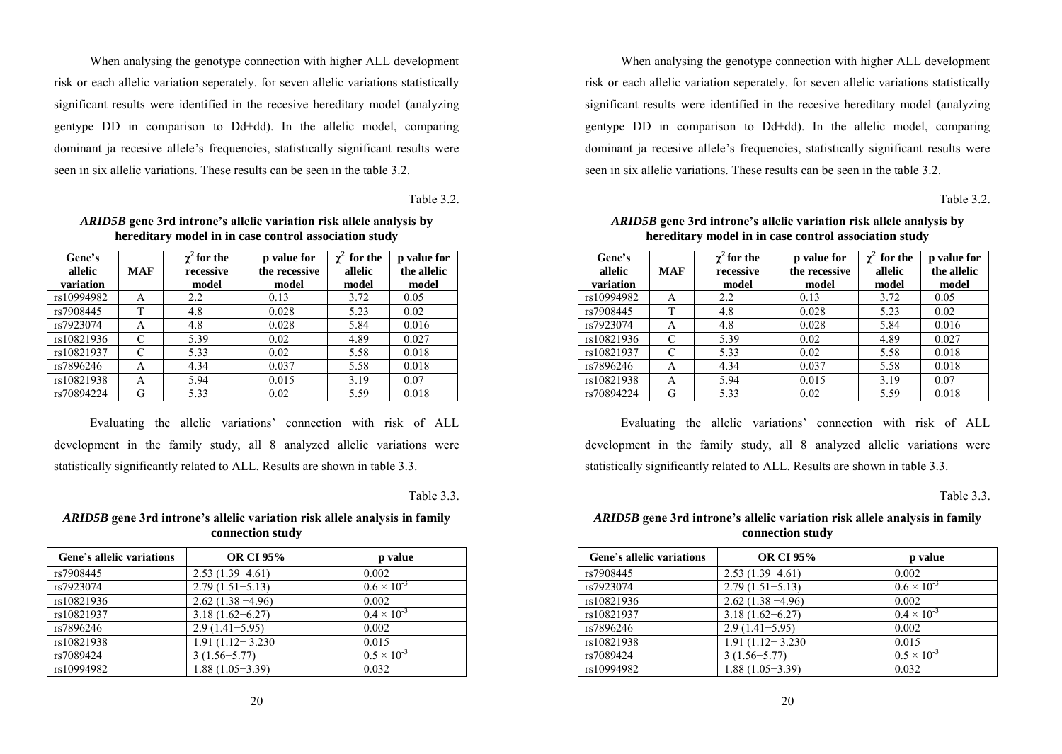When analysing the genotype connection with higher ALL development risk or each allelic variation seperately. for seven allelic variations statistically significant results were identified in the recesive hereditary model (analyzing gentype DD in comparison to Dd+dd). In the allelic model, comparing dominant ja recesive allele's frequencies, statistically significant results were seen in six allelic variations. These results can be seen in the table 3.2.

Table 3.2.

**_ARID5B_ gene 3rd introne's allelic variation risk allele analysis by hereditary model in in case control association study**

| Gene's allelic variation | MAF | $\chi^2$ for the recessive model | p value for the recessive model | $\chi^2$ for the allelic model | p value for the allelic model |
|---|---|---|---|---|---|
| rs10994982 | A | 2.2 | 0.13 | 3.72 | 0.05 |
| rs7908445 | T | 4.8 | 0.028 | 5.23 | 0.02 |
| rs7923074 | A | 4.8 | 0.028 | 5.84 | 0.016 |
| rs10821936 | C | 5.39 | 0.02 | 4.89 | 0.027 |
| rs10821937 | C | 5.33 | 0.02 | 5.58 | 0.018 |
| rs7896246 | A | 4.34 | 0.037 | 5.58 | 0.018 |
| rs10821938 | A | 5.94 | 0.015 | 3.19 | 0.07 |
| rs70894224 | G | 5.33 | 0.02 | 5.59 | 0.018 |

Evaluating the allelic variations' connection with risk of ALL development in the family study, all 8 analyzed allelic variations were statistically significantly related to ALL. Results are shown in table 3.3.

Table 3.3.

**_ARID5B_ gene 3rd introne's allelic variation risk allele analysis in family connection study**

| Gene's allelic variations | OR CI 95% | p value |
|---|---|---|
| rs7908445 | 2.53 (1.39−4.61) | 0.002 |
| rs7923074 | 2.79 (1.51−5.13) | $0.6 \times 10^{-3}$ |
| rs10821936 | 2.62 (1.38 −4.96) | 0.002 |
| rs10821937 | 3.18 (1.62−6.27) | $0.4 \times 10^{-3}$ |
| rs7896246 | 2.9 (1.41−5.95) | 0.002 |
| rs10821938 | 1.91 (1.12− 3.230 | 0.015 |
| rs7089424 | 3 (1.56−5.77) | $0.5 \times 10^{-3}$ |
| rs10994982 | 1.88 (1.05−3.39) | 0.032 |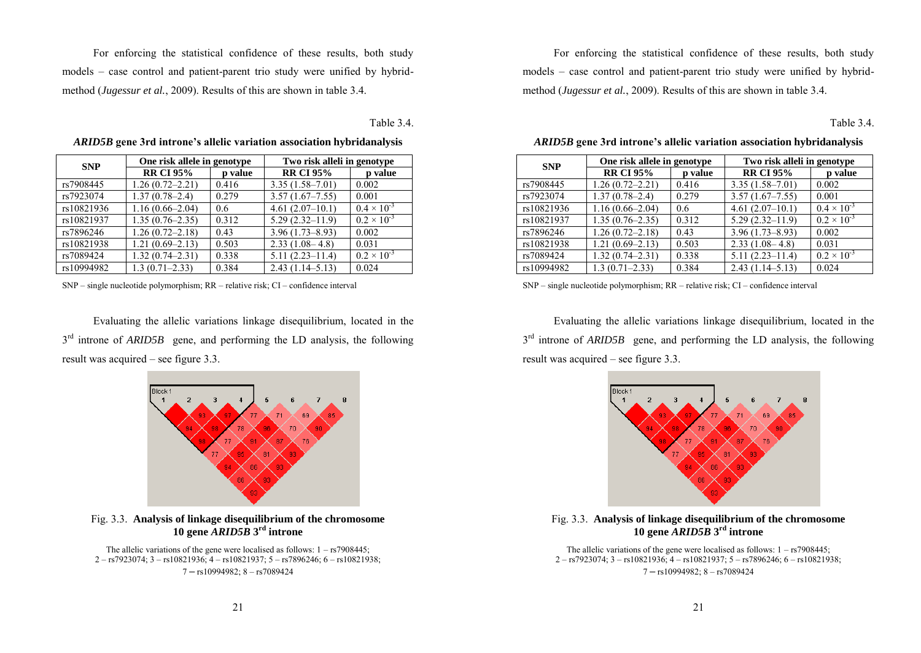For enforcing the statistical confidence of these results, both study models – case control and patient-parent trio study were unified by hybrid-method (*Jugessur et al.*, 2009). Results of this are shown in table 3.4.

Table 3.4.

***ARID5B* gene 3rd introne's allelic variation association hybridanalysis**

| SNP | One risk allele in genotype | | Two risk alleli in genotype | |
|---|---|---|---|---|
| | **RR CI 95%** | **p value** | **RR CI 95%** | **p value** |
| rs7908445 | 1.26 (0.72–2.21) | 0.416 | 3.35 (1.58–7.01) | 0.002 |
| rs7923074 | 1.37 (0.78–2.4) | 0.279 | 3.57 (1.67–7.55) | 0.001 |
| rs10821936 | 1.16 (0.66–2.04) | 0.6 | 4.61 (2.07–10.1) | $0.4 \times 10^{-3}$ |
| rs10821937 | 1.35 (0.76–2.35) | 0.312 | 5.29 (2.32–11.9) | $0.2 \times 10^{-3}$ |
| rs7896246 | 1.26 (0.72–2.18) | 0.43 | 3.96 (1.73–8.93) | 0.002 |
| rs10821938 | 1.21 (0.69–2.13) | 0.503 | 2.33 (1.08– 4.8) | 0.031 |
| rs7089424 | 1.32 (0.74–2.31) | 0.338 | 5.11 (2.23–11.4) | $0.2 \times 10^{-3}$ |
| rs10994982 | 1.3 (0.71–2.33) | 0.384 | 2.43 (1.14–5.13) | 0.024 |

SNP – single nucleotide polymorphism; RR – relative risk; CI – confidence interval

Evaluating the allelic variations linkage disequilibrium, located in the 3rd introne of *ARID5B* gene, and performing the LD analysis, the following result was acquired – see figure 3.3.

Fig. 3.3. **Analysis of linkage disequilibrium of the chromosome 10 gene *ARID5B* 3rd introne**

The allelic variations of the gene were localised as follows: 1 – rs7908445; 2 – rs7923074; 3 – rs10821936; 4 – rs10821937; 5 – rs7896246; 6 – rs10821938; 7 – rs10994982; 8 – rs7089424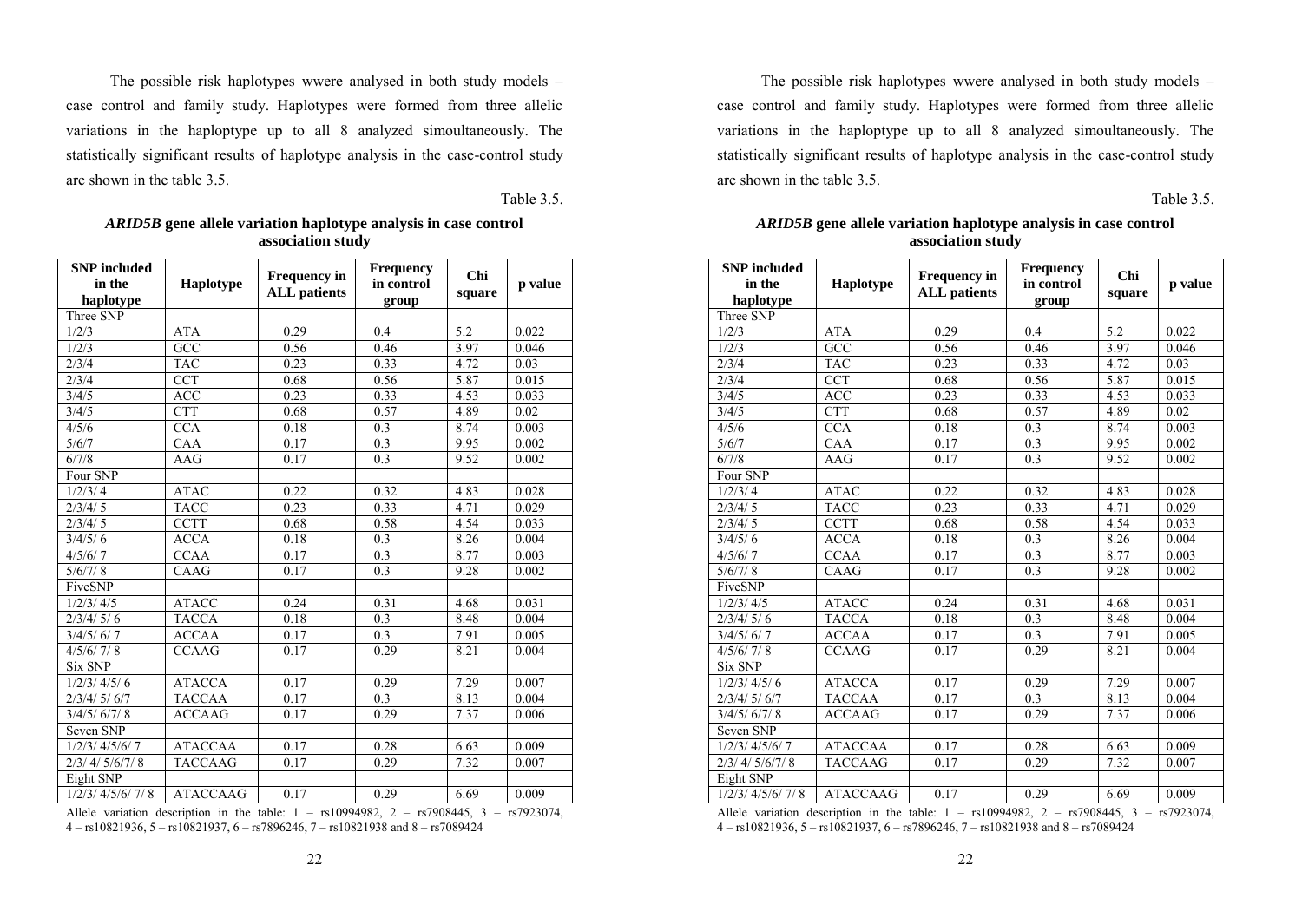The possible risk haplotypes wwere analysed in both study models – case control and family study. Haplotypes were formed from three allelic variations in the haploptype up to all 8 analyzed simoultaneously. The statistically significant results of haplotype analysis in the case-control study are shown in the table 3.5.

Table 3.5.

***ARID5B* gene allele variation haplotype analysis in case control association study**

| SNP included in the haplotype | Haplotype | Frequency in ALL patients | Frequency in control group | Chi square | p value |
|---|---|---|---|---|---|
| Three SNP | | | | | |
| 1/2/3 | ATA | 0.29 | 0.4 | 5.2 | 0.022 |
| 1/2/3 | GCC | 0.56 | 0.46 | 3.97 | 0.046 |
| 2/3/4 | TAC | 0.23 | 0.33 | 4.72 | 0.03 |
| 2/3/4 | CCT | 0.68 | 0.56 | 5.87 | 0.015 |
| 3/4/5 | ACC | 0.23 | 0.33 | 4.53 | 0.033 |
| 3/4/5 | CTT | 0.68 | 0.57 | 4.89 | 0.02 |
| 4/5/6 | CCA | 0.18 | 0.3 | 8.74 | 0.003 |
| 5/6/7 | CAA | 0.17 | 0.3 | 9.95 | 0.002 |
| 6/7/8 | AAG | 0.17 | 0.3 | 9.52 | 0.002 |
| Four SNP | | | | | |
| 1/2/3/ 4 | ATAC | 0.22 | 0.32 | 4.83 | 0.028 |
| 2/3/4/ 5 | TACC | 0.23 | 0.33 | 4.71 | 0.029 |
| 2/3/4/ 5 | CCTT | 0.68 | 0.58 | 4.54 | 0.033 |
| 3/4/5/ 6 | ACCA | 0.18 | 0.3 | 8.26 | 0.004 |
| 4/5/6/ 7 | CCAA | 0.17 | 0.3 | 8.77 | 0.003 |
| 5/6/7/ 8 | CAAG | 0.17 | 0.3 | 9.28 | 0.002 |
| FiveSNP | | | | | |
| 1/2/3/ 4/5 | ATACC | 0.24 | 0.31 | 4.68 | 0.031 |
| 2/3/4/ 5/ 6 | TACCA | 0.18 | 0.3 | 8.48 | 0.004 |
| 3/4/5/ 6/ 7 | ACCAA | 0.17 | 0.3 | 7.91 | 0.005 |
| 4/5/6/ 7/ 8 | CCAAG | 0.17 | 0.29 | 8.21 | 0.004 |
| Six SNP | | | | | |
| 1/2/3/ 4/5/ 6 | ATACCA | 0.17 | 0.29 | 7.29 | 0.007 |
| 2/3/4/ 5/ 6/7 | TACCAA | 0.17 | 0.3 | 8.13 | 0.004 |
| 3/4/5/ 6/7/ 8 | ACCAAG | 0.17 | 0.29 | 7.37 | 0.006 |
| Seven SNP | | | | | |
| 1/2/3/ 4/5/6/ 7 | ATACCAA | 0.17 | 0.28 | 6.63 | 0.009 |
| 2/3/ 4/ 5/6/7/ 8 | TACCAAG | 0.17 | 0.29 | 7.32 | 0.007 |
| Eight SNP | | | | | |
| 1/2/3/ 4/5/6/ 7/ 8 | ATACCAAG | 0.17 | 0.29 | 6.69 | 0.009 |

Allele variation description in the table: 1 – rs10994982, 2 – rs7908445, 3 – rs7923074, 4 – rs10821936, 5 – rs10821937, 6 – rs7896246, 7 – rs10821938 and 8 – rs7089424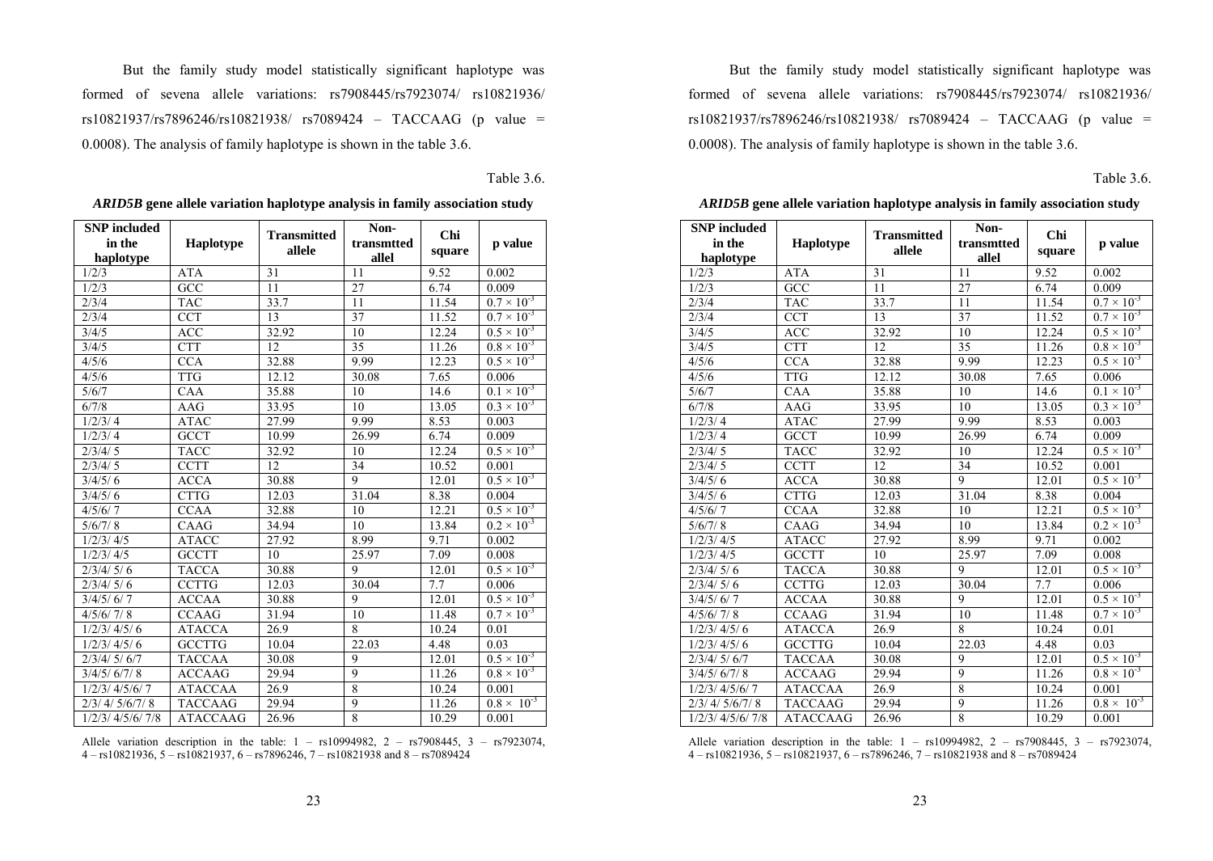But the family study model statistically significant haplotype was formed of sevena allele variations: rs7908445/rs7923074/ rs10821936/ rs10821937/rs7896246/rs10821938/ rs7089424 – TACCAAG (p value = 0.0008). The analysis of family haplotype is shown in the table 3.6.

Table 3.6.

***ARID5B* gene allele variation haplotype analysis in family association study**

| SNP included in the haplotype | Haplotype | Transmitted allele | Non-transmtted allel | Chi square | p value |
|---|---|---|---|---|---|
| 1/2/3 | ATA | 31 | 11 | 9.52 | 0.002 |
| 1/2/3 | GCC | 11 | 27 | 6.74 | 0.009 |
| 2/3/4 | TAC | 33.7 | 11 | 11.54 | $0.7 \times 10^{-3}$ |
| 2/3/4 | CCT | 13 | 37 | 11.52 | $0.7 \times 10^{-3}$ |
| 3/4/5 | ACC | 32.92 | 10 | 12.24 | $0.5 \times 10^{-3}$ |
| 3/4/5 | CTT | 12 | 35 | 11.26 | $0.8 \times 10^{-3}$ |
| 4/5/6 | CCA | 32.88 | 9.99 | 12.23 | $0.5 \times 10^{-3}$ |
| 4/5/6 | TTG | 12.12 | 30.08 | 7.65 | 0.006 |
| 5/6/7 | CAA | 35.88 | 10 | 14.6 | $0.1 \times 10^{-3}$ |
| 6/7/8 | AAG | 33.95 | 10 | 13.05 | $0.3 \times 10^{-3}$ |
| 1/2/3/ 4 | ATAC | 27.99 | 9.99 | 8.53 | 0.003 |
| 1/2/3/ 4 | GCCT | 10.99 | 26.99 | 6.74 | 0.009 |
| 2/3/4/ 5 | TACC | 32.92 | 10 | 12.24 | $0.5 \times 10^{-3}$ |
| 2/3/4/ 5 | CCTT | 12 | 34 | 10.52 | 0.001 |
| 3/4/5/ 6 | ACCA | 30.88 | 9 | 12.01 | $0.5 \times 10^{-3}$ |
| 3/4/5/ 6 | CTTG | 12.03 | 31.04 | 8.38 | 0.004 |
| 4/5/6/ 7 | CCAA | 32.88 | 10 | 12.21 | $0.5 \times 10^{-3}$ |
| 5/6/7/ 8 | CAAG | 34.94 | 10 | 13.84 | $0.2 \times 10^{-3}$ |
| 1/2/3/ 4/5 | ATACC | 27.92 | 8.99 | 9.71 | 0.002 |
| 1/2/3/ 4/5 | GCCTT | 10 | 25.97 | 7.09 | 0.008 |
| 2/3/4/ 5/ 6 | TACCA | 30.88 | 9 | 12.01 | $0.5 \times 10^{-3}$ |
| 2/3/4/ 5/ 6 | CCTTG | 12.03 | 30.04 | 7.7 | 0.006 |
| 3/4/5/ 6/ 7 | ACCAA | 30.88 | 9 | 12.01 | $0.5 \times 10^{-3}$ |
| 4/5/6/ 7/ 8 | CCAAG | 31.94 | 10 | 11.48 | $0.7 \times 10^{-3}$ |
| 1/2/3/ 4/5/ 6 | ATACCA | 26.9 | 8 | 10.24 | 0.01 |
| 1/2/3/ 4/5/ 6 | GCCTTG | 10.04 | 22.03 | 4.48 | 0.03 |
| 2/3/4/ 5/ 6/7 | TACCAA | 30.08 | 9 | 12.01 | $0.5 \times 10^{-3}$ |
| 3/4/5/ 6/7/ 8 | ACCAAG | 29.94 | 9 | 11.26 | $0.8 \times 10^{-3}$ |
| 1/2/3/ 4/5/6/ 7 | ATACCAA | 26.9 | 8 | 10.24 | 0.001 |
| 2/3/ 4/ 5/6/7/ 8 | TACCAAG | 29.94 | 9 | 11.26 | $0.8 \times 10^{-3}$ |
| 1/2/3/ 4/5/6/ 7/8 | ATACCAAG | 26.96 | 8 | 10.29 | 0.001 |

Allele variation description in the table: 1 – rs10994982, 2 – rs7908445, 3 – rs7923074, 4 – rs10821936, 5 – rs10821937, 6 – rs7896246, 7 – rs10821938 and 8 – rs7089424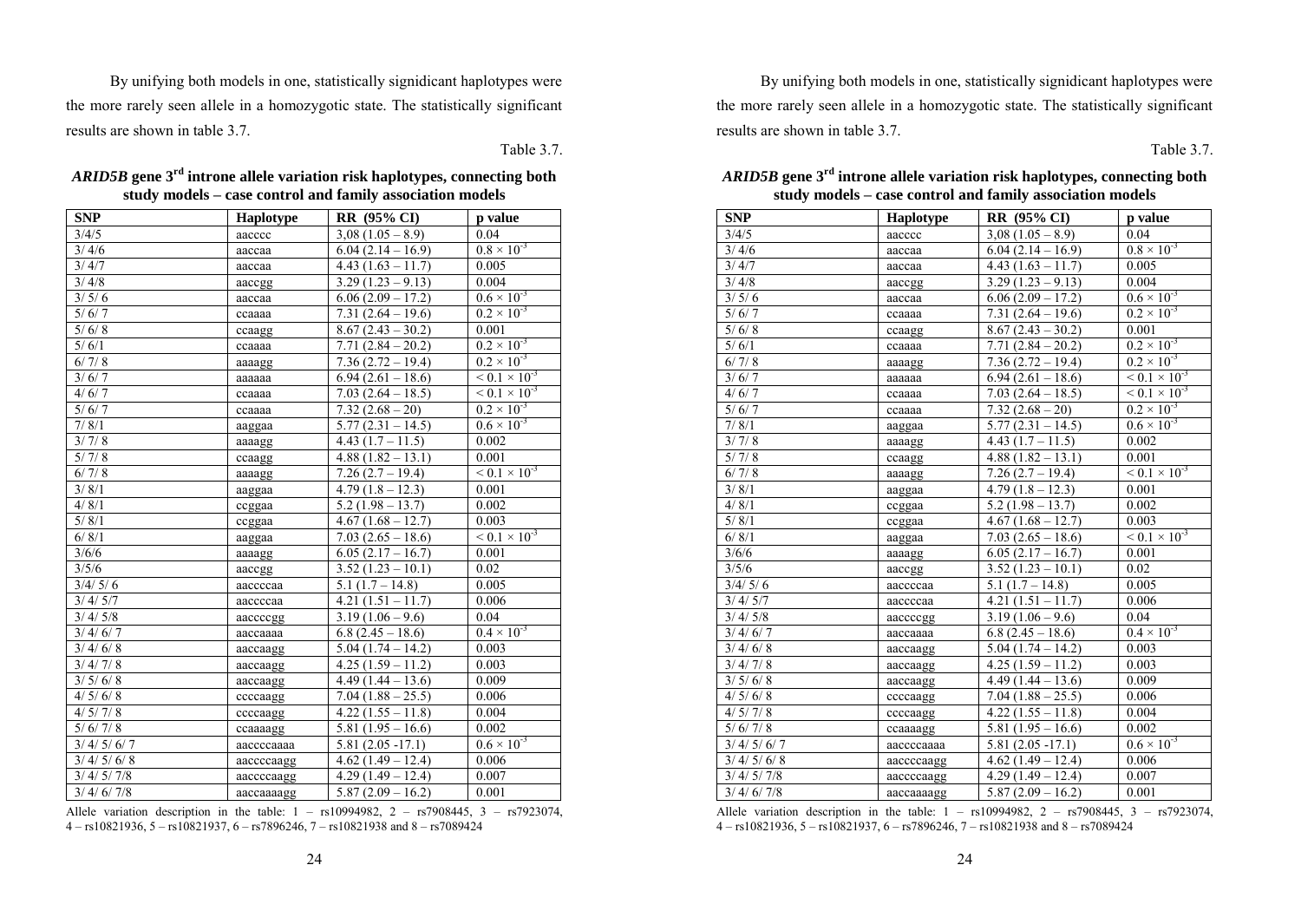By unifying both models in one, statistically signidicant haplotypes were the more rarely seen allele in a homozygotic state. The statistically significant results are shown in table 3.7.

Table 3.7.

***ARID5B* gene 3rd introne allele variation risk haplotypes, connecting both study models – case control and family association models**

| SNP | Haplotype | RR (95% CI) | p value |
|---|---|---|---|
| 3/4/5 | aacccc | 3,08 (1.05 – 8.9) | 0.04 |
| 3/ 4/6 | aaccaa | 6.04 (2.14 – 16.9) | $0.8 \times 10^{-3}$ |
| 3/ 4/7 | aaccaa | 4.43 (1.63 – 11.7) | 0.005 |
| 3/ 4/8 | aaccgg | 3.29 (1.23 – 9.13) | 0.004 |
| 3/ 5/ 6 | aaccaa | 6.06 (2.09 – 17.2) | $0.6 \times 10^{-3}$ |
| 5/ 6/ 7 | ccaaaa | 7.31 (2.64 – 19.6) | $0.2 \times 10^{-3}$ |
| 5/ 6/ 8 | ccaagg | 8.67 (2.43 – 30.2) | 0.001 |
| 5/ 6/1 | ccaaaa | 7.71 (2.84 – 20.2) | $0.2 \times 10^{-3}$ |
| 6/ 7/ 8 | aaaagg | 7.36 (2.72 – 19.4) | $0.2 \times 10^{-3}$ |
| 3/ 6/ 7 | aaaaaa | 6.94 (2.61 – 18.6) | $< 0.1 \times 10^{-3}$ |
| 4/ 6/ 7 | ccaaaa | 7.03 (2.64 – 18.5) | $< 0.1 \times 10^{-3}$ |
| 5/ 6/ 7 | ccaaaa | 7.32 (2.68 – 20) | $0.2 \times 10^{-3}$ |
| 7/ 8/1 | aaggaa | 5.77 (2.31 – 14.5) | $0.6 \times 10^{-3}$ |
| 3/ 7/ 8 | aaaagg | 4.43 (1.7 – 11.5) | 0.002 |
| 5/ 7/ 8 | ccaagg | 4.88 (1.82 – 13.1) | 0.001 |
| 6/ 7/ 8 | aaaagg | 7.26 (2.7 – 19.4) | $< 0.1 \times 10^{-3}$ |
| 3/ 8/1 | aaggaa | 4.79 (1.8 – 12.3) | 0.001 |
| 4/ 8/1 | ccggaa | 5.2 (1.98 – 13.7) | 0.002 |
| 5/ 8/1 | ccggaa | 4.67 (1.68 – 12.7) | 0.003 |
| 6/ 8/1 | aaggaa | 7.03 (2.65 – 18.6) | $< 0.1 \times 10^{-3}$ |
| 3/6/6 | aaaagg | 6.05 (2.17 – 16.7) | 0.001 |
| 3/5/6 | aaccgg | 3.52 (1.23 – 10.1) | 0.02 |
| 3/4/ 5/ 6 | aaccccaa | 5.1 (1.7 – 14.8) | 0.005 |
| 3/ 4/ 5/7 | aaccccaa | 4.21 (1.51 – 11.7) | 0.006 |
| 3/ 4/ 5/8 | aaccccgg | 3.19 (1.06 – 9.6) | 0.04 |
| 3/ 4/ 6/ 7 | aaccaaaa | 6.8 (2.45 – 18.6) | $0.4 \times 10^{-3}$ |
| 3/ 4/ 6/ 8 | aaccaagg | 5.04 (1.74 – 14.2) | 0.003 |
| 3/ 4/ 7/ 8 | aaccaagg | 4.25 (1.59 – 11.2) | 0.003 |
| 3/ 5/ 6/ 8 | aaccaagg | 4.49 (1.44 – 13.6) | 0.009 |
| 4/ 5/ 6/ 8 | ccccaagg | 7.04 (1.88 – 25.5) | 0.006 |
| 4/ 5/ 7/ 8 | ccccaagg | 4.22 (1.55 – 11.8) | 0.004 |
| 5/ 6/ 7/ 8 | ccaaaagg | 5.81 (1.95 – 16.6) | 0.002 |
| 3/ 4/ 5/ 6/ 7 | aaccccaaaa | 5.81 (2.05 -17.1) | $0.6 \times 10^{-3}$ |
| 3/ 4/ 5/ 6/ 8 | aaccccaagg | 4.62 (1.49 – 12.4) | 0.006 |
| 3/ 4/ 5/ 7/8 | aaccccaagg | 4.29 (1.49 – 12.4) | 0.007 |
| 3/ 4/ 6/ 7/8 | aaccaaaagg | 5.87 (2.09 – 16.2) | 0.001 |

Allele variation description in the table: 1 – rs10994982, 2 – rs7908445, 3 – rs7923074, 4 – rs10821936, 5 – rs10821937, 6 – rs7896246, 7 – rs10821938 and 8 – rs7089424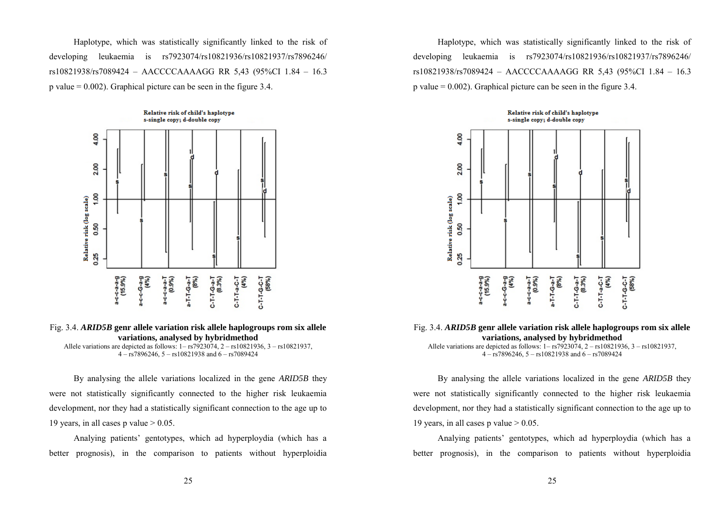Haplotype, which was statistically significantly linked to the risk of developing leukaemia is rs7923074/rs10821936/rs10821937/rs7896246/ rs10821938/rs7089424 – AACCCCAAAAGG RR 5,43 (95%CI 1.84 – 16.3 p value = 0.002). Graphical picture can be seen in the figure 3.4.

Fig. 3.4. ***ARID5B*** **genr allele variation risk allele haplogroups rom six allele variations, analysed by hybridmethod**
Allele variations are depicted as follows: 1– rs7923074, 2 – rs10821936, 3 – rs10821937, 4 – rs7896246, 5 – rs10821938 and 6 – rs7089424

By analysing the allele variations localized in the gene *ARID5B* they were not statistically significantly connected to the higher risk leukaemia development, nor they had a statistically significant connection to the age up to 19 years, in all cases p value > 0.05.

Analying patients' gentotypes, which ad hyperploydia (which has a better prognosis), in the comparison to patients without hyperploidia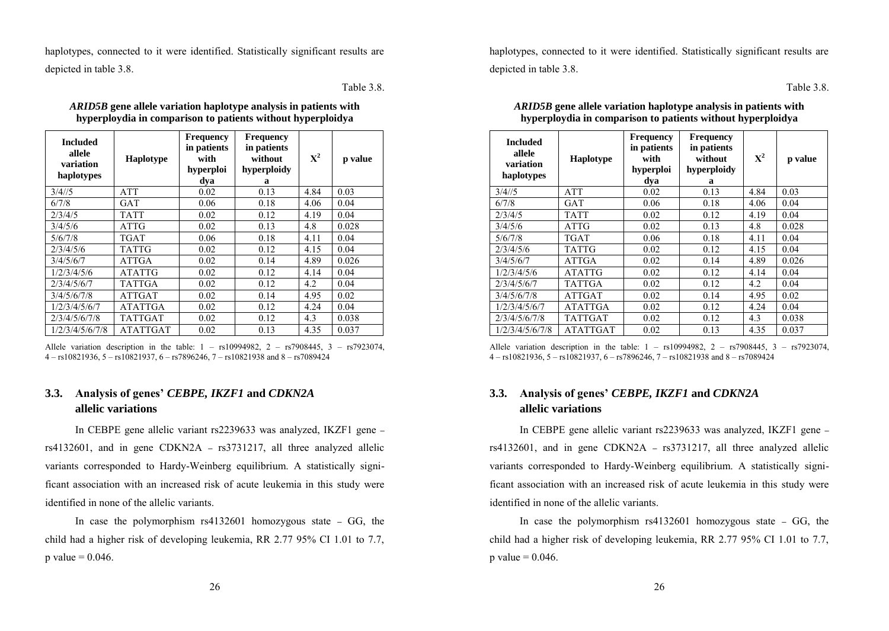haplotypes, connected to it were identified. Statistically significant results are depicted in table 3.8.

Table 3.8.

***ARID5B* gene allele variation haplotype analysis in patients with hyperploydia in comparison to patients without hyperploidya**

| Included allele variation haplotypes | Haplotype | Frequency in patients with hyperploidya | Frequency in patients without hyperploidya | $X^2$ | p value |
|---|---|---|---|---|---|
| 3/4//5 | ATT | 0.02 | 0.13 | 4.84 | 0.03 |
| 6/7/8 | GAT | 0.06 | 0.18 | 4.06 | 0.04 |
| 2/3/4/5 | TATT | 0.02 | 0.12 | 4.19 | 0.04 |
| 3/4/5/6 | ATTG | 0.02 | 0.13 | 4.8 | 0.028 |
| 5/6/7/8 | TGAT | 0.06 | 0.18 | 4.11 | 0.04 |
| 2/3/4/5/6 | TATTG | 0.02 | 0.12 | 4.15 | 0.04 |
| 3/4/5/6/7 | ATTGA | 0.02 | 0.14 | 4.89 | 0.026 |
| 1/2/3/4/5/6 | ATATTG | 0.02 | 0.12 | 4.14 | 0.04 |
| 2/3/4/5/6/7 | TATTGA | 0.02 | 0.12 | 4.2 | 0.04 |
| 3/4/5/6/7/8 | ATTGAT | 0.02 | 0.14 | 4.95 | 0.02 |
| 1/2/3/4/5/6/7 | ATATTGA | 0.02 | 0.12 | 4.24 | 0.04 |
| 2/3/4/5/6/7/8 | TATTGAT | 0.02 | 0.12 | 4.3 | 0.038 |
| 1/2/3/4/5/6/7/8 | ATATTGAT | 0.02 | 0.13 | 4.35 | 0.037 |

Allele variation description in the table: 1 – rs10994982, 2 – rs7908445, 3 – rs7923074, 4 – rs10821936, 5 – rs10821937, 6 – rs7896246, 7 – rs10821938 and 8 – rs7089424

## 3.3. Analysis of genes' *CEBPE, IKZF1* and *CDKN2A* allelic variations

In CEBPE gene allelic variant rs2239633 was analyzed, IKZF1 gene – rs4132601, and in gene CDKN2A – rs3731217, all three analyzed allelic variants corresponded to Hardy-Weinberg equilibrium. A statistically significant association with an increased risk of acute leukemia in this study were identified in none of the allelic variants.

In case the polymorphism rs4132601 homozygous state – GG, the child had a higher risk of developing leukemia, RR 2.77 95% CI 1.01 to 7.7, p value = 0.046.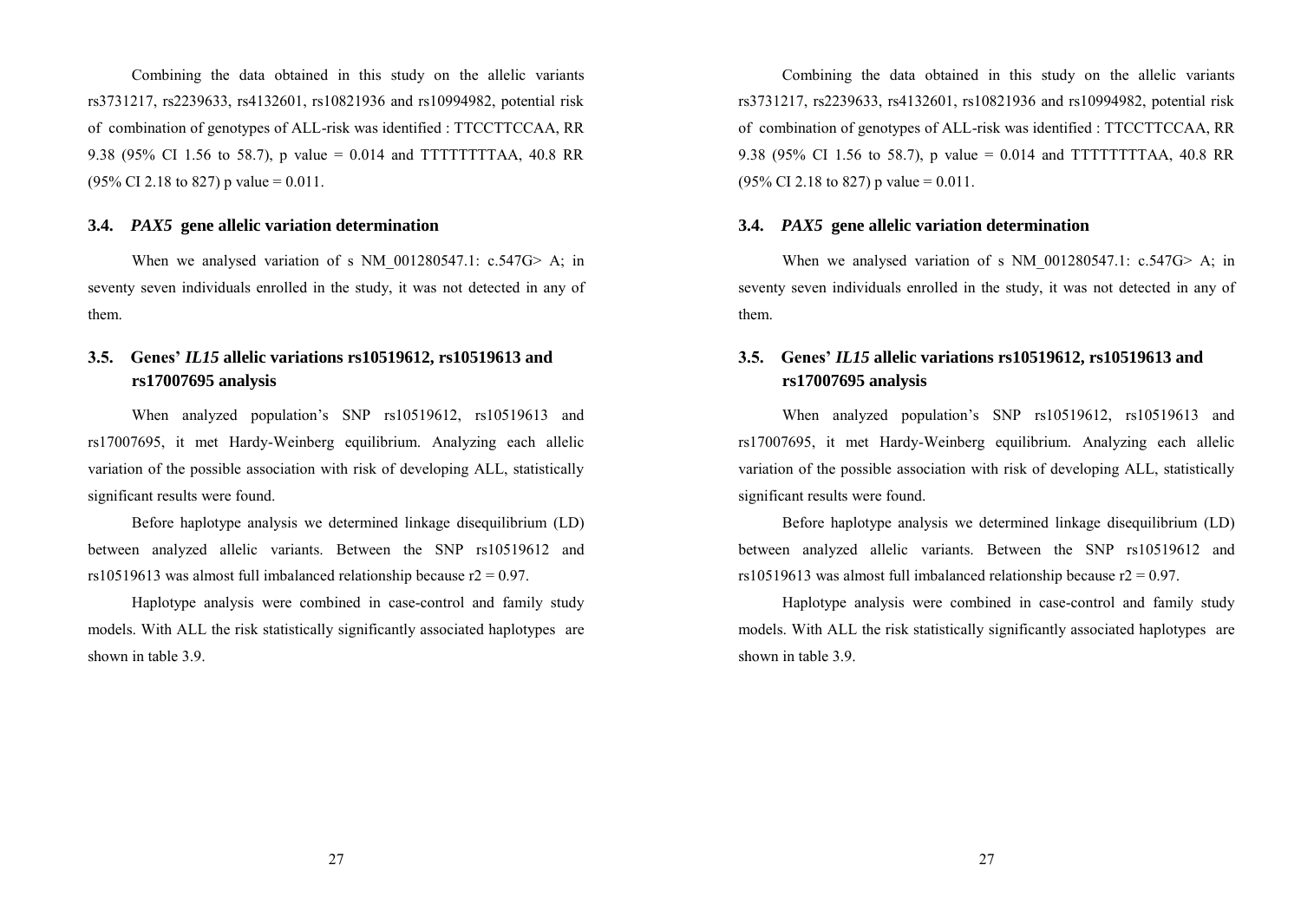Combining the data obtained in this study on the allelic variants rs3731217, rs2239633, rs4132601, rs10821936 and rs10994982, potential risk of combination of genotypes of ALL-risk was identified : TTCCTTCCAA, RR 9.38 (95% CI 1.56 to 58.7), p value = 0.014 and TTTTTTTTAA, 40.8 RR (95% CI 2.18 to 827) p value = 0.011.

### 3.4. *PAX5* gene allelic variation determination

When we analysed variation of s NM_001280547.1: c.547G> A; in seventy seven individuals enrolled in the study, it was not detected in any of them.

### 3.5. Genes' *IL15* allelic variations rs10519612, rs10519613 and rs17007695 analysis

When analyzed population's SNP rs10519612, rs10519613 and rs17007695, it met Hardy-Weinberg equilibrium. Analyzing each allelic variation of the possible association with risk of developing ALL, statistically significant results were found.

Before haplotype analysis we determined linkage disequilibrium (LD) between analyzed allelic variants. Between the SNP rs10519612 and rs10519613 was almost full imbalanced relationship because $r2 = 0.97$.

Haplotype analysis were combined in case-control and family study models. With ALL the risk statistically significantly associated haplotypes are shown in table 3.9.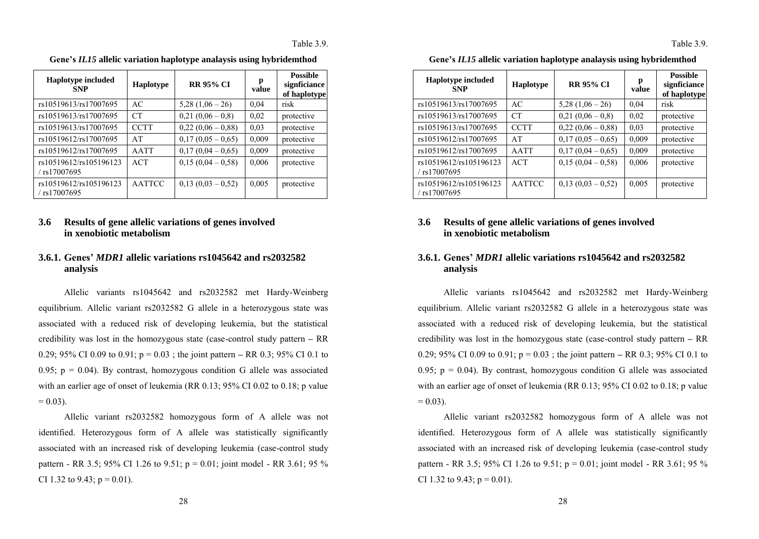Table 3.9.

**Gene's *IL15* allelic variation haplotype analaysis using hybridemthod**

| Haplotype included SNP | Haplotype | RR 95% CI | p value | Possible signficiance of haplotype |
|---|---|---|---|---|
| rs10519613/rs17007695 | AC | 5,28 (1,06 – 26) | 0,04 | risk |
| rs10519613/rs17007695 | CT | 0,21 (0,06 – 0,8) | 0,02 | protective |
| rs10519613/rs17007695 | CCTT | 0,22 (0,06 – 0,88) | 0,03 | protective |
| rs10519612/rs17007695 | AT | 0,17 (0,05 – 0,65) | 0,009 | protective |
| rs10519612/rs17007695 | AATT | 0,17 (0,04 – 0,65) | 0,009 | protective |
| rs10519612/rs105196123 / rs17007695 | ACT | 0,15 (0,04 – 0,58) | 0,006 | protective |
| rs10519612/rs105196123 / rs17007695 | AATTCC | 0,13 (0,03 – 0,52) | 0,005 | protective |

## 3.6 Results of gene allelic variations of genes involved in xenobiotic metabolism

### 3.6.1. Genes' *MDR1* allelic variations rs1045642 and rs2032582 analysis

Allelic variants rs1045642 and rs2032582 met Hardy-Weinberg equilibrium. Allelic variant rs2032582 G allele in a heterozygous state was associated with a reduced risk of developing leukemia, but the statistical credibility was lost in the homozygous state (case-control study pattern – RR 0.29; 95% CI 0.09 to 0.91; p = 0.03 ; the joint pattern – RR 0.3; 95% CI 0.1 to 0.95; p = 0.04). By contrast, homozygous condition G allele was associated with an earlier age of onset of leukemia (RR 0.13; 95% CI 0.02 to 0.18; p value = 0.03).

Allelic variant rs2032582 homozygous form of A allele was not identified. Heterozygous form of A allele was statistically significantly associated with an increased risk of developing leukemia (case-control study pattern - RR 3.5; 95% CI 1.26 to 9.51; p = 0.01; joint model - RR 3.61; 95 % CI 1.32 to 9.43; p = 0.01).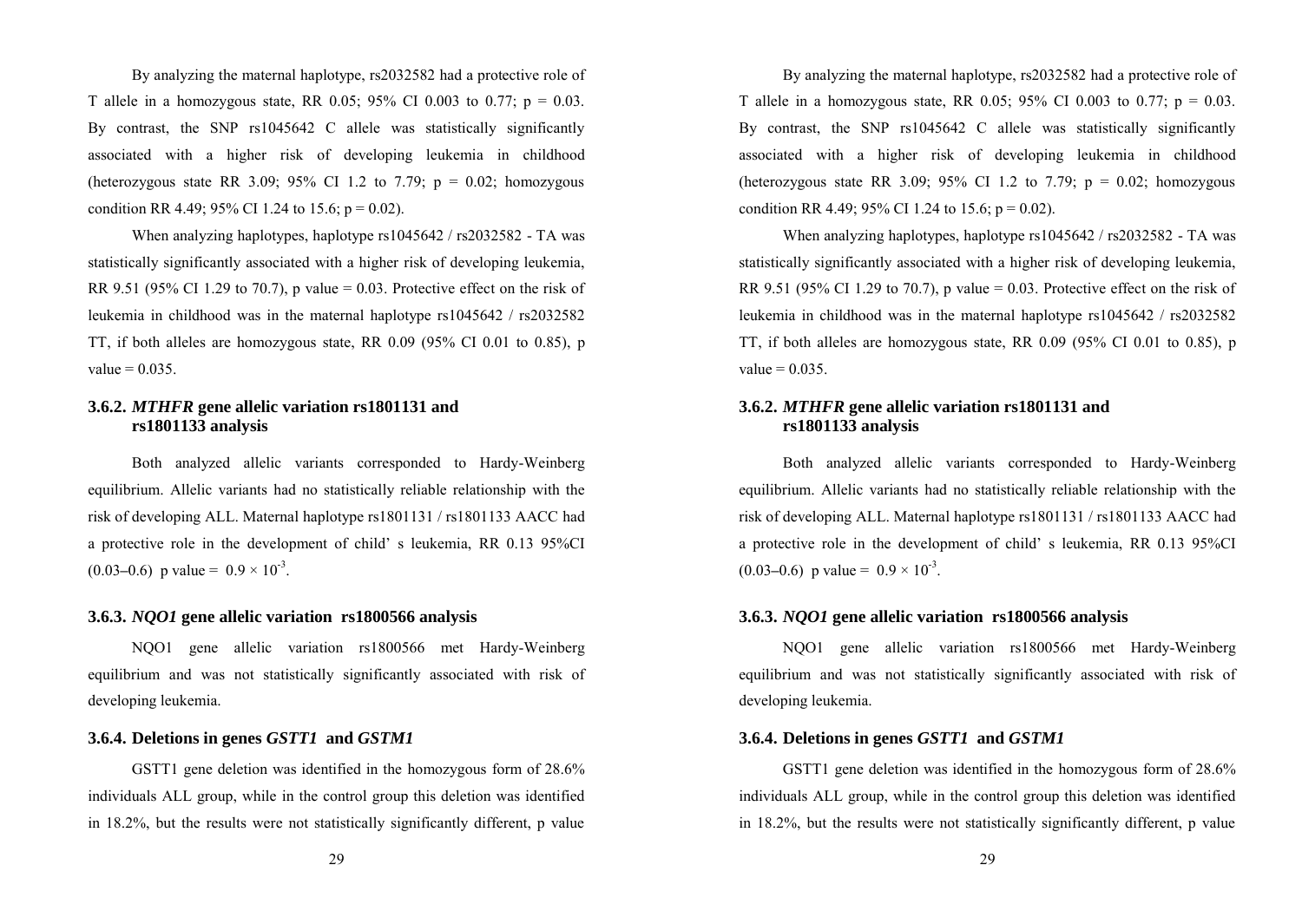By analyzing the maternal haplotype, rs2032582 had a protective role of T allele in a homozygous state, RR 0.05; 95% CI 0.003 to 0.77; p = 0.03. By contrast, the SNP rs1045642 C allele was statistically significantly associated with a higher risk of developing leukemia in childhood (heterozygous state RR 3.09; 95% CI 1.2 to 7.79; p = 0.02; homozygous condition RR 4.49; 95% CI 1.24 to 15.6; p = 0.02).

When analyzing haplotypes, haplotype rs1045642 / rs2032582 - TA was statistically significantly associated with a higher risk of developing leukemia, RR 9.51 (95% CI 1.29 to 70.7), p value = 0.03. Protective effect on the risk of leukemia in childhood was in the maternal haplotype rs1045642 / rs2032582 TT, if both alleles are homozygous state, RR 0.09 (95% CI 0.01 to 0.85), p value = 0.035.

### 3.6.2. *MTHFR* gene allelic variation rs1801131 and rs1801133 analysis

Both analyzed allelic variants corresponded to Hardy-Weinberg equilibrium. Allelic variants had no statistically reliable relationship with the risk of developing ALL. Maternal haplotype rs1801131 / rs1801133 AACC had a protective role in the development of child' s leukemia, RR 0.13 95%CI (0.03–0.6) p value = $0.9 \times 10^{-3}$.

### 3.6.3. *NQO1* gene allelic variation rs1800566 analysis

NQO1 gene allelic variation rs1800566 met Hardy-Weinberg equilibrium and was not statistically significantly associated with risk of developing leukemia.

### 3.6.4. Deletions in genes *GSTT1* and *GSTM1*

GSTT1 gene deletion was identified in the homozygous form of 28.6% individuals ALL group, while in the control group this deletion was identified in 18.2%, but the results were not statistically significantly different, p value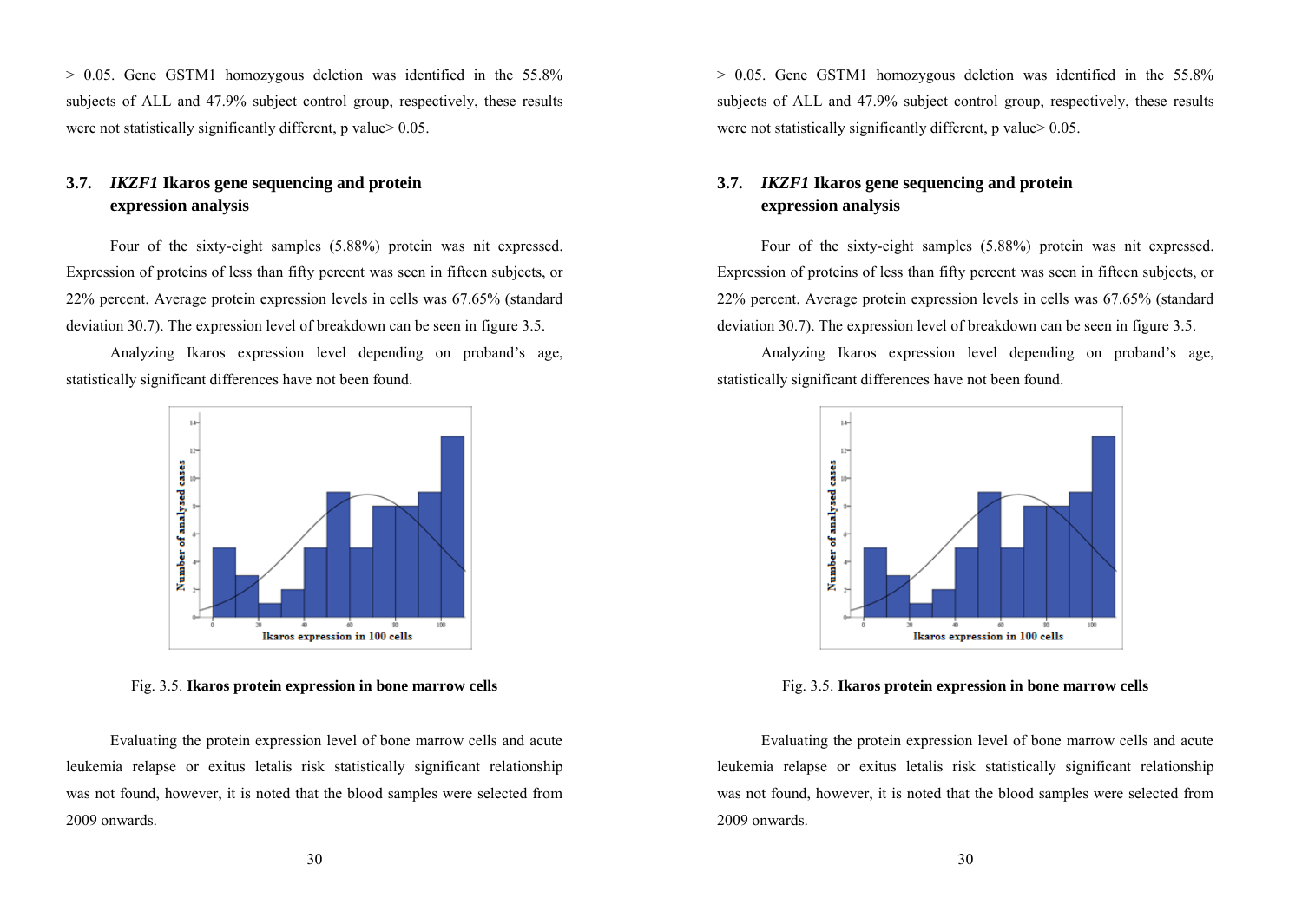> 0.05. Gene GSTM1 homozygous deletion was identified in the 55.8% subjects of ALL and 47.9% subject control group, respectively, these results were not statistically significantly different, p value> 0.05.

### 3.7. *IKZF1* Ikaros gene sequencing and protein expression analysis

Four of the sixty-eight samples (5.88%) protein was nit expressed. Expression of proteins of less than fifty percent was seen in fifteen subjects, or 22% percent. Average protein expression levels in cells was 67.65% (standard deviation 30.7). The expression level of breakdown can be seen in figure 3.5.

Analyzing Ikaros expression level depending on proband's age, statistically significant differences have not been found.

Fig. 3.5. **Ikaros protein expression in bone marrow cells**

Evaluating the protein expression level of bone marrow cells and acute leukemia relapse or exitus letalis risk statistically significant relationship was not found, however, it is noted that the blood samples were selected from 2009 onwards.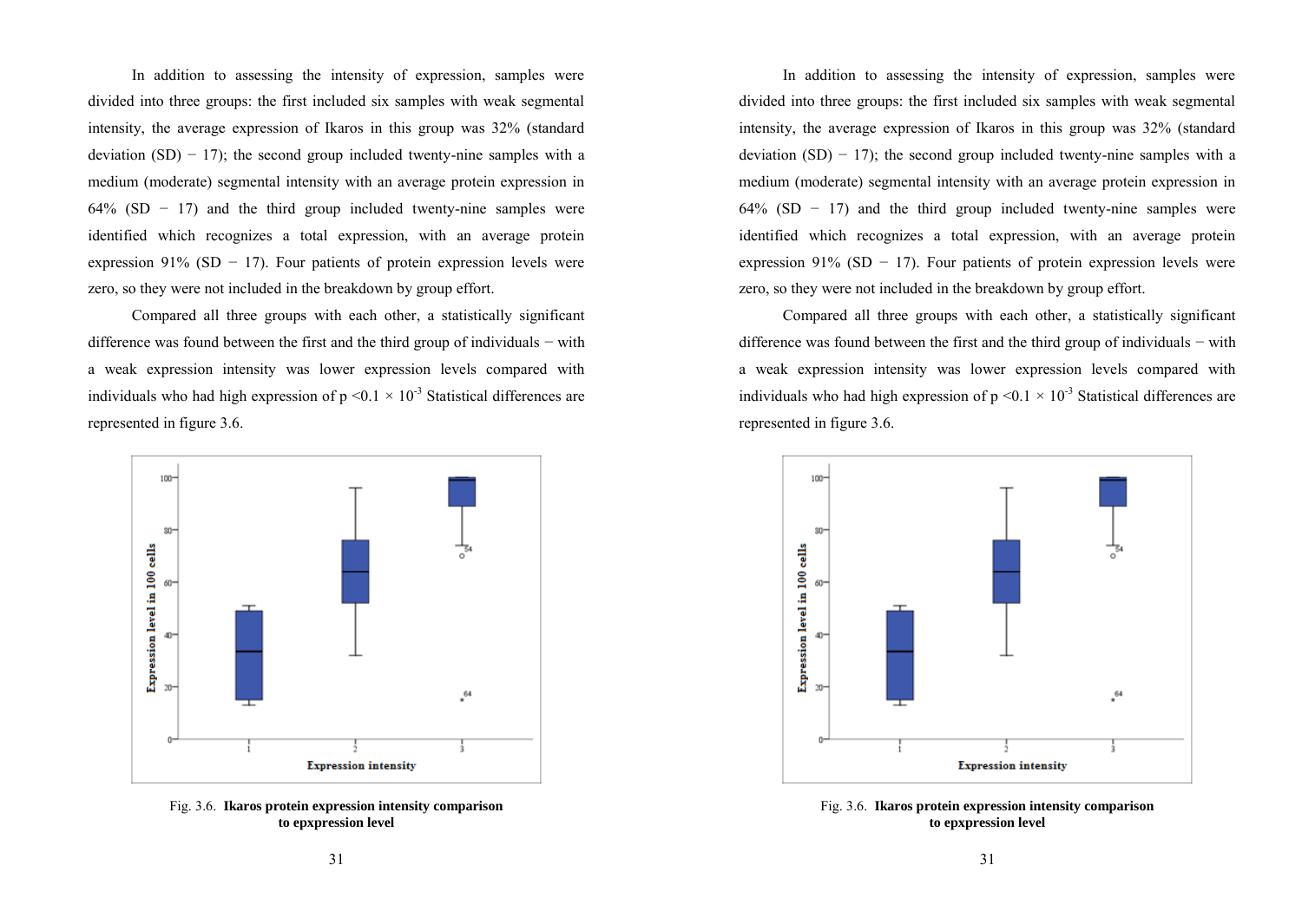In addition to assessing the intensity of expression, samples were divided into three groups: the first included six samples with weak segmental intensity, the average expression of Ikaros in this group was 32% (standard deviation (SD) − 17); the second group included twenty-nine samples with a medium (moderate) segmental intensity with an average protein expression in 64% (SD − 17) and the third group included twenty-nine samples were identified which recognizes a total expression, with an average protein expression 91% (SD − 17). Four patients of protein expression levels were zero, so they were not included in the breakdown by group effort.

Compared all three groups with each other, a statistically significant difference was found between the first and the third group of individuals − with a weak expression intensity was lower expression levels compared with individuals who had high expression of $p < 0.1 \times 10^{-3}$ Statistical differences are represented in figure 3.6.

Fig. 3.6. **Ikaros protein expression intensity comparison to epxpression level**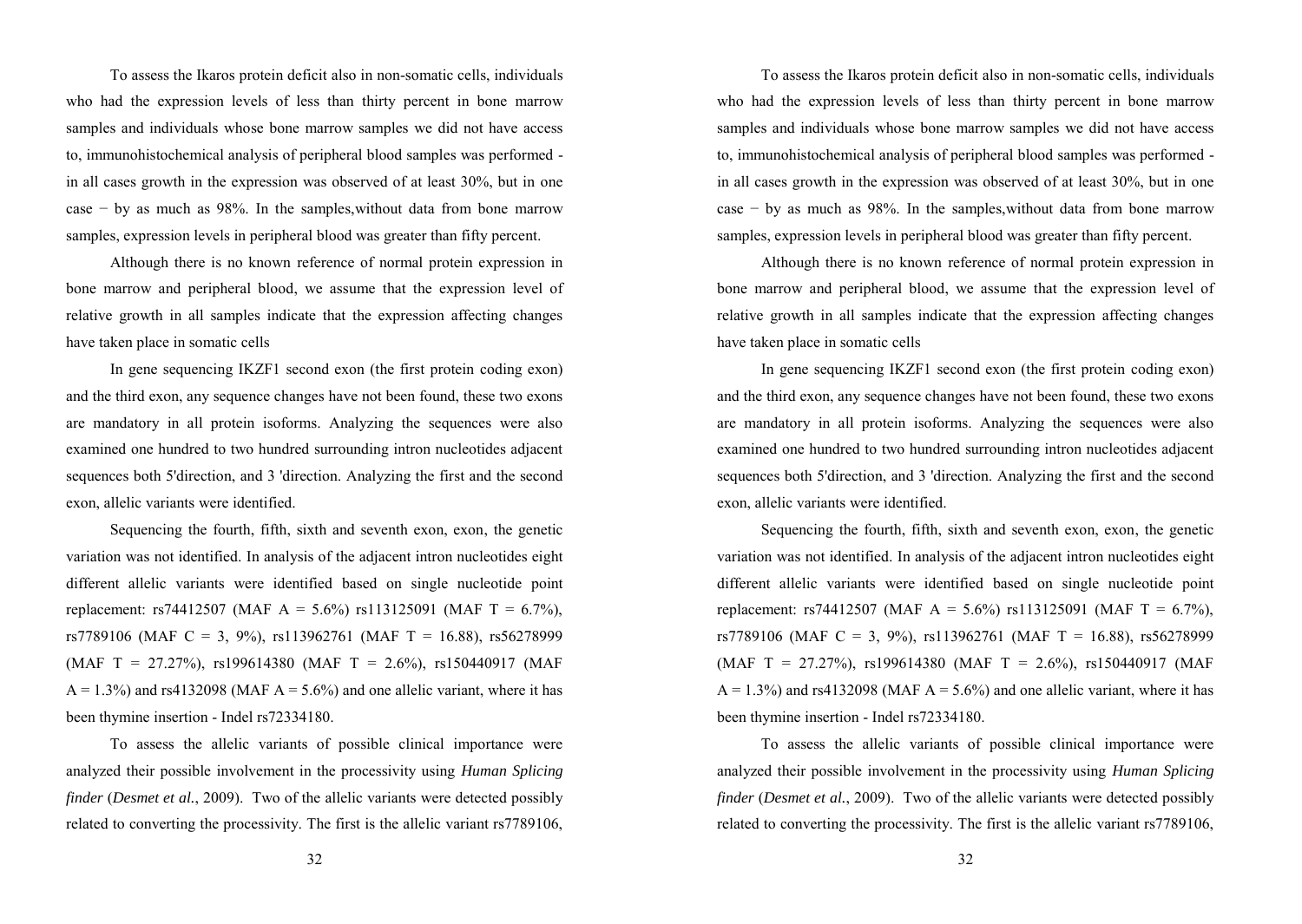To assess the Ikaros protein deficit also in non-somatic cells, individuals who had the expression levels of less than thirty percent in bone marrow samples and individuals whose bone marrow samples we did not have access to, immunohistochemical analysis of peripheral blood samples was performed - in all cases growth in the expression was observed of at least 30%, but in one case − by as much as 98%. In the samples,without data from bone marrow samples, expression levels in peripheral blood was greater than fifty percent.

Although there is no known reference of normal protein expression in bone marrow and peripheral blood, we assume that the expression level of relative growth in all samples indicate that the expression affecting changes have taken place in somatic cells

In gene sequencing IKZF1 second exon (the first protein coding exon) and the third exon, any sequence changes have not been found, these two exons are mandatory in all protein isoforms. Analyzing the sequences were also examined one hundred to two hundred surrounding intron nucleotides adjacent sequences both 5'direction, and 3 'direction. Analyzing the first and the second exon, allelic variants were identified.

Sequencing the fourth, fifth, sixth and seventh exon, exon, the genetic variation was not identified. In analysis of the adjacent intron nucleotides eight different allelic variants were identified based on single nucleotide point replacement: rs74412507 (MAF A = 5.6%) rs113125091 (MAF T = 6.7%), rs7789106 (MAF C = 3, 9%), rs113962761 (MAF T = 16.88), rs56278999 (MAF T = 27.27%), rs199614380 (MAF T = 2.6%), rs150440917 (MAF A = 1.3%) and rs4132098 (MAF A = 5.6%) and one allelic variant, where it has been thymine insertion - Indel rs72334180.

To assess the allelic variants of possible clinical importance were analyzed their possible involvement in the processivity using *Human Splicing finder* (*Desmet et al.*, 2009). Two of the allelic variants were detected possibly related to converting the processivity. The first is the allelic variant rs7789106,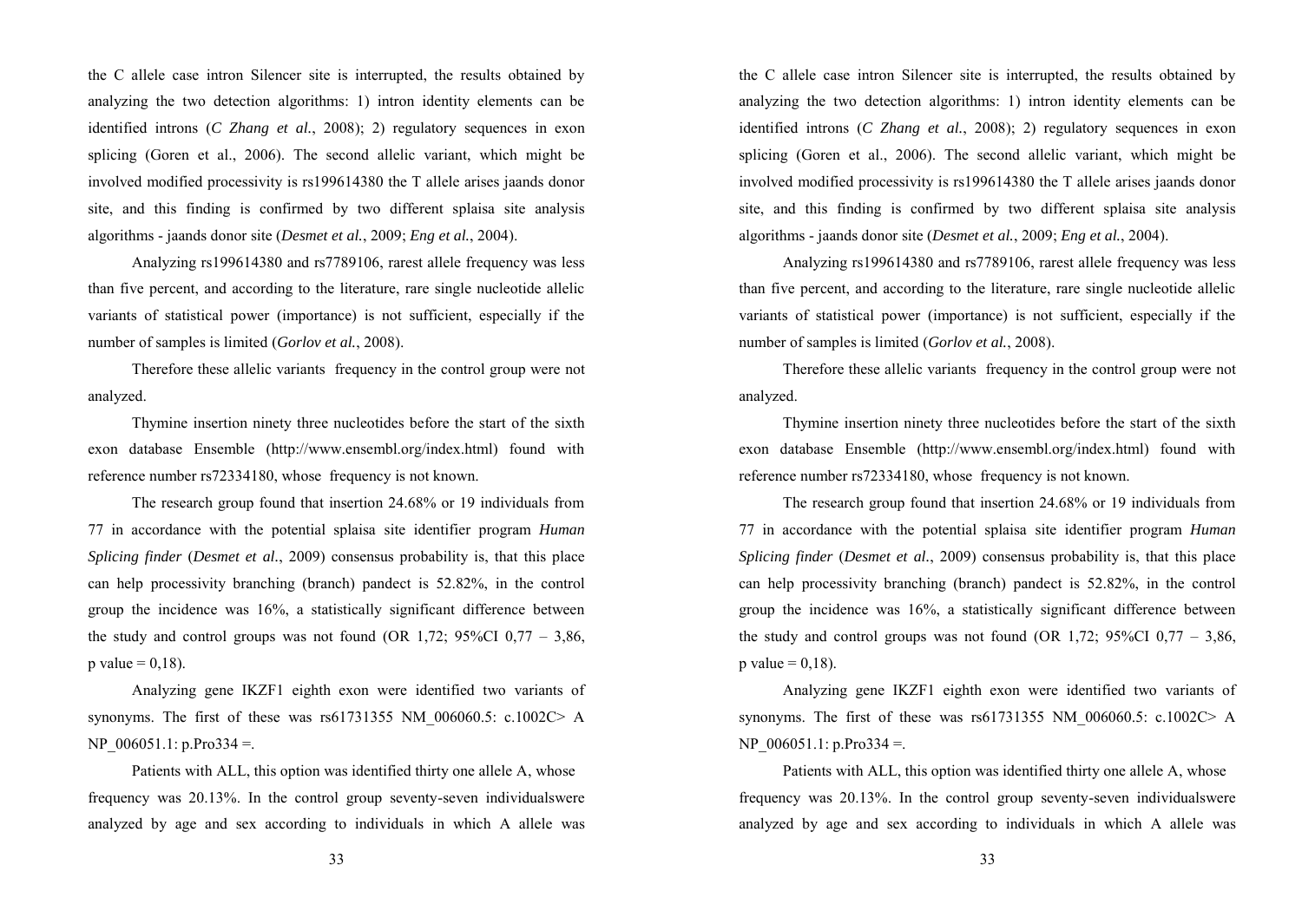the C allele case intron Silencer site is interrupted, the results obtained by analyzing the two detection algorithms: 1) intron identity elements can be identified introns (*C Zhang et al.*, 2008); 2) regulatory sequences in exon splicing (Goren et al., 2006). The second allelic variant, which might be involved modified processivity is rs199614380 the T allele arises jaands donor site, and this finding is confirmed by two different splaisa site analysis algorithms - jaands donor site (*Desmet et al.*, 2009; *Eng et al.*, 2004).

Analyzing rs199614380 and rs7789106, rarest allele frequency was less than five percent, and according to the literature, rare single nucleotide allelic variants of statistical power (importance) is not sufficient, especially if the number of samples is limited (*Gorlov et al.*, 2008).

Therefore these allelic variants frequency in the control group were not analyzed.

Thymine insertion ninety three nucleotides before the start of the sixth exon database Ensemble (http://www.ensembl.org/index.html) found with reference number rs72334180, whose frequency is not known.

The research group found that insertion 24.68% or 19 individuals from 77 in accordance with the potential splaisa site identifier program *Human Splicing finder* (*Desmet et al.*, 2009) consensus probability is, that this place can help processivity branching (branch) pandect is 52.82%, in the control group the incidence was 16%, a statistically significant difference between the study and control groups was not found (OR 1,72; 95%CI 0,77 – 3,86, p value = 0,18).

Analyzing gene IKZF1 eighth exon were identified two variants of synonyms. The first of these was rs61731355 NM_006060.5: c.1002C> A NP_006051.1: p.Pro334 =.

Patients with ALL, this option was identified thirty one allele A, whose frequency was 20.13%. In the control group seventy-seven individualswere analyzed by age and sex according to individuals in which A allele was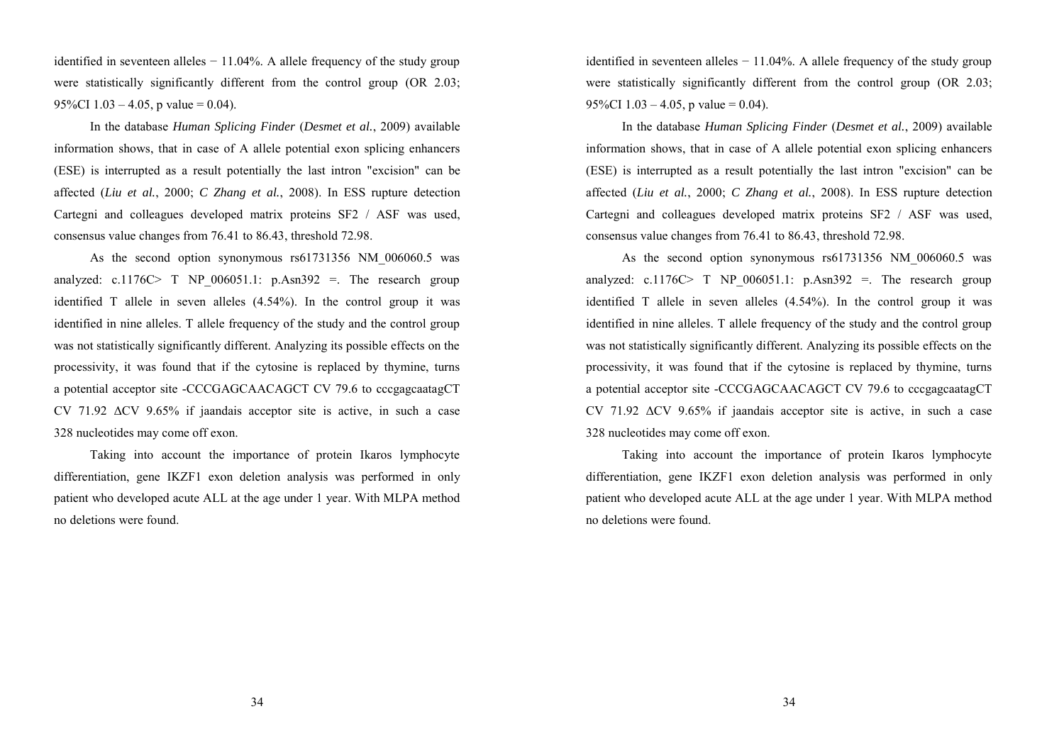identified in seventeen alleles − 11.04%. A allele frequency of the study group were statistically significantly different from the control group (OR 2.03; 95%CI 1.03 – 4.05, p value = 0.04).

In the database *Human Splicing Finder* (*Desmet et al.*, 2009) available information shows, that in case of A allele potential exon splicing enhancers (ESE) is interrupted as a result potentially the last intron "excision" can be affected (*Liu et al.*, 2000; *C Zhang et al.*, 2008). In ESS rupture detection Cartegni and colleagues developed matrix proteins SF2 / ASF was used, consensus value changes from 76.41 to 86.43, threshold 72.98.

As the second option synonymous rs61731356 NM_006060.5 was analyzed: c.1176C> T NP_006051.1: p.Asn392 =. The research group identified T allele in seven alleles (4.54%). In the control group it was identified in nine alleles. T allele frequency of the study and the control group was not statistically significantly different. Analyzing its possible effects on the processivity, it was found that if the cytosine is replaced by thymine, turns a potential acceptor site -CCCGAGCAACAGCT CV 79.6 to cccgagcaatagCT CV 71.92 ∆CV 9.65% if jaandais acceptor site is active, in such a case 328 nucleotides may come off exon.

Taking into account the importance of protein Ikaros lymphocyte differentiation, gene IKZF1 exon deletion analysis was performed in only patient who developed acute ALL at the age under 1 year. With MLPA method no deletions were found.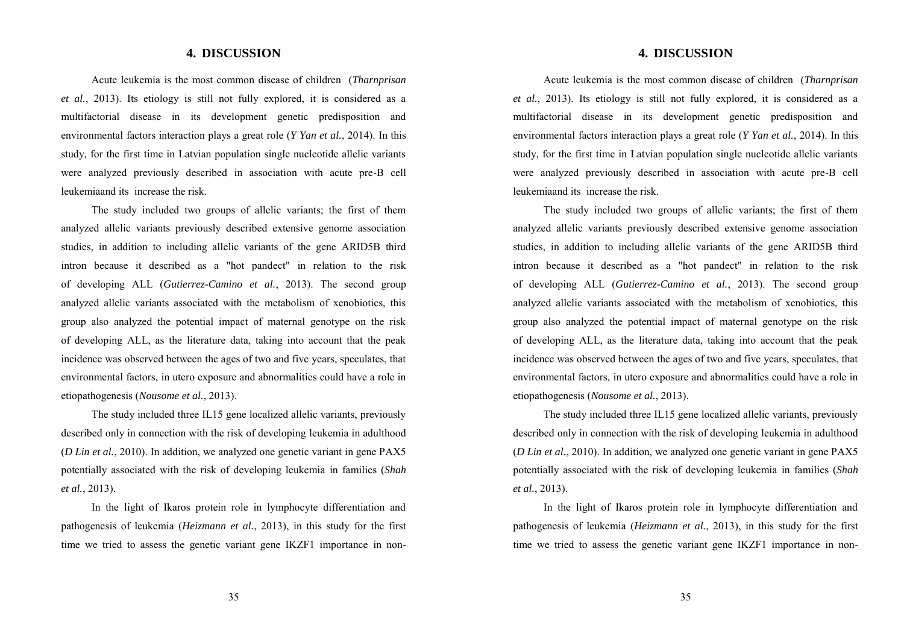# 4. DISCUSSION

Acute leukemia is the most common disease of children (*Tharnprisan et al.*, 2013). Its etiology is still not fully explored, it is considered as a multifactorial disease in its development genetic predisposition and environmental factors interaction plays a great role (*Y Yan et al.*, 2014). In this study, for the first time in Latvian population single nucleotide allelic variants were analyzed previously described in association with acute pre-B cell leukemiaand its increase the risk.

The study included two groups of allelic variants; the first of them analyzed allelic variants previously described extensive genome association studies, in addition to including allelic variants of the gene ARID5B third intron because it described as a "hot pandect" in relation to the risk of developing ALL (*Gutierrez-Camino et al.*, 2013). The second group analyzed allelic variants associated with the metabolism of xenobiotics, this group also analyzed the potential impact of maternal genotype on the risk of developing ALL, as the literature data, taking into account that the peak incidence was observed between the ages of two and five years, speculates, that environmental factors, in utero exposure and abnormalities could have a role in etiopathogenesis (*Nousome et al.*, 2013).

The study included three IL15 gene localized allelic variants, previously described only in connection with the risk of developing leukemia in adulthood (*D Lin et al.*, 2010). In addition, we analyzed one genetic variant in gene PAX5 potentially associated with the risk of developing leukemia in families (*Shah et al.*, 2013).

In the light of Ikaros protein role in lymphocyte differentiation and pathogenesis of leukemia (*Heizmann et al.*, 2013), in this study for the first time we tried to assess the genetic variant gene IKZF1 importance in non-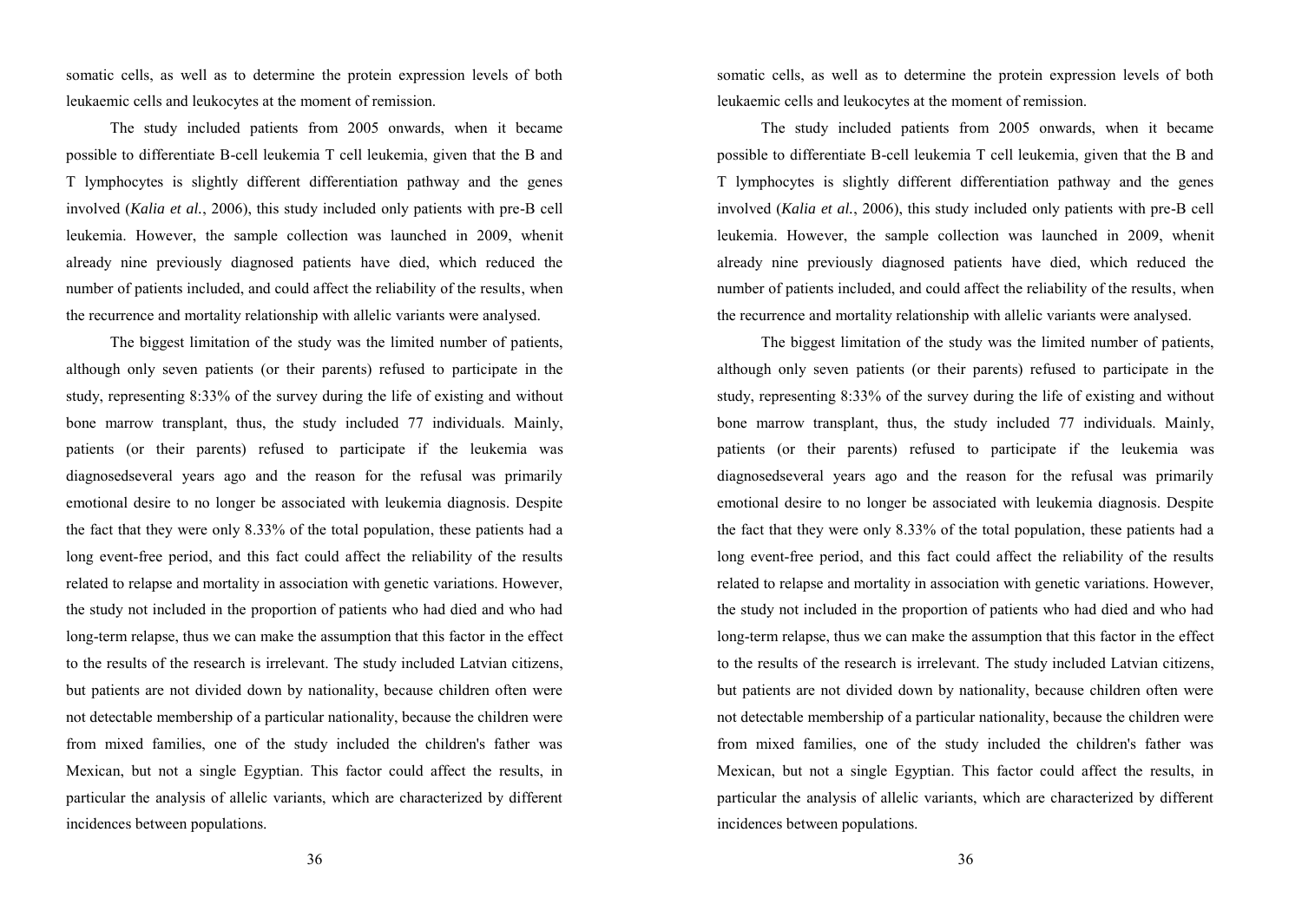somatic cells, as well as to determine the protein expression levels of both leukaemic cells and leukocytes at the moment of remission.

The study included patients from 2005 onwards, when it became possible to differentiate B-cell leukemia T cell leukemia, given that the B and T lymphocytes is slightly different differentiation pathway and the genes involved (*Kalia et al.*, 2006), this study included only patients with pre-B cell leukemia. However, the sample collection was launched in 2009, whenit already nine previously diagnosed patients have died, which reduced the number of patients included, and could affect the reliability of the results, when the recurrence and mortality relationship with allelic variants were analysed.

The biggest limitation of the study was the limited number of patients, although only seven patients (or their parents) refused to participate in the study, representing 8:33% of the survey during the life of existing and without bone marrow transplant, thus, the study included 77 individuals. Mainly, patients (or their parents) refused to participate if the leukemia was diagnosedseveral years ago and the reason for the refusal was primarily emotional desire to no longer be associated with leukemia diagnosis. Despite the fact that they were only 8.33% of the total population, these patients had a long event-free period, and this fact could affect the reliability of the results related to relapse and mortality in association with genetic variations. However, the study not included in the proportion of patients who had died and who had long-term relapse, thus we can make the assumption that this factor in the effect to the results of the research is irrelevant. The study included Latvian citizens, but patients are not divided down by nationality, because children often were not detectable membership of a particular nationality, because the children were from mixed families, one of the study included the children's father was Mexican, but not a single Egyptian. This factor could affect the results, in particular the analysis of allelic variants, which are characterized by different incidences between populations.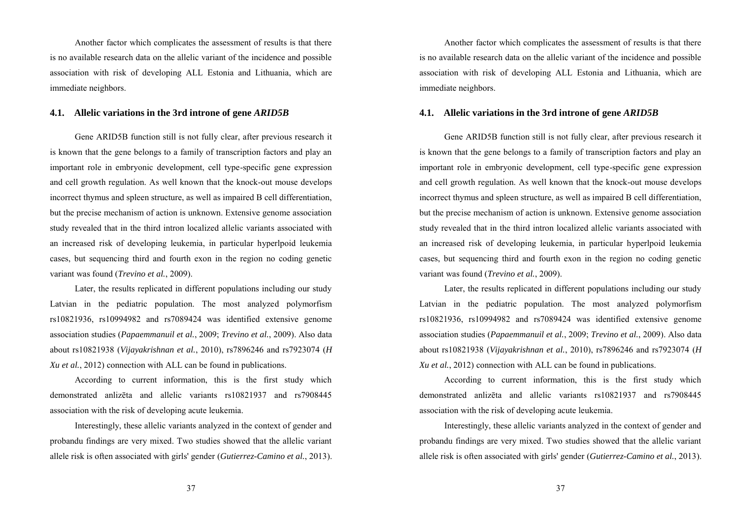Another factor which complicates the assessment of results is that there is no available research data on the allelic variant of the incidence and possible association with risk of developing ALL Estonia and Lithuania, which are immediate neighbors.

### 4.1. Allelic variations in the 3rd introne of gene *ARID5B*

Gene ARID5B function still is not fully clear, after previous research it is known that the gene belongs to a family of transcription factors and play an important role in embryonic development, cell type-specific gene expression and cell growth regulation. As well known that the knock-out mouse develops incorrect thymus and spleen structure, as well as impaired B cell differentiation, but the precise mechanism of action is unknown. Extensive genome association study revealed that in the third intron localized allelic variants associated with an increased risk of developing leukemia, in particular hyperlpoid leukemia cases, but sequencing third and fourth exon in the region no coding genetic variant was found (*Trevino et al.*, 2009).

Later, the results replicated in different populations including our study Latvian in the pediatric population. The most analyzed polymorfism rs10821936, rs10994982 and rs7089424 was identified extensive genome association studies (*Papaemmanuil et al.*, 2009; *Trevino et al.*, 2009). Also data about rs10821938 (*Vijayakrishnan et al.*, 2010), rs7896246 and rs7923074 (*H Xu et al.*, 2012) connection with ALL can be found in publications.

According to current information, this is the first study which demonstrated anlizēta and allelic variants rs10821937 and rs7908445 association with the risk of developing acute leukemia.

Interestingly, these allelic variants analyzed in the context of gender and probandu findings are very mixed. Two studies showed that the allelic variant allele risk is often associated with girls' gender (*Gutierrez-Camino et al.*, 2013).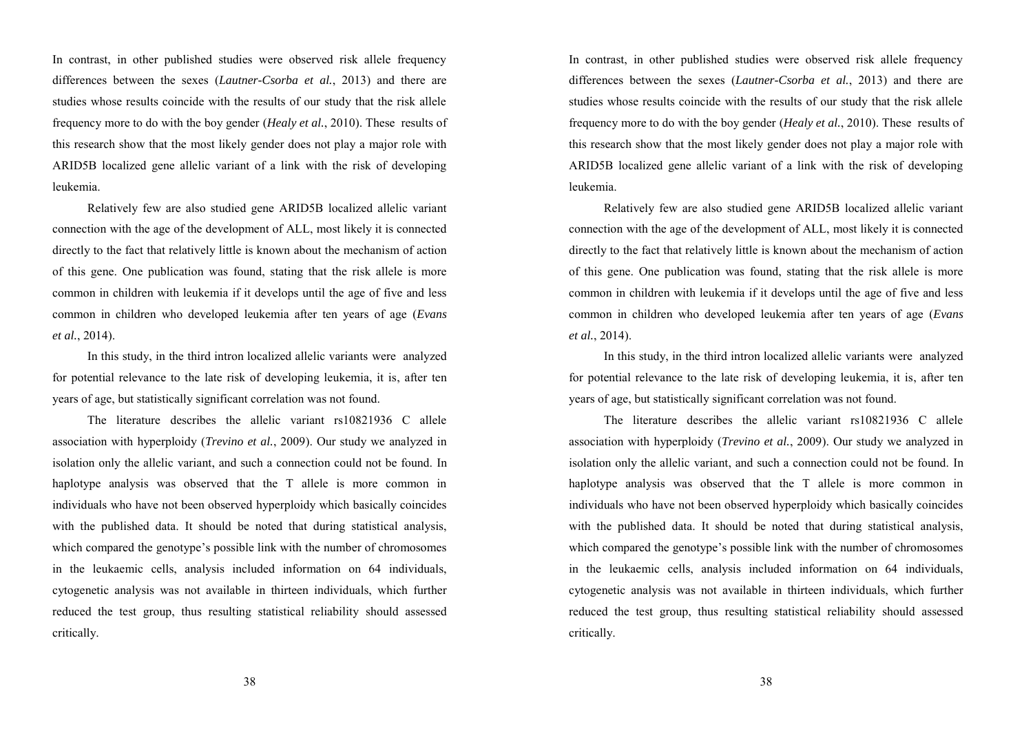In contrast, in other published studies were observed risk allele frequency differences between the sexes (*Lautner-Csorba et al.*, 2013) and there are studies whose results coincide with the results of our study that the risk allele frequency more to do with the boy gender (*Healy et al.*, 2010). These results of this research show that the most likely gender does not play a major role with ARID5B localized gene allelic variant of a link with the risk of developing leukemia.

Relatively few are also studied gene ARID5B localized allelic variant connection with the age of the development of ALL, most likely it is connected directly to the fact that relatively little is known about the mechanism of action of this gene. One publication was found, stating that the risk allele is more common in children with leukemia if it develops until the age of five and less common in children who developed leukemia after ten years of age (*Evans et al.*, 2014).

In this study, in the third intron localized allelic variants were analyzed for potential relevance to the late risk of developing leukemia, it is, after ten years of age, but statistically significant correlation was not found.

The literature describes the allelic variant rs10821936 C allele association with hyperploidy (*Trevino et al.*, 2009). Our study we analyzed in isolation only the allelic variant, and such a connection could not be found. In haplotype analysis was observed that the T allele is more common in individuals who have not been observed hyperploidy which basically coincides with the published data. It should be noted that during statistical analysis, which compared the genotype's possible link with the number of chromosomes in the leukaemic cells, analysis included information on 64 individuals, cytogenetic analysis was not available in thirteen individuals, which further reduced the test group, thus resulting statistical reliability should assessed critically.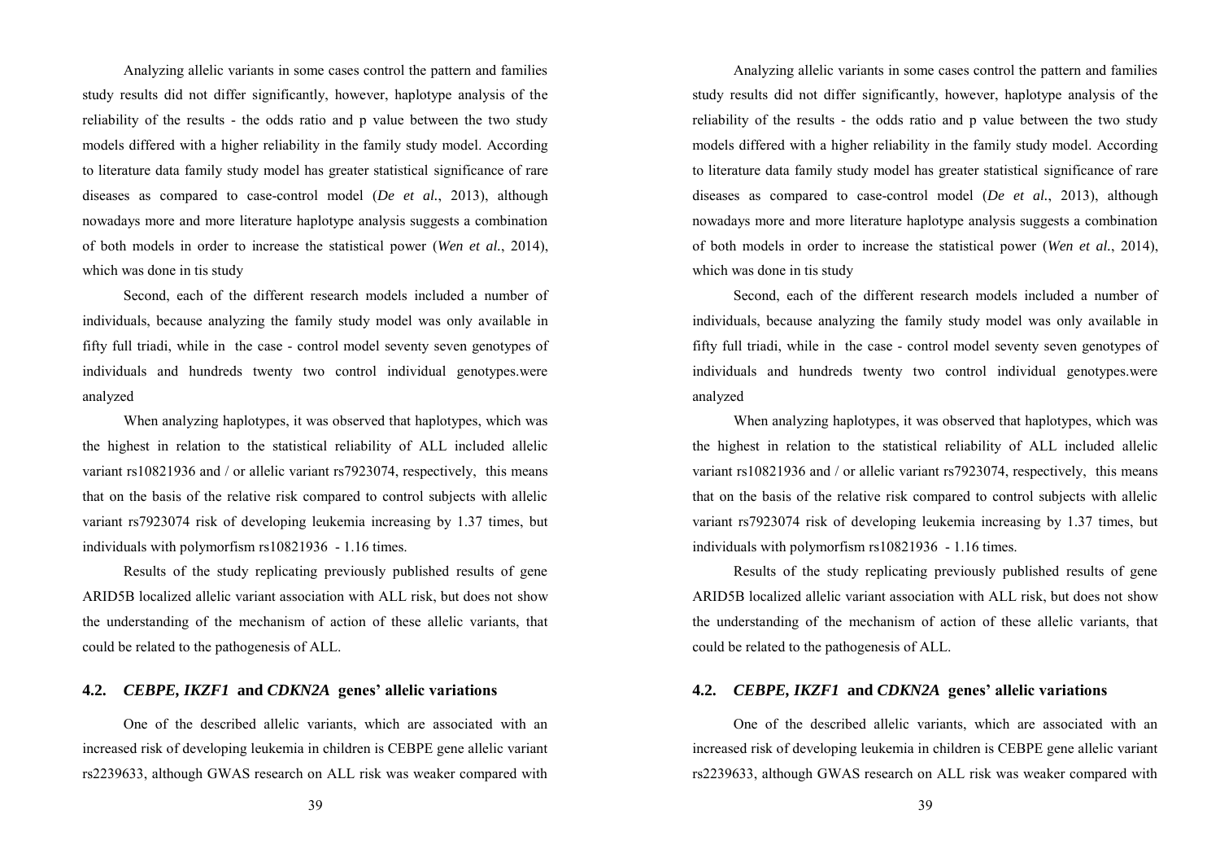Analyzing allelic variants in some cases control the pattern and families study results did not differ significantly, however, haplotype analysis of the reliability of the results - the odds ratio and p value between the two study models differed with a higher reliability in the family study model. According to literature data family study model has greater statistical significance of rare diseases as compared to case-control model (*De et al.*, 2013), although nowadays more and more literature haplotype analysis suggests a combination of both models in order to increase the statistical power (*Wen et al.*, 2014), which was done in tis study

Second, each of the different research models included a number of individuals, because analyzing the family study model was only available in fifty full triadi, while in the case - control model seventy seven genotypes of individuals and hundreds twenty two control individual genotypes.were analyzed

When analyzing haplotypes, it was observed that haplotypes, which was the highest in relation to the statistical reliability of ALL included allelic variant rs10821936 and / or allelic variant rs7923074, respectively, this means that on the basis of the relative risk compared to control subjects with allelic variant rs7923074 risk of developing leukemia increasing by 1.37 times, but individuals with polymorfism rs10821936 - 1.16 times.

Results of the study replicating previously published results of gene ARID5B localized allelic variant association with ALL risk, but does not show the understanding of the mechanism of action of these allelic variants, that could be related to the pathogenesis of ALL.

## 4.2. *CEBPE, IKZF1* and *CDKN2A* genes' allelic variations

One of the described allelic variants, which are associated with an increased risk of developing leukemia in children is CEBPE gene allelic variant rs2239633, although GWAS research on ALL risk was weaker compared with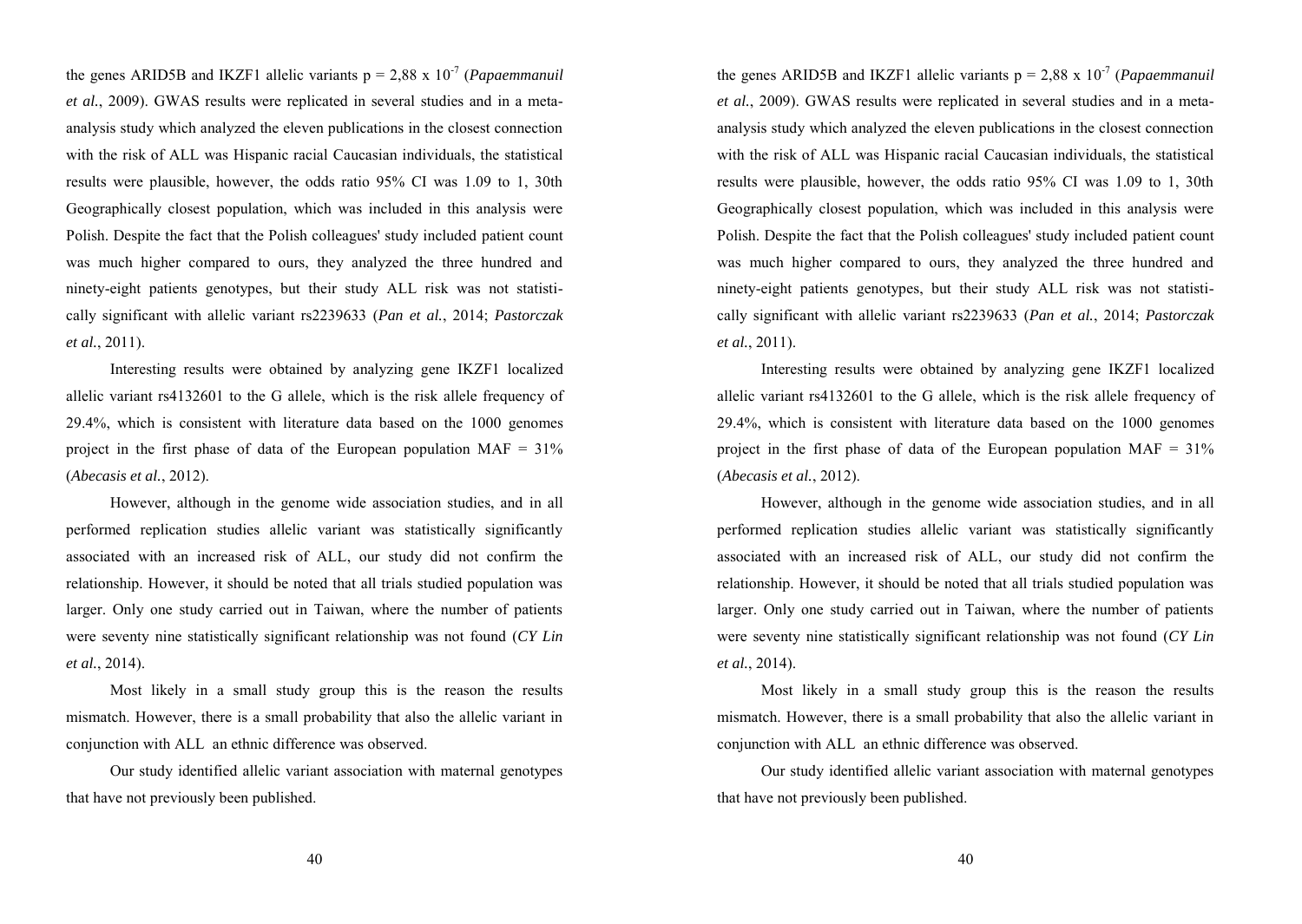the genes ARID5B and IKZF1 allelic variants p = 2,88 x $10^{-7}$ (*Papaemmanuil et al.*, 2009). GWAS results were replicated in several studies and in a meta-analysis study which analyzed the eleven publications in the closest connection with the risk of ALL was Hispanic racial Caucasian individuals, the statistical results were plausible, however, the odds ratio 95% CI was 1.09 to 1, 30th Geographically closest population, which was included in this analysis were Polish. Despite the fact that the Polish colleagues' study included patient count was much higher compared to ours, they analyzed the three hundred and ninety-eight patients genotypes, but their study ALL risk was not statistically significant with allelic variant rs2239633 (*Pan et al.*, 2014; *Pastorczak et al.*, 2011).

Interesting results were obtained by analyzing gene IKZF1 localized allelic variant rs4132601 to the G allele, which is the risk allele frequency of 29.4%, which is consistent with literature data based on the 1000 genomes project in the first phase of data of the European population MAF = 31% (*Abecasis et al.*, 2012).

However, although in the genome wide association studies, and in all performed replication studies allelic variant was statistically significantly associated with an increased risk of ALL, our study did not confirm the relationship. However, it should be noted that all trials studied population was larger. Only one study carried out in Taiwan, where the number of patients were seventy nine statistically significant relationship was not found (*CY Lin et al.*, 2014).

Most likely in a small study group this is the reason the results mismatch. However, there is a small probability that also the allelic variant in conjunction with ALL an ethnic difference was observed.

Our study identified allelic variant association with maternal genotypes that have not previously been published.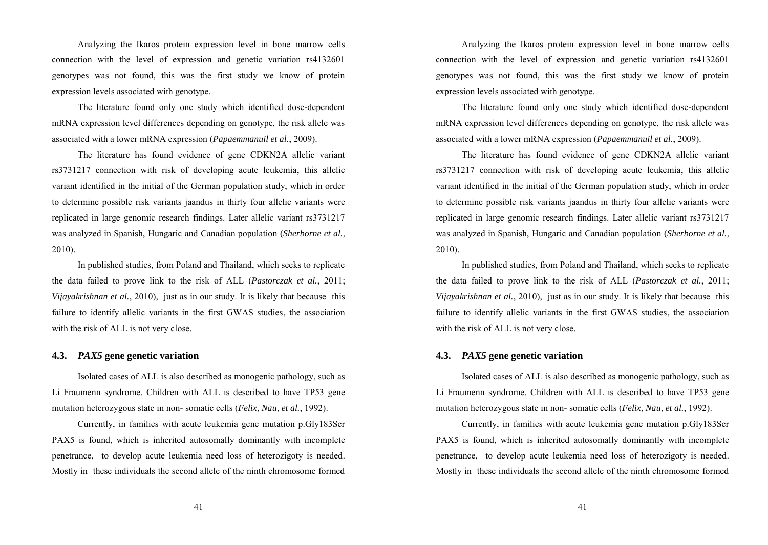Analyzing the Ikaros protein expression level in bone marrow cells connection with the level of expression and genetic variation rs4132601 genotypes was not found, this was the first study we know of protein expression levels associated with genotype.

The literature found only one study which identified dose-dependent mRNA expression level differences depending on genotype, the risk allele was associated with a lower mRNA expression (*Papaemmanuil et al.*, 2009).

The literature has found evidence of gene CDKN2A allelic variant rs3731217 connection with risk of developing acute leukemia, this allelic variant identified in the initial of the German population study, which in order to determine possible risk variants jaandus in thirty four allelic variants were replicated in large genomic research findings. Later allelic variant rs3731217 was analyzed in Spanish, Hungaric and Canadian population (*Sherborne et al.*, 2010).

In published studies, from Poland and Thailand, which seeks to replicate the data failed to prove link to the risk of ALL (*Pastorczak et al.*, 2011; *Vijayakrishnan et al.*, 2010), just as in our study. It is likely that because this failure to identify allelic variants in the first GWAS studies, the association with the risk of ALL is not very close.

### 4.3. *PAX5* gene genetic variation

Isolated cases of ALL is also described as monogenic pathology, such as Li Fraumenn syndrome. Children with ALL is described to have TP53 gene mutation heterozygous state in non- somatic cells (*Felix, Nau, et al.*, 1992).

Currently, in families with acute leukemia gene mutation p.Gly183Ser PAX5 is found, which is inherited autosomally dominantly with incomplete penetrance, to develop acute leukemia need loss of heterozigoty is needed. Mostly in these individuals the second allele of the ninth chromosome formed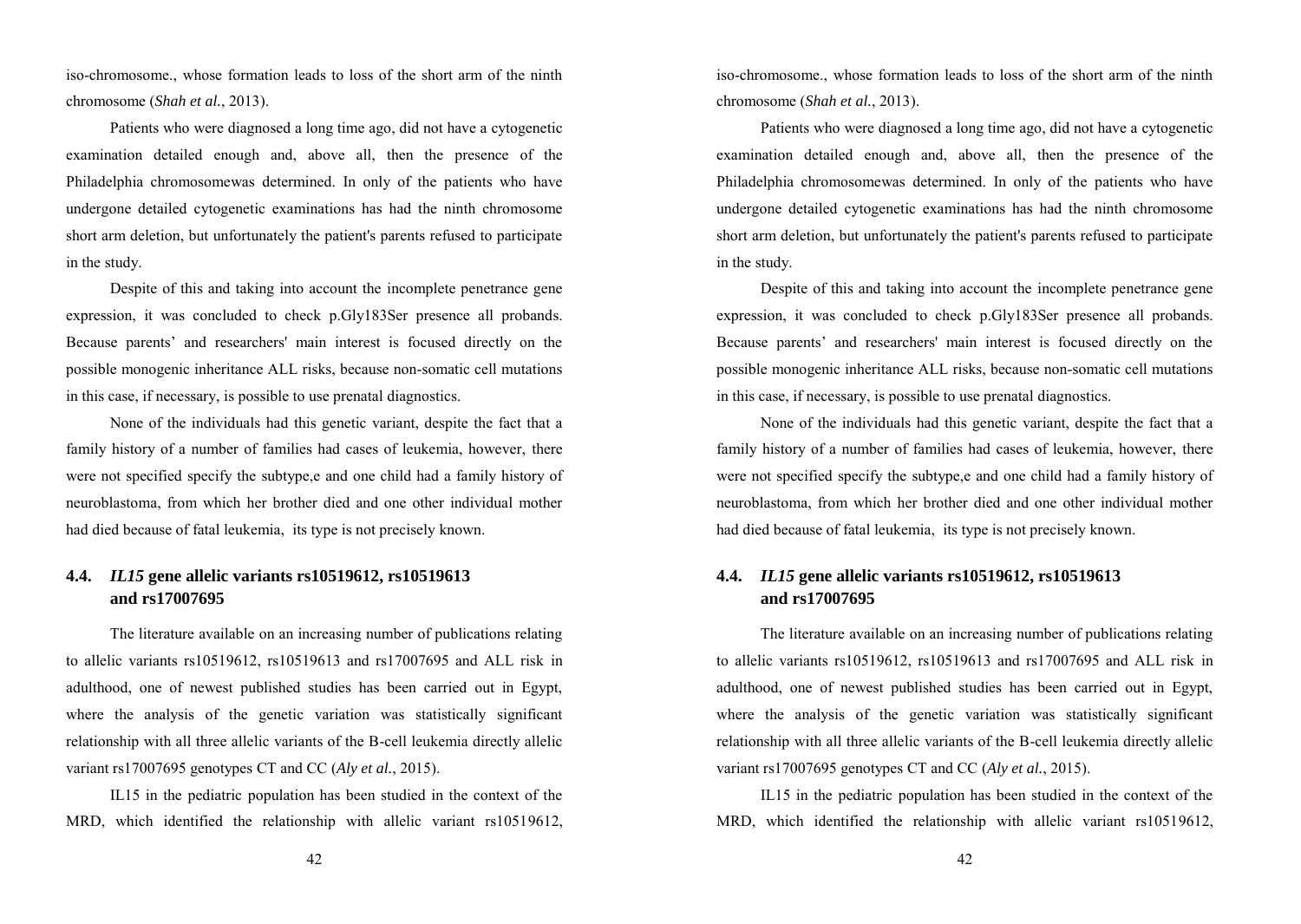iso-chromosome., whose formation leads to loss of the short arm of the ninth chromosome (*Shah et al.*, 2013).

Patients who were diagnosed a long time ago, did not have a cytogenetic examination detailed enough and, above all, then the presence of the Philadelphia chromosomewas determined. In only of the patients who have undergone detailed cytogenetic examinations has had the ninth chromosome short arm deletion, but unfortunately the patient's parents refused to participate in the study.

Despite of this and taking into account the incomplete penetrance gene expression, it was concluded to check p.Gly183Ser presence all probands. Because parents' and researchers' main interest is focused directly on the possible monogenic inheritance ALL risks, because non-somatic cell mutations in this case, if necessary, is possible to use prenatal diagnostics.

None of the individuals had this genetic variant, despite the fact that a family history of a number of families had cases of leukemia, however, there were not specified specify the subtype,e and one child had a family history of neuroblastoma, from which her brother died and one other individual mother had died because of fatal leukemia, its type is not precisely known.

### 4.4. *IL15* gene allelic variants rs10519612, rs10519613 and rs17007695

The literature available on an increasing number of publications relating to allelic variants rs10519612, rs10519613 and rs17007695 and ALL risk in adulthood, one of newest published studies has been carried out in Egypt, where the analysis of the genetic variation was statistically significant relationship with all three allelic variants of the B-cell leukemia directly allelic variant rs17007695 genotypes CT and CC (*Aly et al.*, 2015).

IL15 in the pediatric population has been studied in the context of the MRD, which identified the relationship with allelic variant rs10519612,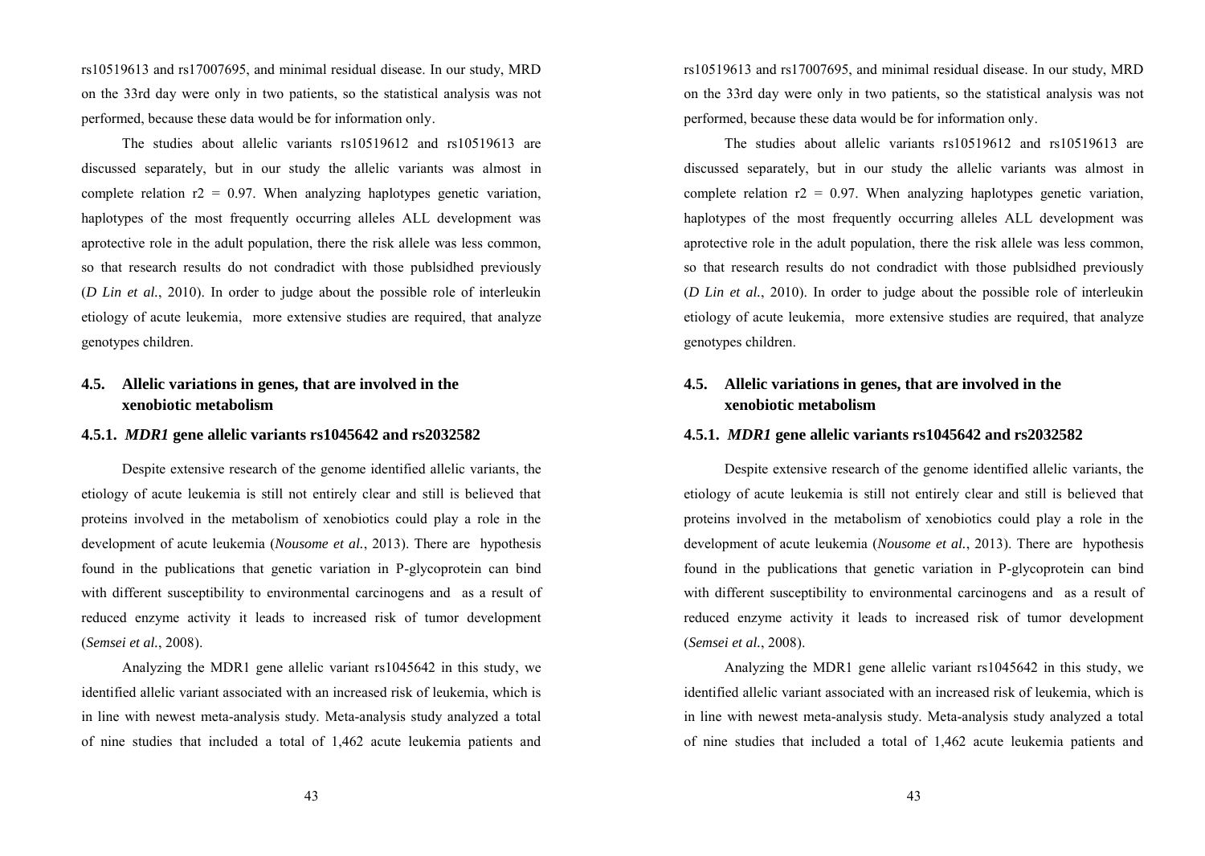rs10519613 and rs17007695, and minimal residual disease. In our study, MRD on the 33rd day were only in two patients, so the statistical analysis was not performed, because these data would be for information only.

The studies about allelic variants rs10519612 and rs10519613 are discussed separately, but in our study the allelic variants was almost in complete relation r2 = 0.97. When analyzing haplotypes genetic variation, haplotypes of the most frequently occurring alleles ALL development was aprotective role in the adult population, there the risk allele was less common, so that research results do not condradict with those publsidhed previously (*D Lin et al.*, 2010). In order to judge about the possible role of interleukin etiology of acute leukemia, more extensive studies are required, that analyze genotypes children.

## 4.5. Allelic variations in genes, that are involved in the xenobiotic metabolism

### 4.5.1. *MDR1* gene allelic variants rs1045642 and rs2032582

Despite extensive research of the genome identified allelic variants, the etiology of acute leukemia is still not entirely clear and still is believed that proteins involved in the metabolism of xenobiotics could play a role in the development of acute leukemia (*Nousome et al.*, 2013). There are hypothesis found in the publications that genetic variation in P-glycoprotein can bind with different susceptibility to environmental carcinogens and as a result of reduced enzyme activity it leads to increased risk of tumor development (*Semsei et al.*, 2008).

Analyzing the MDR1 gene allelic variant rs1045642 in this study, we identified allelic variant associated with an increased risk of leukemia, which is in line with newest meta-analysis study. Meta-analysis study analyzed a total of nine studies that included a total of 1,462 acute leukemia patients and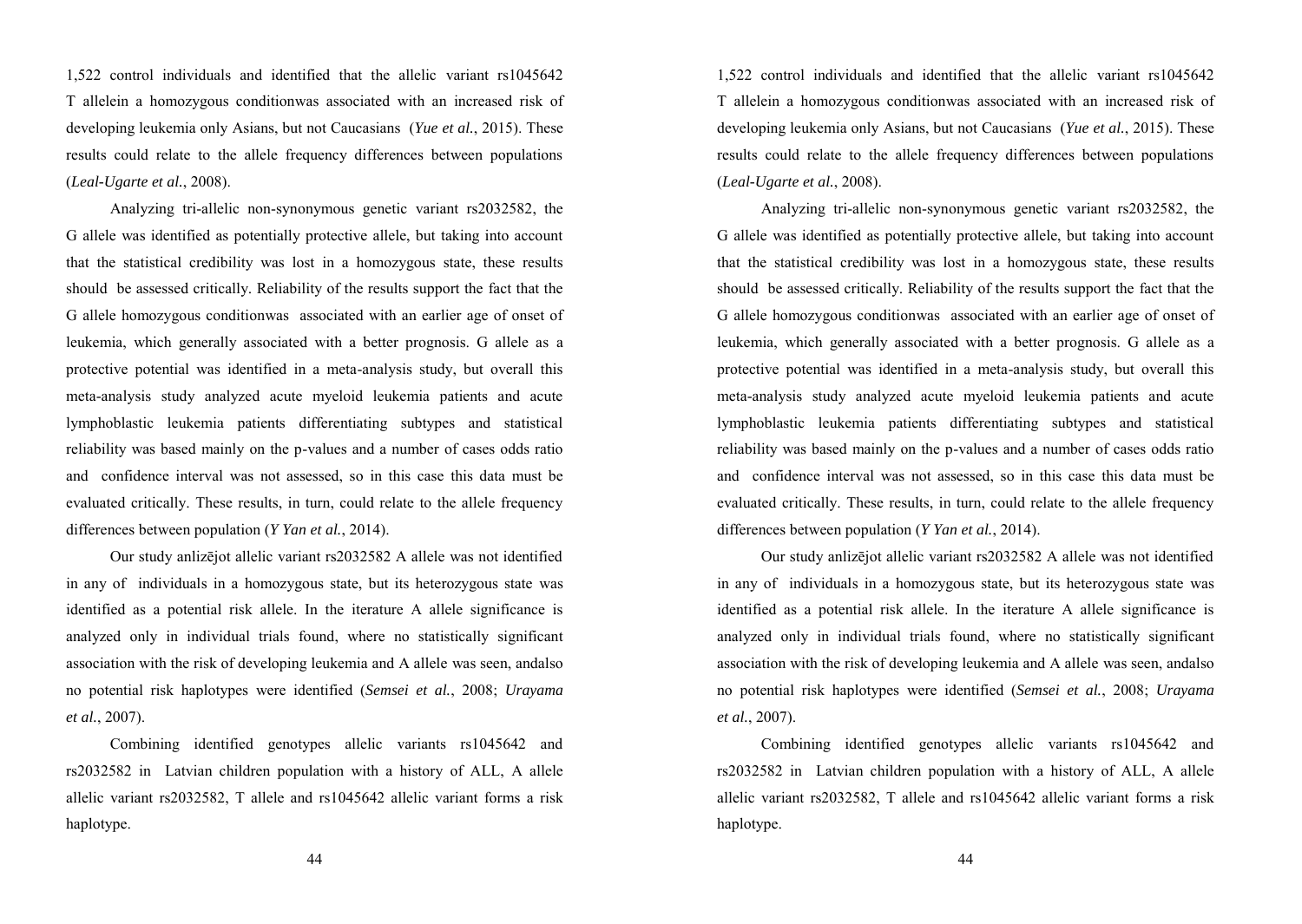1,522 control individuals and identified that the allelic variant rs1045642 T allelein a homozygous conditionwas associated with an increased risk of developing leukemia only Asians, but not Caucasians (*Yue et al.*, 2015). These results could relate to the allele frequency differences between populations (*Leal-Ugarte et al.*, 2008).

Analyzing tri-allelic non-synonymous genetic variant rs2032582, the G allele was identified as potentially protective allele, but taking into account that the statistical credibility was lost in a homozygous state, these results should be assessed critically. Reliability of the results support the fact that the G allele homozygous conditionwas associated with an earlier age of onset of leukemia, which generally associated with a better prognosis. G allele as a protective potential was identified in a meta-analysis study, but overall this meta-analysis study analyzed acute myeloid leukemia patients and acute lymphoblastic leukemia patients differentiating subtypes and statistical reliability was based mainly on the p-values and a number of cases odds ratio and confidence interval was not assessed, so in this case this data must be evaluated critically. These results, in turn, could relate to the allele frequency differences between population (*Y Yan et al.*, 2014).

Our study anlizējot allelic variant rs2032582 A allele was not identified in any of individuals in a homozygous state, but its heterozygous state was identified as a potential risk allele. In the iterature A allele significance is analyzed only in individual trials found, where no statistically significant association with the risk of developing leukemia and A allele was seen, andalso no potential risk haplotypes were identified (*Semsei et al.*, 2008; *Urayama et al.*, 2007).

Combining identified genotypes allelic variants rs1045642 and rs2032582 in Latvian children population with a history of ALL, A allele allelic variant rs2032582, T allele and rs1045642 allelic variant forms a risk haplotype.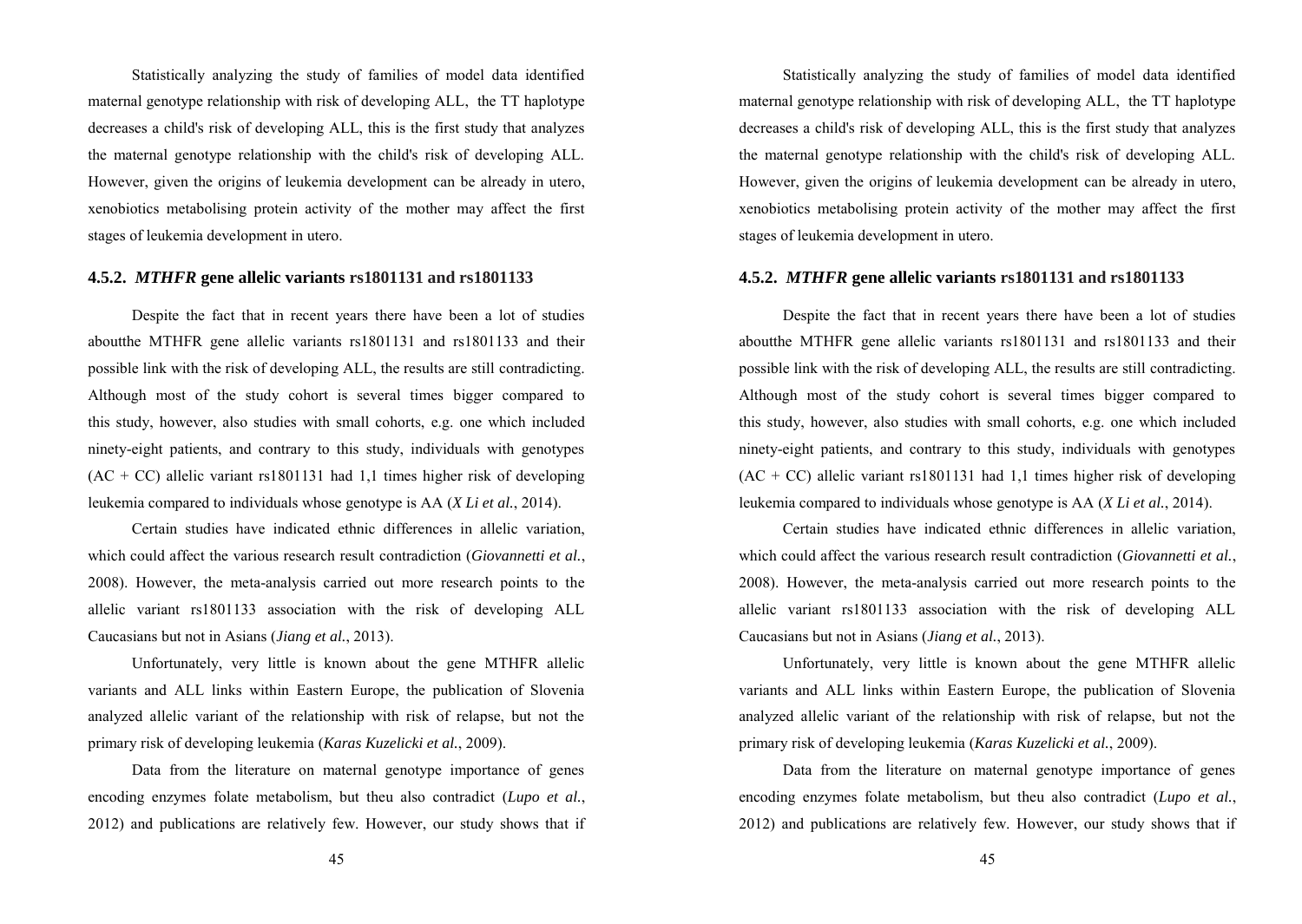Statistically analyzing the study of families of model data identified maternal genotype relationship with risk of developing ALL, the TT haplotype decreases a child's risk of developing ALL, this is the first study that analyzes the maternal genotype relationship with the child's risk of developing ALL. However, given the origins of leukemia development can be already in utero, xenobiotics metabolising protein activity of the mother may affect the first stages of leukemia development in utero.

### 4.5.2. *MTHFR* gene allelic variants rs1801131 and rs1801133

Despite the fact that in recent years there have been a lot of studies aboutthe MTHFR gene allelic variants rs1801131 and rs1801133 and their possible link with the risk of developing ALL, the results are still contradicting. Although most of the study cohort is several times bigger compared to this study, however, also studies with small cohorts, e.g. one which included ninety-eight patients, and contrary to this study, individuals with genotypes (AC + CC) allelic variant rs1801131 had 1,1 times higher risk of developing leukemia compared to individuals whose genotype is AA (*X Li et al.*, 2014).

Certain studies have indicated ethnic differences in allelic variation, which could affect the various research result contradiction (*Giovannetti et al.*, 2008). However, the meta-analysis carried out more research points to the allelic variant rs1801133 association with the risk of developing ALL Caucasians but not in Asians (*Jiang et al.*, 2013).

Unfortunately, very little is known about the gene MTHFR allelic variants and ALL links within Eastern Europe, the publication of Slovenia analyzed allelic variant of the relationship with risk of relapse, but not the primary risk of developing leukemia (*Karas Kuzelicki et al.*, 2009).

Data from the literature on maternal genotype importance of genes encoding enzymes folate metabolism, but theu also contradict (*Lupo et al.*, 2012) and publications are relatively few. However, our study shows that if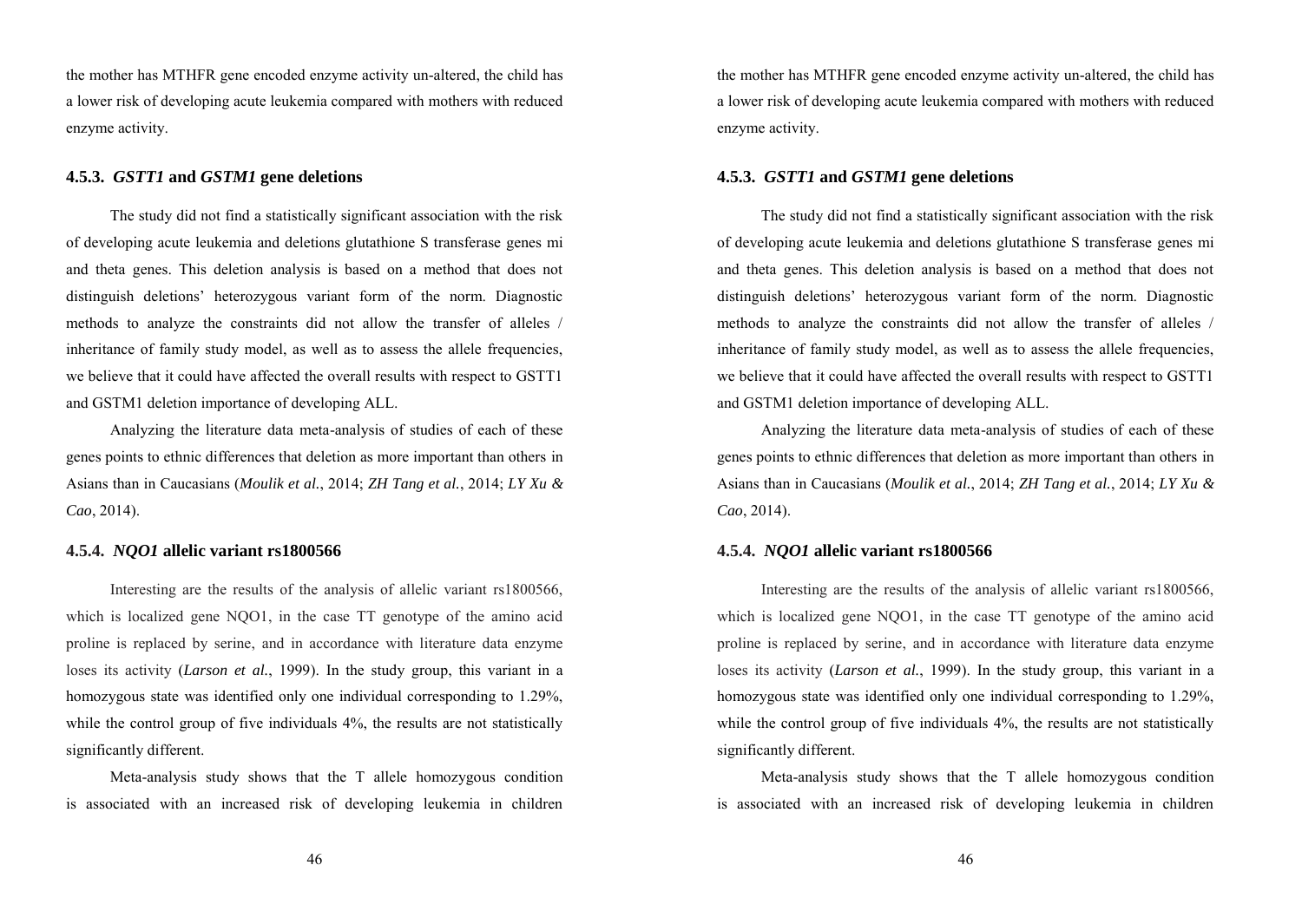the mother has MTHFR gene encoded enzyme activity un-altered, the child has a lower risk of developing acute leukemia compared with mothers with reduced enzyme activity.

### 4.5.3. *GSTT1* and *GSTM1* gene deletions

The study did not find a statistically significant association with the risk of developing acute leukemia and deletions glutathione S transferase genes mi and theta genes. This deletion analysis is based on a method that does not distinguish deletions' heterozygous variant form of the norm. Diagnostic methods to analyze the constraints did not allow the transfer of alleles / inheritance of family study model, as well as to assess the allele frequencies, we believe that it could have affected the overall results with respect to GSTT1 and GSTM1 deletion importance of developing ALL.

Analyzing the literature data meta-analysis of studies of each of these genes points to ethnic differences that deletion as more important than others in Asians than in Caucasians (*Moulik et al.*, 2014; *ZH Tang et al.*, 2014; *LY Xu & Cao*, 2014).

### 4.5.4. *NQO1* allelic variant rs1800566

Interesting are the results of the analysis of allelic variant rs1800566, which is localized gene NQO1, in the case TT genotype of the amino acid proline is replaced by serine, and in accordance with literature data enzyme loses its activity (*Larson et al.*, 1999). In the study group, this variant in a homozygous state was identified only one individual corresponding to 1.29%, while the control group of five individuals 4%, the results are not statistically significantly different.

Meta-analysis study shows that the T allele homozygous condition is associated with an increased risk of developing leukemia in children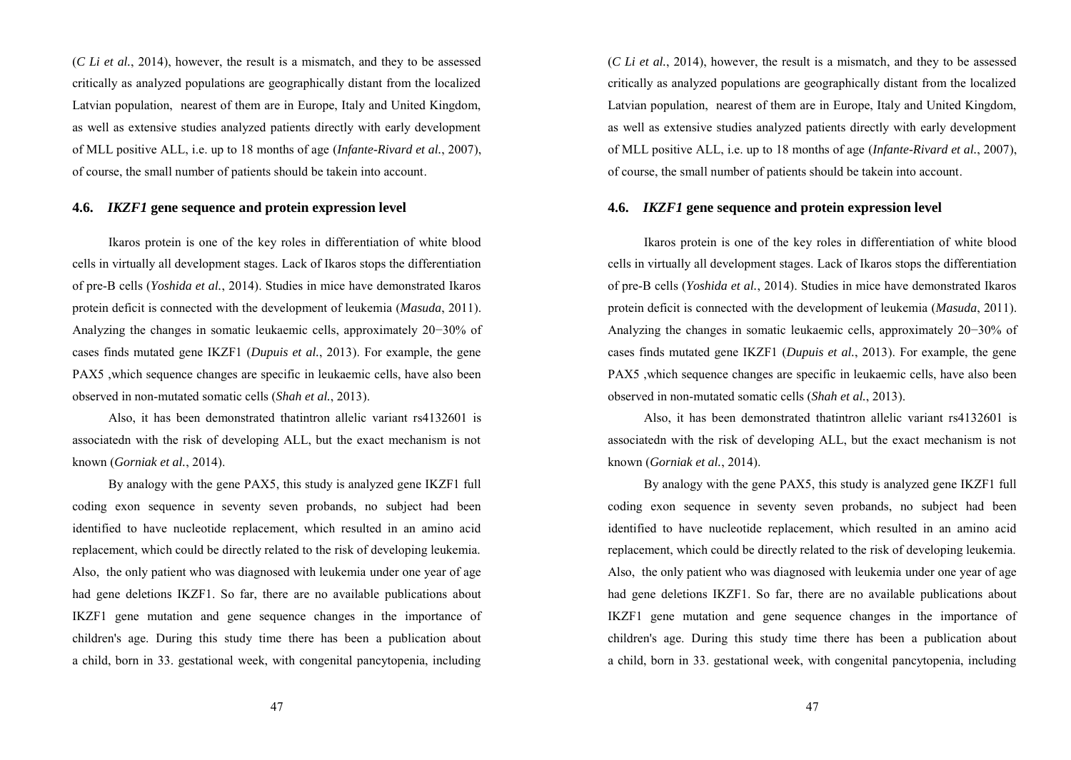(*C Li et al.*, 2014), however, the result is a mismatch, and they to be assessed critically as analyzed populations are geographically distant from the localized Latvian population, nearest of them are in Europe, Italy and United Kingdom, as well as extensive studies analyzed patients directly with early development of MLL positive ALL, i.e. up to 18 months of age (*Infante-Rivard et al.*, 2007), of course, the small number of patients should be takein into account.

### 4.6. *IKZF1* gene sequence and protein expression level

Ikaros protein is one of the key roles in differentiation of white blood cells in virtually all development stages. Lack of Ikaros stops the differentiation of pre-B cells (*Yoshida et al.*, 2014). Studies in mice have demonstrated Ikaros protein deficit is connected with the development of leukemia (*Masuda*, 2011). Analyzing the changes in somatic leukaemic cells, approximately 20−30% of cases finds mutated gene IKZF1 (*Dupuis et al.*, 2013). For example, the gene PAX5 ,which sequence changes are specific in leukaemic cells, have also been observed in non-mutated somatic cells (*Shah et al.*, 2013).

Also, it has been demonstrated thatintron allelic variant rs4132601 is associatedn with the risk of developing ALL, but the exact mechanism is not known (*Gorniak et al.*, 2014).

By analogy with the gene PAX5, this study is analyzed gene IKZF1 full coding exon sequence in seventy seven probands, no subject had been identified to have nucleotide replacement, which resulted in an amino acid replacement, which could be directly related to the risk of developing leukemia. Also, the only patient who was diagnosed with leukemia under one year of age had gene deletions IKZF1. So far, there are no available publications about IKZF1 gene mutation and gene sequence changes in the importance of children's age. During this study time there has been a publication about a child, born in 33. gestational week, with congenital pancytopenia, including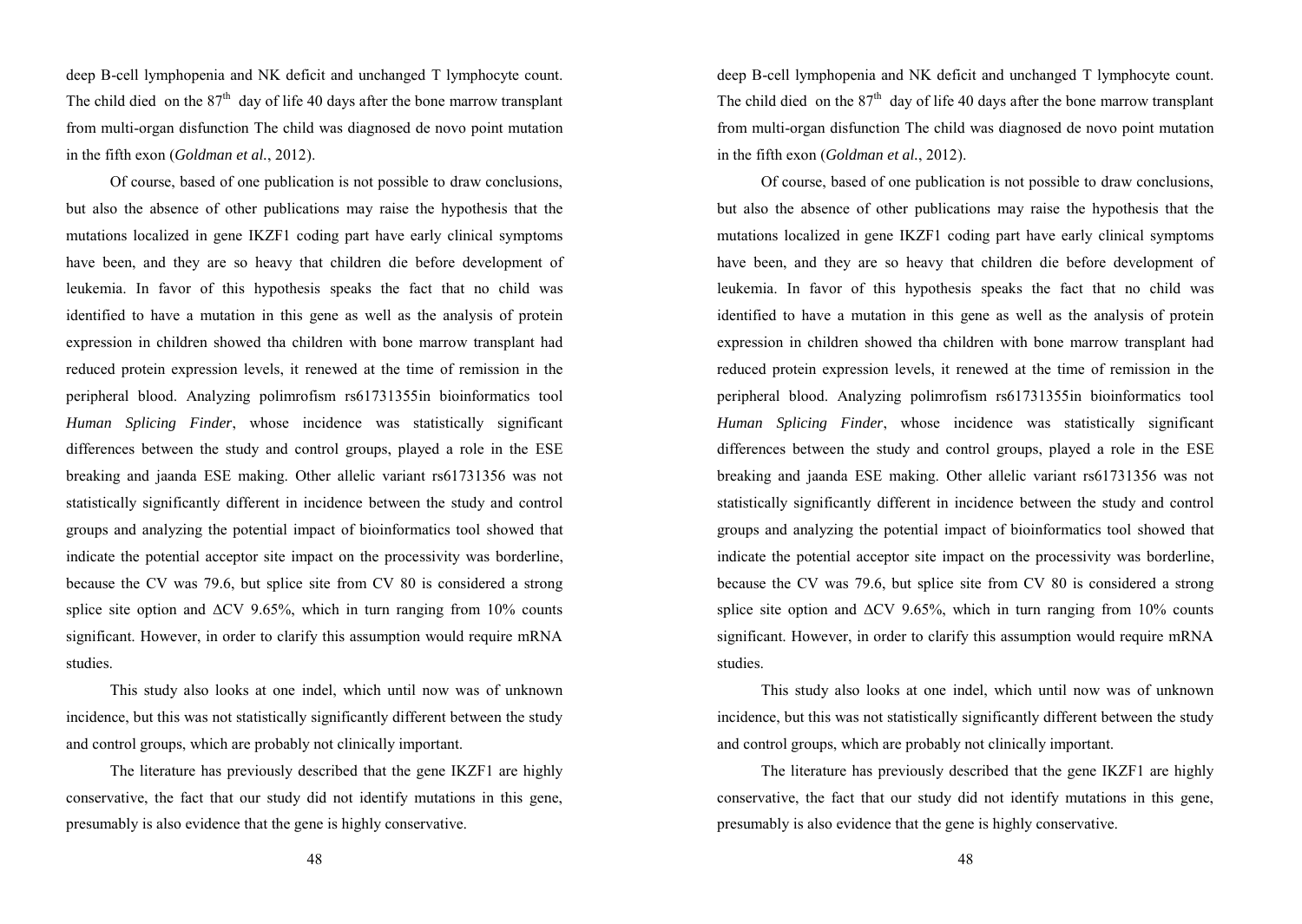deep B-cell lymphopenia and NK deficit and unchanged T lymphocyte count. The child died on the $87^{th}$ day of life 40 days after the bone marrow transplant from multi-organ disfunction The child was diagnosed de novo point mutation in the fifth exon (*Goldman et al.*, 2012).

Of course, based of one publication is not possible to draw conclusions, but also the absence of other publications may raise the hypothesis that the mutations localized in gene IKZF1 coding part have early clinical symptoms have been, and they are so heavy that children die before development of leukemia. In favor of this hypothesis speaks the fact that no child was identified to have a mutation in this gene as well as the analysis of protein expression in children showed tha children with bone marrow transplant had reduced protein expression levels, it renewed at the time of remission in the peripheral blood. Analyzing polimrofism rs61731355in bioinformatics tool *Human Splicing Finder*, whose incidence was statistically significant differences between the study and control groups, played a role in the ESE breaking and jaanda ESE making. Other allelic variant rs61731356 was not statistically significantly different in incidence between the study and control groups and analyzing the potential impact of bioinformatics tool showed that indicate the potential acceptor site impact on the processivity was borderline, because the CV was 79.6, but splice site from CV 80 is considered a strong splice site option and $\Delta$CV 9.65%, which in turn ranging from 10% counts significant. However, in order to clarify this assumption would require mRNA studies.

This study also looks at one indel, which until now was of unknown incidence, but this was not statistically significantly different between the study and control groups, which are probably not clinically important.

The literature has previously described that the gene IKZF1 are highly conservative, the fact that our study did not identify mutations in this gene, presumably is also evidence that the gene is highly conservative.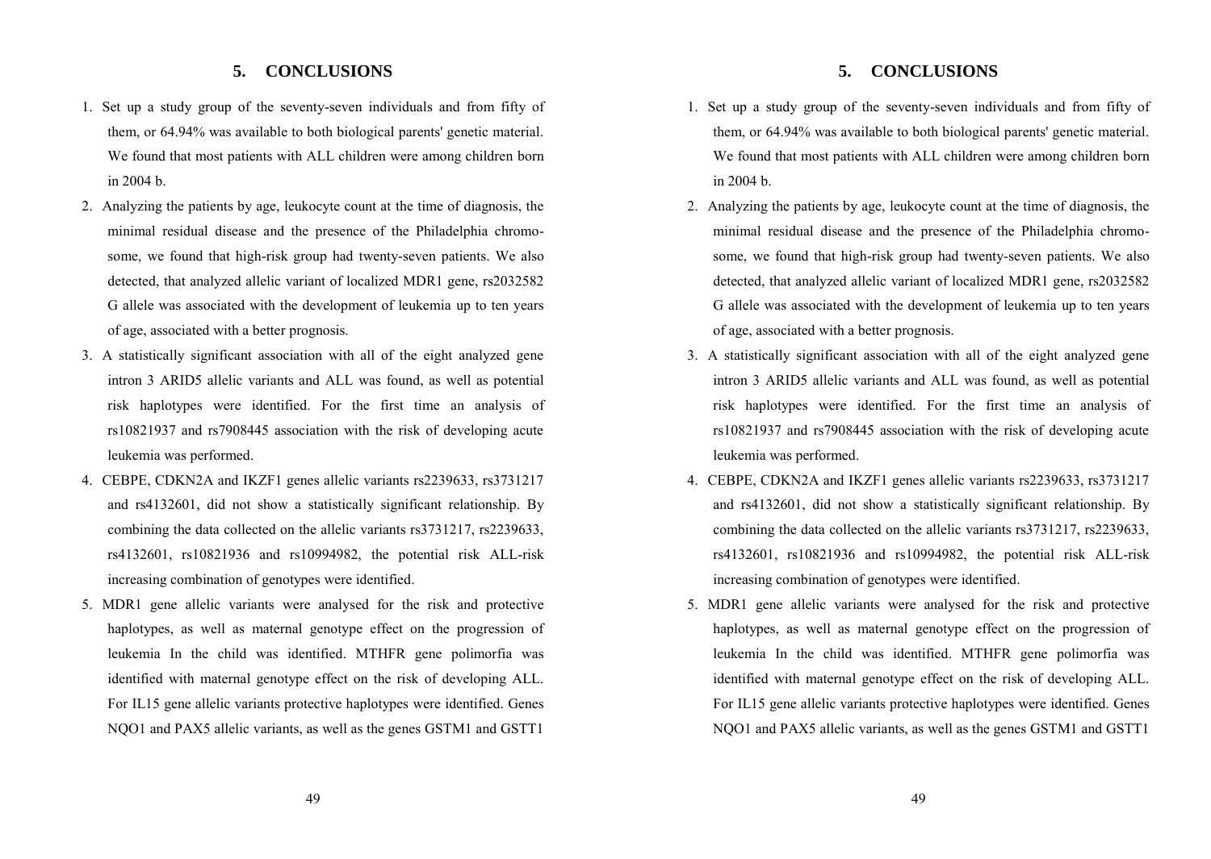## 5. CONCLUSIONS

1. Set up a study group of the seventy-seven individuals and from fifty of them, or 64.94% was available to both biological parents' genetic material. We found that most patients with ALL children were among children born in 2004 b.
2. Analyzing the patients by age, leukocyte count at the time of diagnosis, the minimal residual disease and the presence of the Philadelphia chromosome, we found that high-risk group had twenty-seven patients. We also detected, that analyzed allelic variant of localized MDR1 gene, rs2032582 G allele was associated with the development of leukemia up to ten years of age, associated with a better prognosis.
3. A statistically significant association with all of the eight analyzed gene intron 3 ARID5 allelic variants and ALL was found, as well as potential risk haplotypes were identified. For the first time an analysis of rs10821937 and rs7908445 association with the risk of developing acute leukemia was performed.
4. CEBPE, CDKN2A and IKZF1 genes allelic variants rs2239633, rs3731217 and rs4132601, did not show a statistically significant relationship. By combining the data collected on the allelic variants rs3731217, rs2239633, rs4132601, rs10821936 and rs10994982, the potential risk ALL-risk increasing combination of genotypes were identified.
5. MDR1 gene allelic variants were analysed for the risk and protective haplotypes, as well as maternal genotype effect on the progression of leukemia In the child was identified. MTHFR gene polimorfia was identified with maternal genotype effect on the risk of developing ALL. For IL15 gene allelic variants protective haplotypes were identified. Genes NQO1 and PAX5 allelic variants, as well as the genes GSTM1 and GSTT1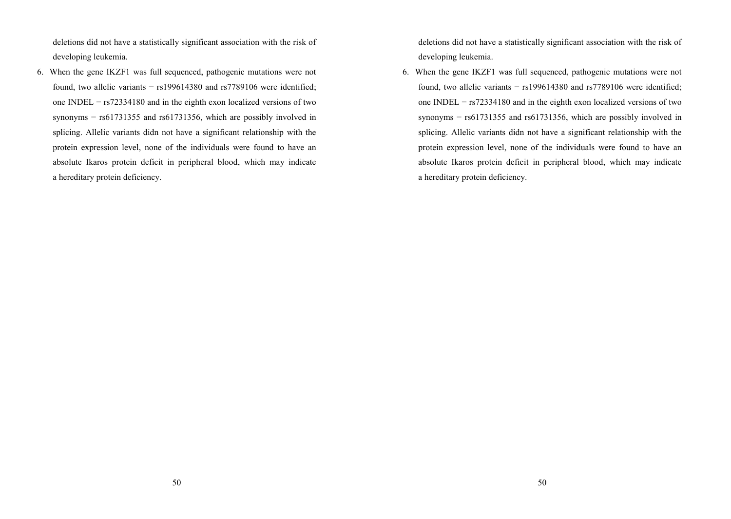deletions did not have a statistically significant association with the risk of developing leukemia.

6. When the gene IKZF1 was full sequenced, pathogenic mutations were not found, two allelic variants − rs199614380 and rs7789106 were identified; one INDEL − rs72334180 and in the eighth exon localized versions of two synonyms − rs61731355 and rs61731356, which are possibly involved in splicing. Allelic variants didn not have a significant relationship with the protein expression level, none of the individuals were found to have an absolute Ikaros protein deficit in peripheral blood, which may indicate a hereditary protein deficiency.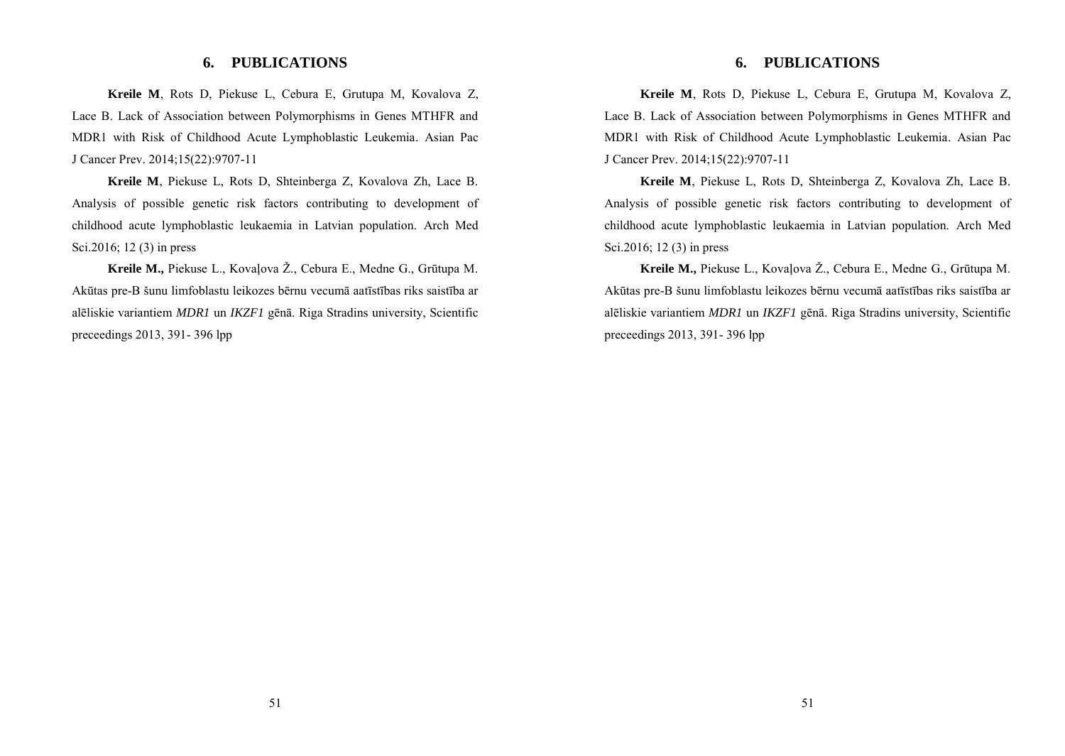## 6. PUBLICATIONS

**Kreile M**, Rots D, Piekuse L, Cebura E, Grutupa M, Kovalova Z, Lace B. Lack of Association between Polymorphisms in Genes MTHFR and MDR1 with Risk of Childhood Acute Lymphoblastic Leukemia. Asian Pac J Cancer Prev. 2014;15(22):9707-11

**Kreile M**, Piekuse L, Rots D, Shteinberga Z, Kovalova Zh, Lace B. Analysis of possible genetic risk factors contributing to development of childhood acute lymphoblastic leukaemia in Latvian population. Arch Med Sci.2016; 12 (3) in press

**Kreile M.,** Piekuse L., Kovaļova Ž., Cebura E., Medne G., Grūtupa M. Akūtas pre-B šunu limfoblastu leikozes bērnu vecumā aatīstības riks saistība ar alēliskie variantiem *MDR1* un *IKZF1* gēnā. Riga Stradins university, Scientific preceedings 2013, 391- 396 lpp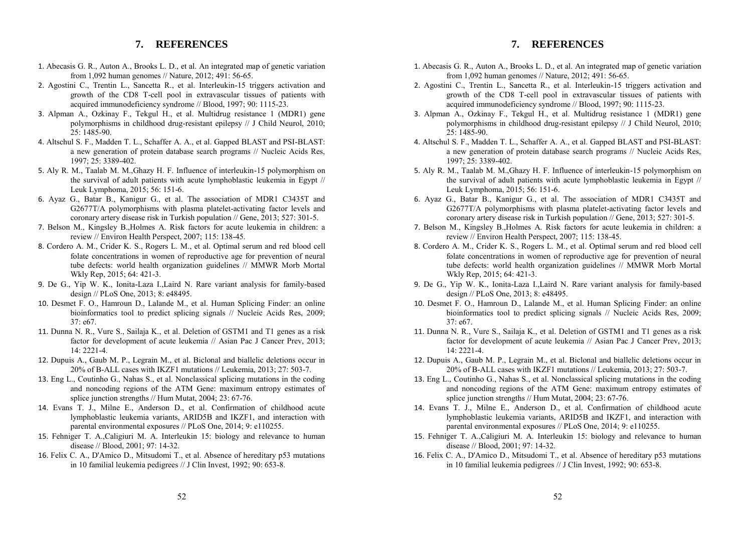## 7. REFERENCES

1. Abecasis G. R., Auton A., Brooks L. D., et al. An integrated map of genetic variation from 1,092 human genomes // Nature, 2012; 491: 56-65.
2. Agostini C., Trentin L., Sancetta R., et al. Interleukin-15 triggers activation and growth of the CD8 T-cell pool in extravascular tissues of patients with acquired immunodeficiency syndrome // Blood, 1997; 90: 1115-23.
3. Alpman A., Ozkinay F., Tekgul H., et al. Multidrug resistance 1 (MDR1) gene polymorphisms in childhood drug-resistant epilepsy // J Child Neurol, 2010; 25: 1485-90.
4. Altschul S. F., Madden T. L., Schaffer A. A., et al. Gapped BLAST and PSI-BLAST: a new generation of protein database search programs // Nucleic Acids Res, 1997; 25: 3389-402.
5. Aly R. M., Taalab M. M.,Ghazy H. F. Influence of interleukin-15 polymorphism on the survival of adult patients with acute lymphoblastic leukemia in Egypt // Leuk Lymphoma, 2015; 56: 151-6.
6. Ayaz G., Batar B., Kanigur G., et al. The association of MDR1 C3435T and G2677T/A polymorphisms with plasma platelet-activating factor levels and coronary artery disease risk in Turkish population // Gene, 2013; 527: 301-5.
7. Belson M., Kingsley B.,Holmes A. Risk factors for acute leukemia in children: a review // Environ Health Perspect, 2007; 115: 138-45.
8. Cordero A. M., Crider K. S., Rogers L. M., et al. Optimal serum and red blood cell folate concentrations in women of reproductive age for prevention of neural tube defects: world health organization guidelines // MMWR Morb Mortal Wkly Rep, 2015; 64: 421-3.
9. De G., Yip W. K., Ionita-Laza I.,Laird N. Rare variant analysis for family-based design // PLoS One, 2013; 8: e48495.
10. Desmet F. O., Hamroun D., Lalande M., et al. Human Splicing Finder: an online bioinformatics tool to predict splicing signals // Nucleic Acids Res, 2009; 37: e67.
11. Dunna N. R., Vure S., Sailaja K., et al. Deletion of GSTM1 and T1 genes as a risk factor for development of acute leukemia // Asian Pac J Cancer Prev, 2013; 14: 2221-4.
12. Dupuis A., Gaub M. P., Legrain M., et al. Biclonal and biallelic deletions occur in 20% of B-ALL cases with IKZF1 mutations // Leukemia, 2013; 27: 503-7.
13. Eng L., Coutinho G., Nahas S., et al. Nonclassical splicing mutations in the coding and noncoding regions of the ATM Gene: maximum entropy estimates of splice junction strengths // Hum Mutat, 2004; 23: 67-76.
14. Evans T. J., Milne E., Anderson D., et al. Confirmation of childhood acute lymphoblastic leukemia variants, ARID5B and IKZF1, and interaction with parental environmental exposures // PLoS One, 2014; 9: e110255.
15. Fehniger T. A.,Caligiuri M. A. Interleukin 15: biology and relevance to human disease // Blood, 2001; 97: 14-32.
16. Felix C. A., D'Amico D., Mitsudomi T., et al. Absence of hereditary p53 mutations in 10 familial leukemia pedigrees // J Clin Invest, 1992; 90: 653-8.

## 7. REFERENCES

1. Abecasis G. R., Auton A., Brooks L. D., et al. An integrated map of genetic variation from 1,092 human genomes // Nature, 2012; 491: 56-65.
2. Agostini C., Trentin L., Sancetta R., et al. Interleukin-15 triggers activation and growth of the CD8 T-cell pool in extravascular tissues of patients with acquired immunodeficiency syndrome // Blood, 1997; 90: 1115-23.
3. Alpman A., Ozkinay F., Tekgul H., et al. Multidrug resistance 1 (MDR1) gene polymorphisms in childhood drug-resistant epilepsy // J Child Neurol, 2010; 25: 1485-90.
4. Altschul S. F., Madden T. L., Schaffer A. A., et al. Gapped BLAST and PSI-BLAST: a new generation of protein database search programs // Nucleic Acids Res, 1997; 25: 3389-402.
5. Aly R. M., Taalab M. M.,Ghazy H. F. Influence of interleukin-15 polymorphism on the survival of adult patients with acute lymphoblastic leukemia in Egypt // Leuk Lymphoma, 2015; 56: 151-6.
6. Ayaz G., Batar B., Kanigur G., et al. The association of MDR1 C3435T and G2677T/A polymorphisms with plasma platelet-activating factor levels and coronary artery disease risk in Turkish population // Gene, 2013; 527: 301-5.
7. Belson M., Kingsley B.,Holmes A. Risk factors for acute leukemia in children: a review // Environ Health Perspect, 2007; 115: 138-45.
8. Cordero A. M., Crider K. S., Rogers L. M., et al. Optimal serum and red blood cell folate concentrations in women of reproductive age for prevention of neural tube defects: world health organization guidelines // MMWR Morb Mortal Wkly Rep, 2015; 64: 421-3.
9. De G., Yip W. K., Ionita-Laza I.,Laird N. Rare variant analysis for family-based design // PLoS One, 2013; 8: e48495.
10. Desmet F. O., Hamroun D., Lalande M., et al. Human Splicing Finder: an online bioinformatics tool to predict splicing signals // Nucleic Acids Res, 2009; 37: e67.
11. Dunna N. R., Vure S., Sailaja K., et al. Deletion of GSTM1 and T1 genes as a risk factor for development of acute leukemia // Asian Pac J Cancer Prev, 2013; 14: 2221-4.
12. Dupuis A., Gaub M. P., Legrain M., et al. Biclonal and biallelic deletions occur in 20% of B-ALL cases with IKZF1 mutations // Leukemia, 2013; 27: 503-7.
13. Eng L., Coutinho G., Nahas S., et al. Nonclassical splicing mutations in the coding and noncoding regions of the ATM Gene: maximum entropy estimates of splice junction strengths // Hum Mutat, 2004; 23: 67-76.
14. Evans T. J., Milne E., Anderson D., et al. Confirmation of childhood acute lymphoblastic leukemia variants, ARID5B and IKZF1, and interaction with parental environmental exposures // PLoS One, 2014; 9: e110255.
15. Fehniger T. A.,Caligiuri M. A. Interleukin 15: biology and relevance to human disease // Blood, 2001; 97: 14-32.
16. Felix C. A., D'Amico D., Mitsudomi T., et al. Absence of hereditary p53 mutations in 10 familial leukemia pedigrees // J Clin Invest, 1992; 90: 653-8.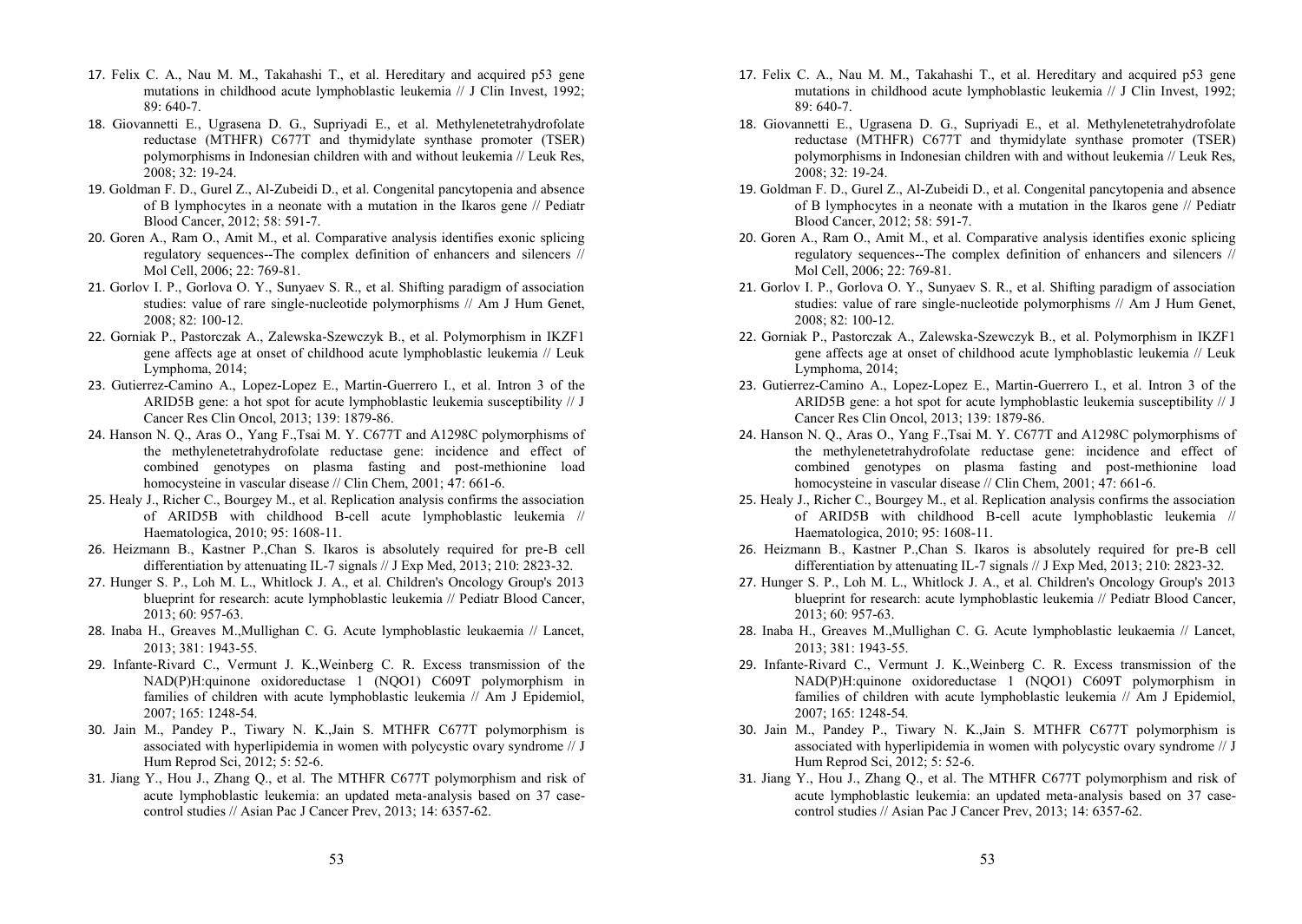17. Felix C. A., Nau M. M., Takahashi T., et al. Hereditary and acquired p53 gene mutations in childhood acute lymphoblastic leukemia // J Clin Invest, 1992; 89: 640-7.
18. Giovannetti E., Ugrasena D. G., Supriyadi E., et al. Methylenetetrahydrofolate reductase (MTHFR) C677T and thymidylate synthase promoter (TSER) polymorphisms in Indonesian children with and without leukemia // Leuk Res, 2008; 32: 19-24.
19. Goldman F. D., Gurel Z., Al-Zubeidi D., et al. Congenital pancytopenia and absence of B lymphocytes in a neonate with a mutation in the Ikaros gene // Pediatr Blood Cancer, 2012; 58: 591-7.
20. Goren A., Ram O., Amit M., et al. Comparative analysis identifies exonic splicing regulatory sequences--The complex definition of enhancers and silencers // Mol Cell, 2006; 22: 769-81.
21. Gorlov I. P., Gorlova O. Y., Sunyaev S. R., et al. Shifting paradigm of association studies: value of rare single-nucleotide polymorphisms // Am J Hum Genet, 2008; 82: 100-12.
22. Gorniak P., Pastorczak A., Zalewska-Szewczyk B., et al. Polymorphism in IKZF1 gene affects age at onset of childhood acute lymphoblastic leukemia // Leuk Lymphoma, 2014;
23. Gutierrez-Camino A., Lopez-Lopez E., Martin-Guerrero I., et al. Intron 3 of the ARID5B gene: a hot spot for acute lymphoblastic leukemia susceptibility // J Cancer Res Clin Oncol, 2013; 139: 1879-86.
24. Hanson N. Q., Aras O., Yang F.,Tsai M. Y. C677T and A1298C polymorphisms of the methylenetetrahydrofolate reductase gene: incidence and effect of combined genotypes on plasma fasting and post-methionine load homocysteine in vascular disease // Clin Chem, 2001; 47: 661-6.
25. Healy J., Richer C., Bourgey M., et al. Replication analysis confirms the association of ARID5B with childhood B-cell acute lymphoblastic leukemia // Haematologica, 2010; 95: 1608-11.
26. Heizmann B., Kastner P.,Chan S. Ikaros is absolutely required for pre-B cell differentiation by attenuating IL-7 signals // J Exp Med, 2013; 210: 2823-32.
27. Hunger S. P., Loh M. L., Whitlock J. A., et al. Children's Oncology Group's 2013 blueprint for research: acute lymphoblastic leukemia // Pediatr Blood Cancer, 2013; 60: 957-63.
28. Inaba H., Greaves M.,Mullighan C. G. Acute lymphoblastic leukaemia // Lancet, 2013; 381: 1943-55.
29. Infante-Rivard C., Vermunt J. K.,Weinberg C. R. Excess transmission of the NAD(P)H:quinone oxidoreductase 1 (NQO1) C609T polymorphism in families of children with acute lymphoblastic leukemia // Am J Epidemiol, 2007; 165: 1248-54.
30. Jain M., Pandey P., Tiwary N. K.,Jain S. MTHFR C677T polymorphism is associated with hyperlipidemia in women with polycystic ovary syndrome // J Hum Reprod Sci, 2012; 5: 52-6.
31. Jiang Y., Hou J., Zhang Q., et al. The MTHFR C677T polymorphism and risk of acute lymphoblastic leukemia: an updated meta-analysis based on 37 case-control studies // Asian Pac J Cancer Prev, 2013; 14: 6357-62.

17. Felix C. A., Nau M. M., Takahashi T., et al. Hereditary and acquired p53 gene mutations in childhood acute lymphoblastic leukemia // J Clin Invest, 1992; 89: 640-7.
18. Giovannetti E., Ugrasena D. G., Supriyadi E., et al. Methylenetetrahydrofolate reductase (MTHFR) C677T and thymidylate synthase promoter (TSER) polymorphisms in Indonesian children with and without leukemia // Leuk Res, 2008; 32: 19-24.
19. Goldman F. D., Gurel Z., Al-Zubeidi D., et al. Congenital pancytopenia and absence of B lymphocytes in a neonate with a mutation in the Ikaros gene // Pediatr Blood Cancer, 2012; 58: 591-7.
20. Goren A., Ram O., Amit M., et al. Comparative analysis identifies exonic splicing regulatory sequences--The complex definition of enhancers and silencers // Mol Cell, 2006; 22: 769-81.
21. Gorlov I. P., Gorlova O. Y., Sunyaev S. R., et al. Shifting paradigm of association studies: value of rare single-nucleotide polymorphisms // Am J Hum Genet, 2008; 82: 100-12.
22. Gorniak P., Pastorczak A., Zalewska-Szewczyk B., et al. Polymorphism in IKZF1 gene affects age at onset of childhood acute lymphoblastic leukemia // Leuk Lymphoma, 2014;
23. Gutierrez-Camino A., Lopez-Lopez E., Martin-Guerrero I., et al. Intron 3 of the ARID5B gene: a hot spot for acute lymphoblastic leukemia susceptibility // J Cancer Res Clin Oncol, 2013; 139: 1879-86.
24. Hanson N. Q., Aras O., Yang F.,Tsai M. Y. C677T and A1298C polymorphisms of the methylenetetrahydrofolate reductase gene: incidence and effect of combined genotypes on plasma fasting and post-methionine load homocysteine in vascular disease // Clin Chem, 2001; 47: 661-6.
25. Healy J., Richer C., Bourgey M., et al. Replication analysis confirms the association of ARID5B with childhood B-cell acute lymphoblastic leukemia // Haematologica, 2010; 95: 1608-11.
26. Heizmann B., Kastner P.,Chan S. Ikaros is absolutely required for pre-B cell differentiation by attenuating IL-7 signals // J Exp Med, 2013; 210: 2823-32.
27. Hunger S. P., Loh M. L., Whitlock J. A., et al. Children's Oncology Group's 2013 blueprint for research: acute lymphoblastic leukemia // Pediatr Blood Cancer, 2013; 60: 957-63.
28. Inaba H., Greaves M.,Mullighan C. G. Acute lymphoblastic leukaemia // Lancet, 2013; 381: 1943-55.
29. Infante-Rivard C., Vermunt J. K.,Weinberg C. R. Excess transmission of the NAD(P)H:quinone oxidoreductase 1 (NQO1) C609T polymorphism in families of children with acute lymphoblastic leukemia // Am J Epidemiol, 2007; 165: 1248-54.
30. Jain M., Pandey P., Tiwary N. K.,Jain S. MTHFR C677T polymorphism is associated with hyperlipidemia in women with polycystic ovary syndrome // J Hum Reprod Sci, 2012; 5: 52-6.
31. Jiang Y., Hou J., Zhang Q., et al. The MTHFR C677T polymorphism and risk of acute lymphoblastic leukemia: an updated meta-analysis based on 37 case-control studies // Asian Pac J Cancer Prev, 2013; 14: 6357-62.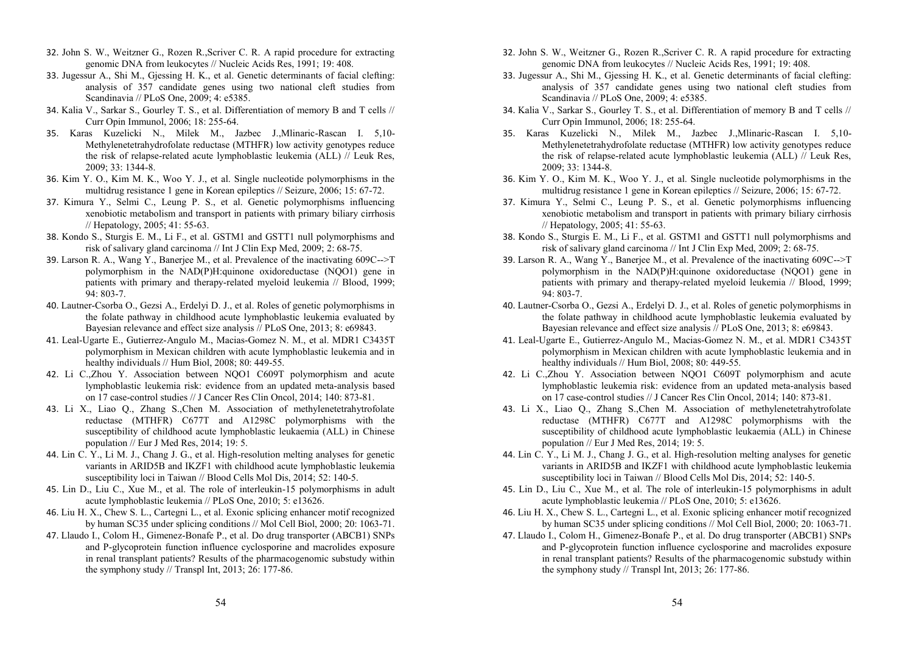32. John S. W., Weitzner G., Rozen R.,Scriver C. R. A rapid procedure for extracting genomic DNA from leukocytes // Nucleic Acids Res, 1991; 19: 408.
33. Jugessur A., Shi M., Gjessing H. K., et al. Genetic determinants of facial clefting: analysis of 357 candidate genes using two national cleft studies from Scandinavia // PLoS One, 2009; 4: e5385.
34. Kalia V., Sarkar S., Gourley T. S., et al. Differentiation of memory B and T cells // Curr Opin Immunol, 2006; 18: 255-64.
35. Karas Kuzelicki N., Milek M., Jazbec J.,Mlinaric-Rascan I. 5,10-Methylenetetrahydrofolate reductase (MTHFR) low activity genotypes reduce the risk of relapse-related acute lymphoblastic leukemia (ALL) // Leuk Res, 2009; 33: 1344-8.
36. Kim Y. O., Kim M. K., Woo Y. J., et al. Single nucleotide polymorphisms in the multidrug resistance 1 gene in Korean epileptics // Seizure, 2006; 15: 67-72.
37. Kimura Y., Selmi C., Leung P. S., et al. Genetic polymorphisms influencing xenobiotic metabolism and transport in patients with primary biliary cirrhosis // Hepatology, 2005; 41: 55-63.
38. Kondo S., Sturgis E. M., Li F., et al. GSTM1 and GSTT1 null polymorphisms and risk of salivary gland carcinoma // Int J Clin Exp Med, 2009; 2: 68-75.
39. Larson R. A., Wang Y., Banerjee M., et al. Prevalence of the inactivating 609C-->T polymorphism in the NAD(P)H:quinone oxidoreductase (NQO1) gene in patients with primary and therapy-related myeloid leukemia // Blood, 1999; 94: 803-7.
40. Lautner-Csorba O., Gezsi A., Erdelyi D. J., et al. Roles of genetic polymorphisms in the folate pathway in childhood acute lymphoblastic leukemia evaluated by Bayesian relevance and effect size analysis // PLoS One, 2013; 8: e69843.
41. Leal-Ugarte E., Gutierrez-Angulo M., Macias-Gomez N. M., et al. MDR1 C3435T polymorphism in Mexican children with acute lymphoblastic leukemia and in healthy individuals // Hum Biol, 2008; 80: 449-55.
42. Li C.,Zhou Y. Association between NQO1 C609T polymorphism and acute lymphoblastic leukemia risk: evidence from an updated meta-analysis based on 17 case-control studies // J Cancer Res Clin Oncol, 2014; 140: 873-81.
43. Li X., Liao Q., Zhang S.,Chen M. Association of methylenetetrahytrofolate reductase (MTHFR) C677T and A1298C polymorphisms with the susceptibility of childhood acute lymphoblastic leukaemia (ALL) in Chinese population // Eur J Med Res, 2014; 19: 5.
44. Lin C. Y., Li M. J., Chang J. G., et al. High-resolution melting analyses for genetic variants in ARID5B and IKZF1 with childhood acute lymphoblastic leukemia susceptibility loci in Taiwan // Blood Cells Mol Dis, 2014; 52: 140-5.
45. Lin D., Liu C., Xue M., et al. The role of interleukin-15 polymorphisms in adult acute lymphoblastic leukemia // PLoS One, 2010; 5: e13626.
46. Liu H. X., Chew S. L., Cartegni L., et al. Exonic splicing enhancer motif recognized by human SC35 under splicing conditions // Mol Cell Biol, 2000; 20: 1063-71.
47. Llaudo I., Colom H., Gimenez-Bonafe P., et al. Do drug transporter (ABCB1) SNPs and P-glycoprotein function influence cyclosporine and macrolides exposure in renal transplant patients? Results of the pharmacogenomic substudy within the symphony study // Transpl Int, 2013; 26: 177-86.

32. John S. W., Weitzner G., Rozen R.,Scriver C. R. A rapid procedure for extracting genomic DNA from leukocytes // Nucleic Acids Res, 1991; 19: 408.
33. Jugessur A., Shi M., Gjessing H. K., et al. Genetic determinants of facial clefting: analysis of 357 candidate genes using two national cleft studies from Scandinavia // PLoS One, 2009; 4: e5385.
34. Kalia V., Sarkar S., Gourley T. S., et al. Differentiation of memory B and T cells // Curr Opin Immunol, 2006; 18: 255-64.
35. Karas Kuzelicki N., Milek M., Jazbec J.,Mlinaric-Rascan I. 5,10-Methylenetetrahydrofolate reductase (MTHFR) low activity genotypes reduce the risk of relapse-related acute lymphoblastic leukemia (ALL) // Leuk Res, 2009; 33: 1344-8.
36. Kim Y. O., Kim M. K., Woo Y. J., et al. Single nucleotide polymorphisms in the multidrug resistance 1 gene in Korean epileptics // Seizure, 2006; 15: 67-72.
37. Kimura Y., Selmi C., Leung P. S., et al. Genetic polymorphisms influencing xenobiotic metabolism and transport in patients with primary biliary cirrhosis // Hepatology, 2005; 41: 55-63.
38. Kondo S., Sturgis E. M., Li F., et al. GSTM1 and GSTT1 null polymorphisms and risk of salivary gland carcinoma // Int J Clin Exp Med, 2009; 2: 68-75.
39. Larson R. A., Wang Y., Banerjee M., et al. Prevalence of the inactivating 609C-->T polymorphism in the NAD(P)H:quinone oxidoreductase (NQO1) gene in patients with primary and therapy-related myeloid leukemia // Blood, 1999; 94: 803-7.
40. Lautner-Csorba O., Gezsi A., Erdelyi D. J., et al. Roles of genetic polymorphisms in the folate pathway in childhood acute lymphoblastic leukemia evaluated by Bayesian relevance and effect size analysis // PLoS One, 2013; 8: e69843.
41. Leal-Ugarte E., Gutierrez-Angulo M., Macias-Gomez N. M., et al. MDR1 C3435T polymorphism in Mexican children with acute lymphoblastic leukemia and in healthy individuals // Hum Biol, 2008; 80: 449-55.
42. Li C.,Zhou Y. Association between NQO1 C609T polymorphism and acute lymphoblastic leukemia risk: evidence from an updated meta-analysis based on 17 case-control studies // J Cancer Res Clin Oncol, 2014; 140: 873-81.
43. Li X., Liao Q., Zhang S.,Chen M. Association of methylenetetrahytrofolate reductase (MTHFR) C677T and A1298C polymorphisms with the susceptibility of childhood acute lymphoblastic leukaemia (ALL) in Chinese population // Eur J Med Res, 2014; 19: 5.
44. Lin C. Y., Li M. J., Chang J. G., et al. High-resolution melting analyses for genetic variants in ARID5B and IKZF1 with childhood acute lymphoblastic leukemia susceptibility loci in Taiwan // Blood Cells Mol Dis, 2014; 52: 140-5.
45. Lin D., Liu C., Xue M., et al. The role of interleukin-15 polymorphisms in adult acute lymphoblastic leukemia // PLoS One, 2010; 5: e13626.
46. Liu H. X., Chew S. L., Cartegni L., et al. Exonic splicing enhancer motif recognized by human SC35 under splicing conditions // Mol Cell Biol, 2000; 20: 1063-71.
47. Llaudo I., Colom H., Gimenez-Bonafe P., et al. Do drug transporter (ABCB1) SNPs and P-glycoprotein function influence cyclosporine and macrolides exposure in renal transplant patients? Results of the pharmacogenomic substudy within the symphony study // Transpl Int, 2013; 26: 177-86.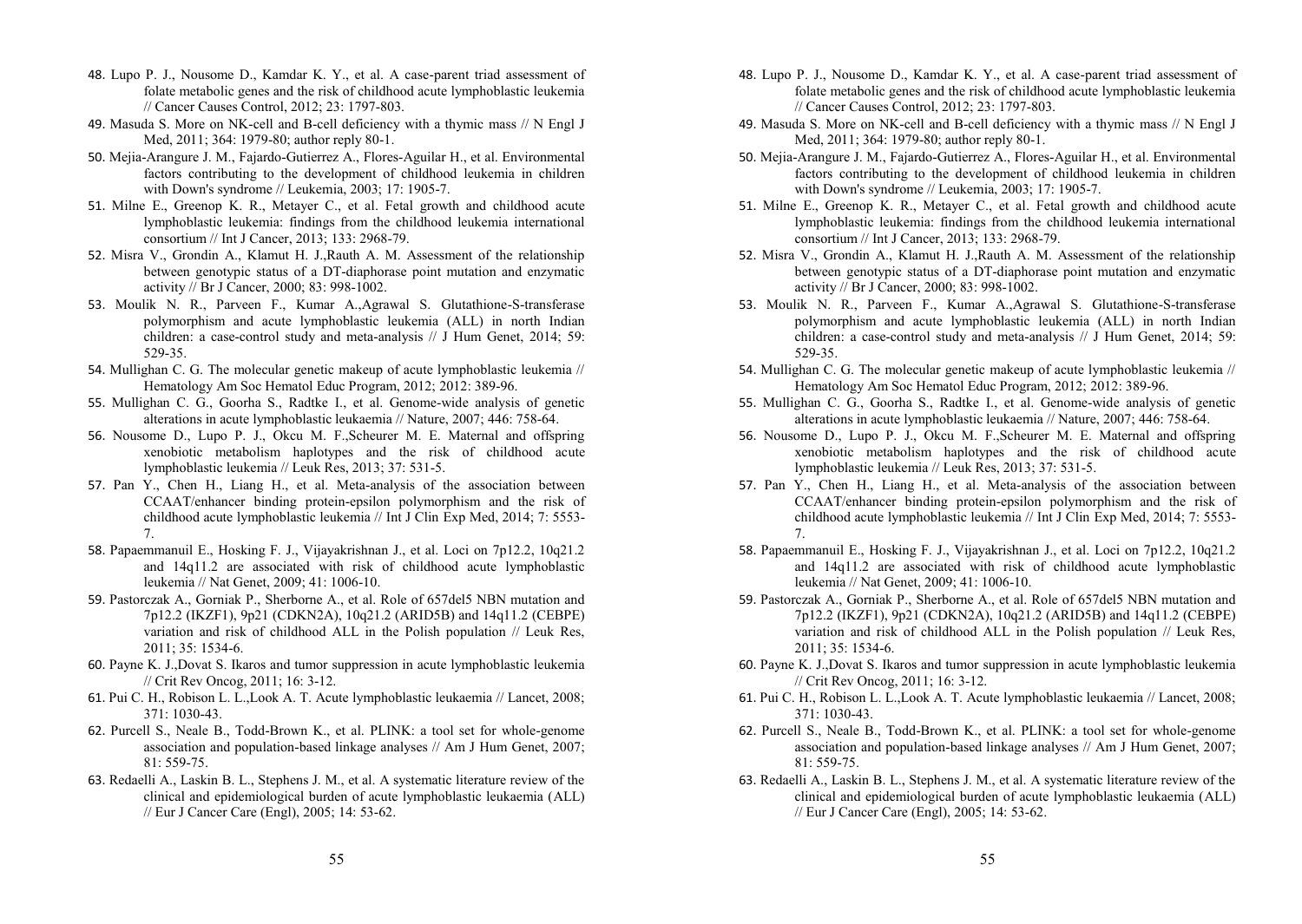48. Lupo P. J., Nousome D., Kamdar K. Y., et al. A case-parent triad assessment of folate metabolic genes and the risk of childhood acute lymphoblastic leukemia // Cancer Causes Control, 2012; 23: 1797-803.
49. Masuda S. More on NK-cell and B-cell deficiency with a thymic mass // N Engl J Med, 2011; 364: 1979-80; author reply 80-1.
50. Mejia-Arangure J. M., Fajardo-Gutierrez A., Flores-Aguilar H., et al. Environmental factors contributing to the development of childhood leukemia in children with Down's syndrome // Leukemia, 2003; 17: 1905-7.
51. Milne E., Greenop K. R., Metayer C., et al. Fetal growth and childhood acute lymphoblastic leukemia: findings from the childhood leukemia international consortium // Int J Cancer, 2013; 133: 2968-79.
52. Misra V., Grondin A., Klamut H. J.,Rauth A. M. Assessment of the relationship between genotypic status of a DT-diaphorase point mutation and enzymatic activity // Br J Cancer, 2000; 83: 998-1002.
53. Moulik N. R., Parveen F., Kumar A.,Agrawal S. Glutathione-S-transferase polymorphism and acute lymphoblastic leukemia (ALL) in north Indian children: a case-control study and meta-analysis // J Hum Genet, 2014; 59: 529-35.
54. Mullighan C. G. The molecular genetic makeup of acute lymphoblastic leukemia // Hematology Am Soc Hematol Educ Program, 2012; 2012: 389-96.
55. Mullighan C. G., Goorha S., Radtke I., et al. Genome-wide analysis of genetic alterations in acute lymphoblastic leukaemia // Nature, 2007; 446: 758-64.
56. Nousome D., Lupo P. J., Okcu M. F.,Scheurer M. E. Maternal and offspring xenobiotic metabolism haplotypes and the risk of childhood acute lymphoblastic leukemia // Leuk Res, 2013; 37: 531-5.
57. Pan Y., Chen H., Liang H., et al. Meta-analysis of the association between CCAAT/enhancer binding protein-epsilon polymorphism and the risk of childhood acute lymphoblastic leukemia // Int J Clin Exp Med, 2014; 7: 5553-7.
58. Papaemmanuil E., Hosking F. J., Vijayakrishnan J., et al. Loci on 7p12.2, 10q21.2 and 14q11.2 are associated with risk of childhood acute lymphoblastic leukemia // Nat Genet, 2009; 41: 1006-10.
59. Pastorczak A., Gorniak P., Sherborne A., et al. Role of 657del5 NBN mutation and 7p12.2 (IKZF1), 9p21 (CDKN2A), 10q21.2 (ARID5B) and 14q11.2 (CEBPE) variation and risk of childhood ALL in the Polish population // Leuk Res, 2011; 35: 1534-6.
60. Payne K. J.,Dovat S. Ikaros and tumor suppression in acute lymphoblastic leukemia // Crit Rev Oncog, 2011; 16: 3-12.
61. Pui C. H., Robison L. L.,Look A. T. Acute lymphoblastic leukaemia // Lancet, 2008; 371: 1030-43.
62. Purcell S., Neale B., Todd-Brown K., et al. PLINK: a tool set for whole-genome association and population-based linkage analyses // Am J Hum Genet, 2007; 81: 559-75.
63. Redaelli A., Laskin B. L., Stephens J. M., et al. A systematic literature review of the clinical and epidemiological burden of acute lymphoblastic leukaemia (ALL) // Eur J Cancer Care (Engl), 2005; 14: 53-62.

48. Lupo P. J., Nousome D., Kamdar K. Y., et al. A case-parent triad assessment of folate metabolic genes and the risk of childhood acute lymphoblastic leukemia // Cancer Causes Control, 2012; 23: 1797-803.
49. Masuda S. More on NK-cell and B-cell deficiency with a thymic mass // N Engl J Med, 2011; 364: 1979-80; author reply 80-1.
50. Mejia-Arangure J. M., Fajardo-Gutierrez A., Flores-Aguilar H., et al. Environmental factors contributing to the development of childhood leukemia in children with Down's syndrome // Leukemia, 2003; 17: 1905-7.
51. Milne E., Greenop K. R., Metayer C., et al. Fetal growth and childhood acute lymphoblastic leukemia: findings from the childhood leukemia international consortium // Int J Cancer, 2013; 133: 2968-79.
52. Misra V., Grondin A., Klamut H. J.,Rauth A. M. Assessment of the relationship between genotypic status of a DT-diaphorase point mutation and enzymatic activity // Br J Cancer, 2000; 83: 998-1002.
53. Moulik N. R., Parveen F., Kumar A.,Agrawal S. Glutathione-S-transferase polymorphism and acute lymphoblastic leukemia (ALL) in north Indian children: a case-control study and meta-analysis // J Hum Genet, 2014; 59: 529-35.
54. Mullighan C. G. The molecular genetic makeup of acute lymphoblastic leukemia // Hematology Am Soc Hematol Educ Program, 2012; 2012: 389-96.
55. Mullighan C. G., Goorha S., Radtke I., et al. Genome-wide analysis of genetic alterations in acute lymphoblastic leukaemia // Nature, 2007; 446: 758-64.
56. Nousome D., Lupo P. J., Okcu M. F.,Scheurer M. E. Maternal and offspring xenobiotic metabolism haplotypes and the risk of childhood acute lymphoblastic leukemia // Leuk Res, 2013; 37: 531-5.
57. Pan Y., Chen H., Liang H., et al. Meta-analysis of the association between CCAAT/enhancer binding protein-epsilon polymorphism and the risk of childhood acute lymphoblastic leukemia // Int J Clin Exp Med, 2014; 7: 5553-7.
58. Papaemmanuil E., Hosking F. J., Vijayakrishnan J., et al. Loci on 7p12.2, 10q21.2 and 14q11.2 are associated with risk of childhood acute lymphoblastic leukemia // Nat Genet, 2009; 41: 1006-10.
59. Pastorczak A., Gorniak P., Sherborne A., et al. Role of 657del5 NBN mutation and 7p12.2 (IKZF1), 9p21 (CDKN2A), 10q21.2 (ARID5B) and 14q11.2 (CEBPE) variation and risk of childhood ALL in the Polish population // Leuk Res, 2011; 35: 1534-6.
60. Payne K. J.,Dovat S. Ikaros and tumor suppression in acute lymphoblastic leukemia // Crit Rev Oncog, 2011; 16: 3-12.
61. Pui C. H., Robison L. L.,Look A. T. Acute lymphoblastic leukaemia // Lancet, 2008; 371: 1030-43.
62. Purcell S., Neale B., Todd-Brown K., et al. PLINK: a tool set for whole-genome association and population-based linkage analyses // Am J Hum Genet, 2007; 81: 559-75.
63. Redaelli A., Laskin B. L., Stephens J. M., et al. A systematic literature review of the clinical and epidemiological burden of acute lymphoblastic leukaemia (ALL) // Eur J Cancer Care (Engl), 2005; 14: 53-62.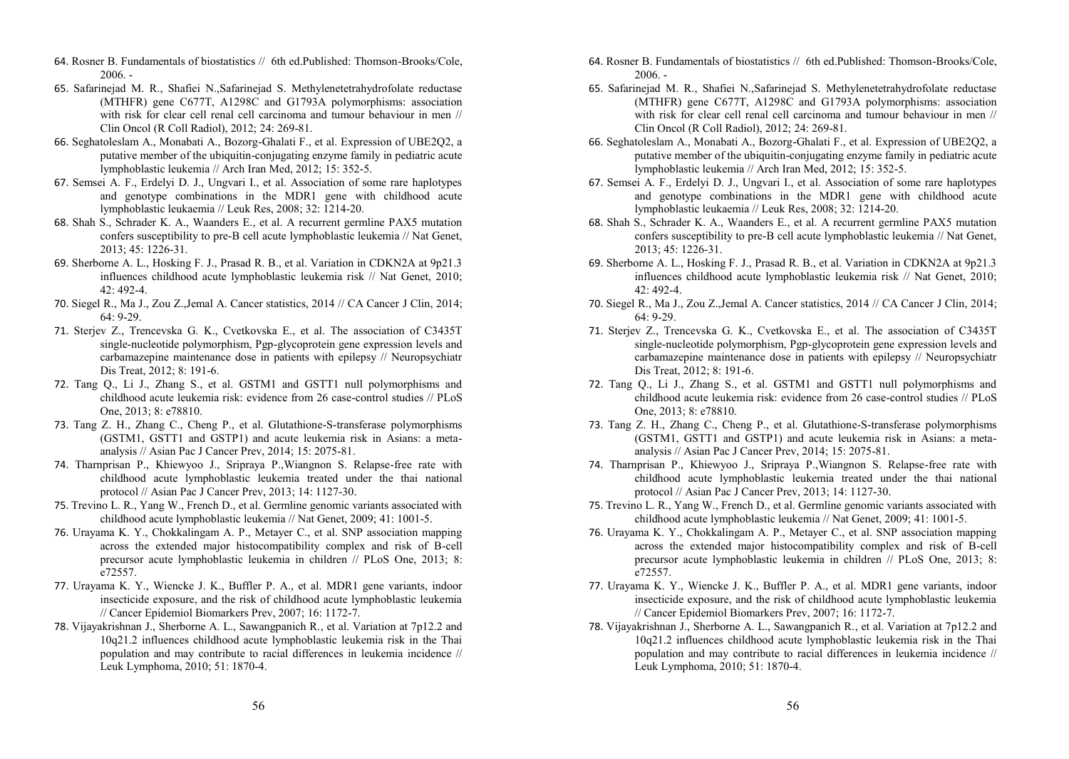64. Rosner B. Fundamentals of biostatistics // 6th ed.Published: Thomson-Brooks/Cole, 2006. -
65. Safarinejad M. R., Shafiei N.,Safarinejad S. Methylenetetrahydrofolate reductase (MTHFR) gene C677T, A1298C and G1793A polymorphisms: association with risk for clear cell renal cell carcinoma and tumour behaviour in men // Clin Oncol (R Coll Radiol), 2012; 24: 269-81.
66. Seghatoleslam A., Monabati A., Bozorg-Ghalati F., et al. Expression of UBE2Q2, a putative member of the ubiquitin-conjugating enzyme family in pediatric acute lymphoblastic leukemia // Arch Iran Med, 2012; 15: 352-5.
67. Semsei A. F., Erdelyi D. J., Ungvari I., et al. Association of some rare haplotypes and genotype combinations in the MDR1 gene with childhood acute lymphoblastic leukaemia // Leuk Res, 2008; 32: 1214-20.
68. Shah S., Schrader K. A., Waanders E., et al. A recurrent germline PAX5 mutation confers susceptibility to pre-B cell acute lymphoblastic leukemia // Nat Genet, 2013; 45: 1226-31.
69. Sherborne A. L., Hosking F. J., Prasad R. B., et al. Variation in CDKN2A at 9p21.3 influences childhood acute lymphoblastic leukemia risk // Nat Genet, 2010; 42: 492-4.
70. Siegel R., Ma J., Zou Z.,Jemal A. Cancer statistics, 2014 // CA Cancer J Clin, 2014; 64: 9-29.
71. Sterjev Z., Trencevska G. K., Cvetkovska E., et al. The association of C3435T single-nucleotide polymorphism, Pgp-glycoprotein gene expression levels and carbamazepine maintenance dose in patients with epilepsy // Neuropsychiatr Dis Treat, 2012; 8: 191-6.
72. Tang Q., Li J., Zhang S., et al. GSTM1 and GSTT1 null polymorphisms and childhood acute leukemia risk: evidence from 26 case-control studies // PLoS One, 2013; 8: e78810.
73. Tang Z. H., Zhang C., Cheng P., et al. Glutathione-S-transferase polymorphisms (GSTM1, GSTT1 and GSTP1) and acute leukemia risk in Asians: a meta-analysis // Asian Pac J Cancer Prev, 2014; 15: 2075-81.
74. Tharnprisan P., Khiewyoo J., Sripraya P.,Wiangnon S. Relapse-free rate with childhood acute lymphoblastic leukemia treated under the thai national protocol // Asian Pac J Cancer Prev, 2013; 14: 1127-30.
75. Trevino L. R., Yang W., French D., et al. Germline genomic variants associated with childhood acute lymphoblastic leukemia // Nat Genet, 2009; 41: 1001-5.
76. Urayama K. Y., Chokkalingam A. P., Metayer C., et al. SNP association mapping across the extended major histocompatibility complex and risk of B-cell precursor acute lymphoblastic leukemia in children // PLoS One, 2013; 8: e72557.
77. Urayama K. Y., Wiencke J. K., Buffler P. A., et al. MDR1 gene variants, indoor insecticide exposure, and the risk of childhood acute lymphoblastic leukemia // Cancer Epidemiol Biomarkers Prev, 2007; 16: 1172-7.
78. Vijayakrishnan J., Sherborne A. L., Sawangpanich R., et al. Variation at 7p12.2 and 10q21.2 influences childhood acute lymphoblastic leukemia risk in the Thai population and may contribute to racial differences in leukemia incidence // Leuk Lymphoma, 2010; 51: 1870-4.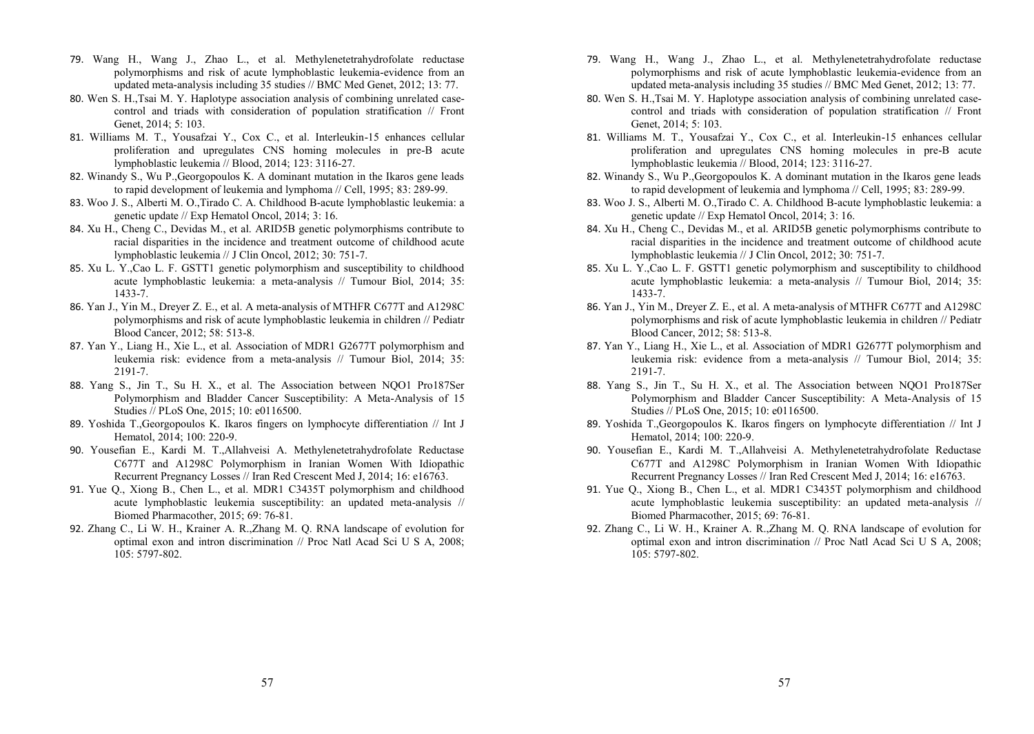79. Wang H., Wang J., Zhao L., et al. Methylenetetrahydrofolate reductase polymorphisms and risk of acute lymphoblastic leukemia-evidence from an updated meta-analysis including 35 studies // BMC Med Genet, 2012; 13: 77.
80. Wen S. H.,Tsai M. Y. Haplotype association analysis of combining unrelated case-control and triads with consideration of population stratification // Front Genet, 2014; 5: 103.
81. Williams M. T., Yousafzai Y., Cox C., et al. Interleukin-15 enhances cellular proliferation and upregulates CNS homing molecules in pre-B acute lymphoblastic leukemia // Blood, 2014; 123: 3116-27.
82. Winandy S., Wu P.,Georgopoulos K. A dominant mutation in the Ikaros gene leads to rapid development of leukemia and lymphoma // Cell, 1995; 83: 289-99.
83. Woo J. S., Alberti M. O.,Tirado C. A. Childhood B-acute lymphoblastic leukemia: a genetic update // Exp Hematol Oncol, 2014; 3: 16.
84. Xu H., Cheng C., Devidas M., et al. ARID5B genetic polymorphisms contribute to racial disparities in the incidence and treatment outcome of childhood acute lymphoblastic leukemia // J Clin Oncol, 2012; 30: 751-7.
85. Xu L. Y.,Cao L. F. GSTT1 genetic polymorphism and susceptibility to childhood acute lymphoblastic leukemia: a meta-analysis // Tumour Biol, 2014; 35: 1433-7.
86. Yan J., Yin M., Dreyer Z. E., et al. A meta-analysis of MTHFR C677T and A1298C polymorphisms and risk of acute lymphoblastic leukemia in children // Pediatr Blood Cancer, 2012; 58: 513-8.
87. Yan Y., Liang H., Xie L., et al. Association of MDR1 G2677T polymorphism and leukemia risk: evidence from a meta-analysis // Tumour Biol, 2014; 35: 2191-7.
88. Yang S., Jin T., Su H. X., et al. The Association between NQO1 Pro187Ser Polymorphism and Bladder Cancer Susceptibility: A Meta-Analysis of 15 Studies // PLoS One, 2015; 10: e0116500.
89. Yoshida T.,Georgopoulos K. Ikaros fingers on lymphocyte differentiation // Int J Hematol, 2014; 100: 220-9.
90. Yousefian E., Kardi M. T.,Allahveisi A. Methylenetetrahydrofolate Reductase C677T and A1298C Polymorphism in Iranian Women With Idiopathic Recurrent Pregnancy Losses // Iran Red Crescent Med J, 2014; 16: e16763.
91. Yue Q., Xiong B., Chen L., et al. MDR1 C3435T polymorphism and childhood acute lymphoblastic leukemia susceptibility: an updated meta-analysis // Biomed Pharmacother, 2015; 69: 76-81.
92. Zhang C., Li W. H., Krainer A. R.,Zhang M. Q. RNA landscape of evolution for optimal exon and intron discrimination // Proc Natl Acad Sci U S A, 2008; 105: 5797-802.

79. Wang H., Wang J., Zhao L., et al. Methylenetetrahydrofolate reductase polymorphisms and risk of acute lymphoblastic leukemia-evidence from an updated meta-analysis including 35 studies // BMC Med Genet, 2012; 13: 77.
80. Wen S. H.,Tsai M. Y. Haplotype association analysis of combining unrelated case-control and triads with consideration of population stratification // Front Genet, 2014; 5: 103.
81. Williams M. T., Yousafzai Y., Cox C., et al. Interleukin-15 enhances cellular proliferation and upregulates CNS homing molecules in pre-B acute lymphoblastic leukemia // Blood, 2014; 123: 3116-27.
82. Winandy S., Wu P.,Georgopoulos K. A dominant mutation in the Ikaros gene leads to rapid development of leukemia and lymphoma // Cell, 1995; 83: 289-99.
83. Woo J. S., Alberti M. O.,Tirado C. A. Childhood B-acute lymphoblastic leukemia: a genetic update // Exp Hematol Oncol, 2014; 3: 16.
84. Xu H., Cheng C., Devidas M., et al. ARID5B genetic polymorphisms contribute to racial disparities in the incidence and treatment outcome of childhood acute lymphoblastic leukemia // J Clin Oncol, 2012; 30: 751-7.
85. Xu L. Y.,Cao L. F. GSTT1 genetic polymorphism and susceptibility to childhood acute lymphoblastic leukemia: a meta-analysis // Tumour Biol, 2014; 35: 1433-7.
86. Yan J., Yin M., Dreyer Z. E., et al. A meta-analysis of MTHFR C677T and A1298C polymorphisms and risk of acute lymphoblastic leukemia in children // Pediatr Blood Cancer, 2012; 58: 513-8.
87. Yan Y., Liang H., Xie L., et al. Association of MDR1 G2677T polymorphism and leukemia risk: evidence from a meta-analysis // Tumour Biol, 2014; 35: 2191-7.
88. Yang S., Jin T., Su H. X., et al. The Association between NQO1 Pro187Ser Polymorphism and Bladder Cancer Susceptibility: A Meta-Analysis of 15 Studies // PLoS One, 2015; 10: e0116500.
89. Yoshida T.,Georgopoulos K. Ikaros fingers on lymphocyte differentiation // Int J Hematol, 2014; 100: 220-9.
90. Yousefian E., Kardi M. T.,Allahveisi A. Methylenetetrahydrofolate Reductase C677T and A1298C Polymorphism in Iranian Women With Idiopathic Recurrent Pregnancy Losses // Iran Red Crescent Med J, 2014; 16: e16763.
91. Yue Q., Xiong B., Chen L., et al. MDR1 C3435T polymorphism and childhood acute lymphoblastic leukemia susceptibility: an updated meta-analysis // Biomed Pharmacother, 2015; 69: 76-81.
92. Zhang C., Li W. H., Krainer A. R.,Zhang M. Q. RNA landscape of evolution for optimal exon and intron discrimination // Proc Natl Acad Sci U S A, 2008; 105: 5797-802.